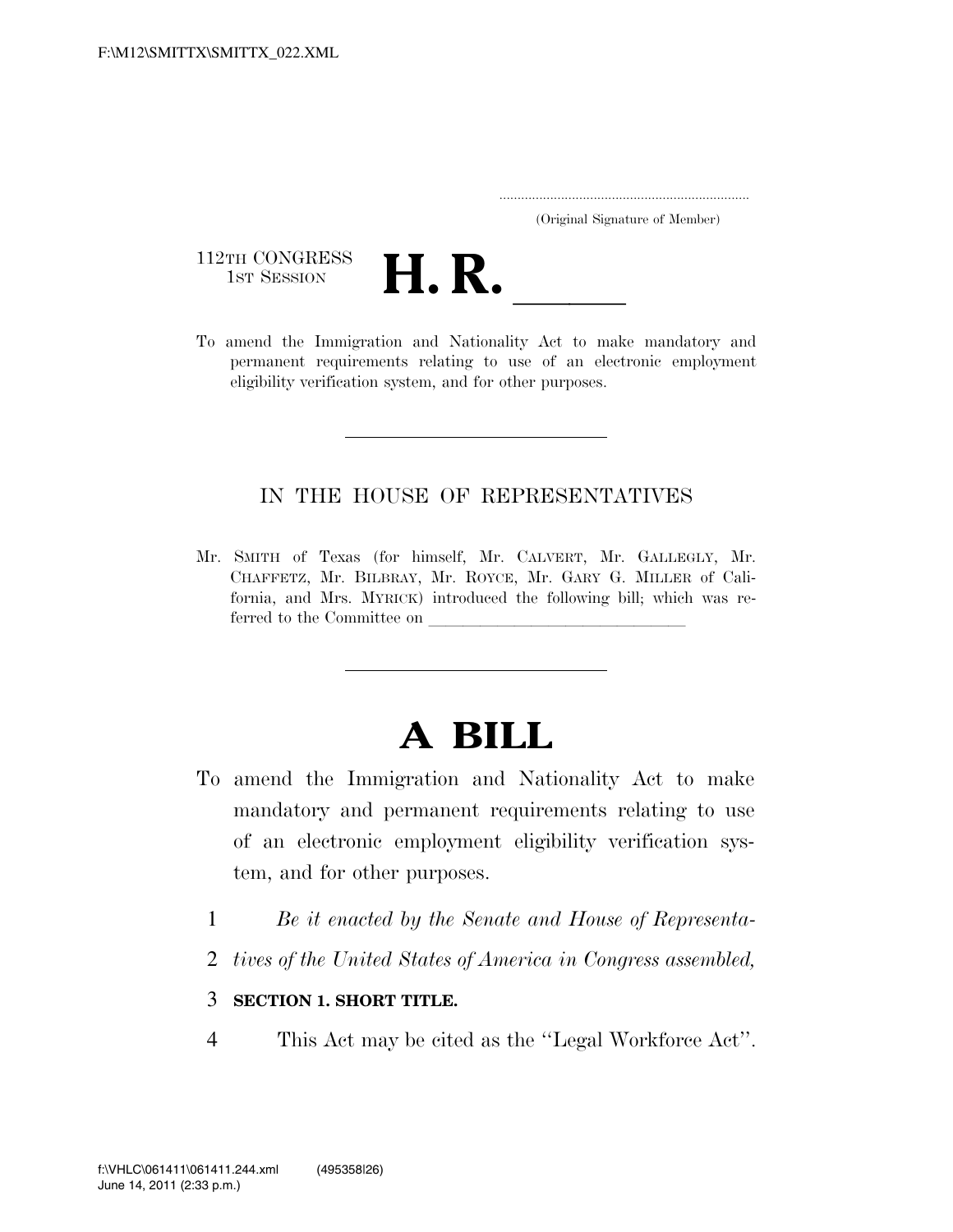(Original Signature of Member)

112TH CONGRESS
1ST SESSION

# H. R. \_\_\_\_\_

To amend the Immigration and Nationality Act to make mandatory and permanent requirements relating to use of an electronic employment eligibility verification system, and for other purposes.

---

IN THE HOUSE OF REPRESENTATIVES

Mr. SMITH of Texas (for himself, Mr. CALVERT, Mr. GALLEGLY, Mr. CHAFFETZ, Mr. BILBRAY, Mr. ROYCE, Mr. GARY G. MILLER of California, and Mrs. MYRICK) introduced the following bill; which was referred to the Committee on \_\_\_\_\_\_\_\_\_\_\_\_\_\_\_\_\_\_\_\_\_\_\_\_\_\_\_\_\_\_

---

# A BILL

To amend the Immigration and Nationality Act to make mandatory and permanent requirements relating to use of an electronic employment eligibility verification system, and for other purposes.

1 *Be it enacted by the Senate and House of Representa-*
2 *tives of the United States of America in Congress assembled,*

3 **SECTION 1. SHORT TITLE.**

4 This Act may be cited as the ''Legal Workforce Act''.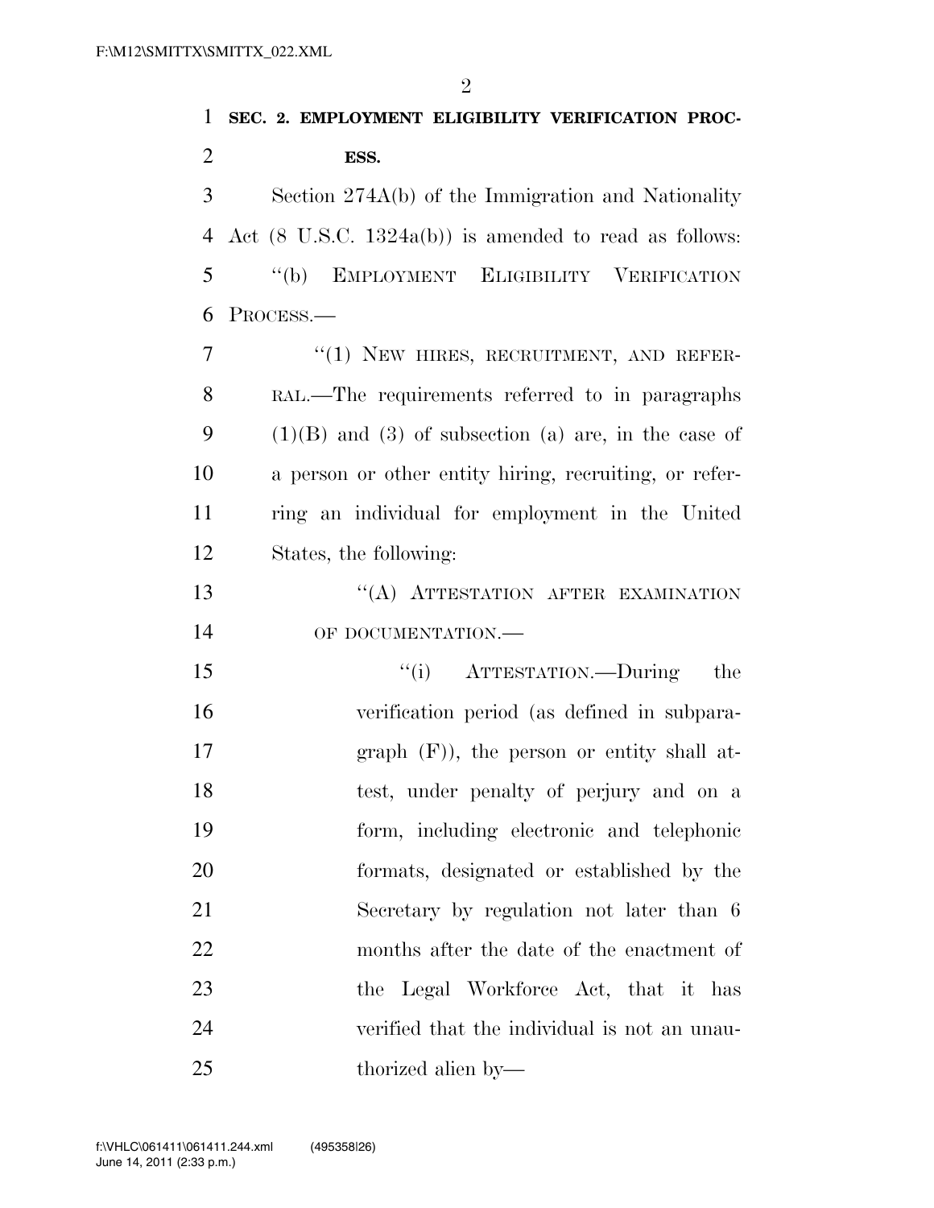**SEC. 2. EMPLOYMENT ELIGIBILITY VERIFICATION PROCESS.**

Section 274A(b) of the Immigration and Nationality Act (8 U.S.C. 1324a(b)) is amended to read as follows:

"(b) EMPLOYMENT ELIGIBILITY VERIFICATION PROCESS.—

"(1) NEW HIRES, RECRUITMENT, AND REFERRAL.—The requirements referred to in paragraphs (1)(B) and (3) of subsection (a) are, in the case of a person or other entity hiring, recruiting, or referring an individual for employment in the United States, the following:

"(A) ATTESTATION AFTER EXAMINATION OF DOCUMENTATION.—

"(i) ATTESTATION.—During the verification period (as defined in subparagraph (F)), the person or entity shall attest, under penalty of perjury and on a form, including electronic and telephonic formats, designated or established by the Secretary by regulation not later than 6 months after the date of the enactment of the Legal Workforce Act, that it has verified that the individual is not an unauthorized alien by—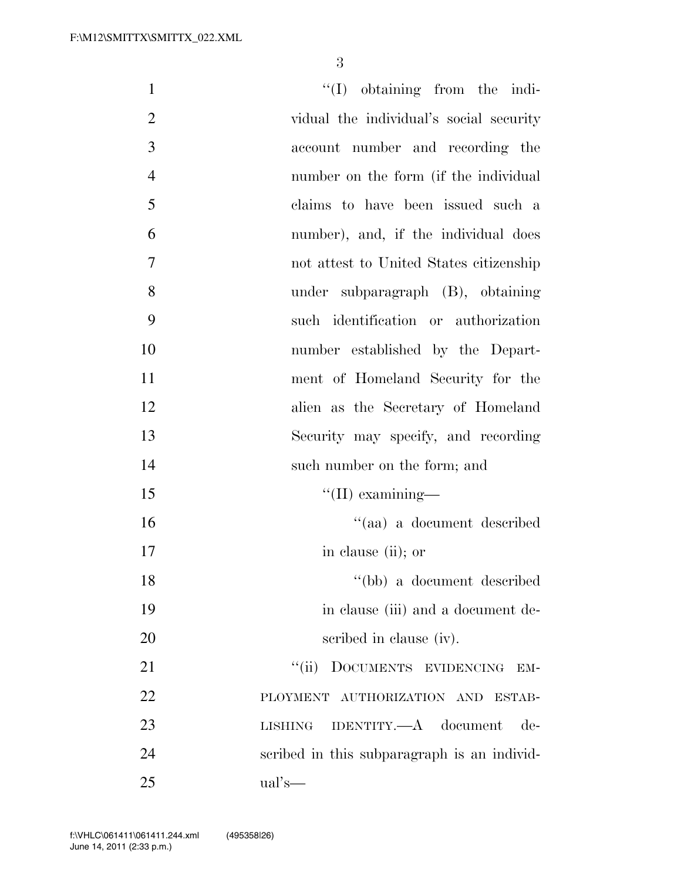''(I) obtaining from the individual the individual's social security account number and recording the number on the form (if the individual claims to have been issued such a number), and, if the individual does not attest to United States citizenship under subparagraph (B), obtaining such identification or authorization number established by the Department of Homeland Security for the alien as the Secretary of Homeland Security may specify, and recording such number on the form; and

''(II) examining—

''(aa) a document described in clause (ii); or

''(bb) a document described in clause (iii) and a document described in clause (iv).

''(ii) DOCUMENTS EVIDENCING EMPLOYMENT AUTHORIZATION AND ESTABLISHING IDENTITY.—A document described in this subparagraph is an individual's—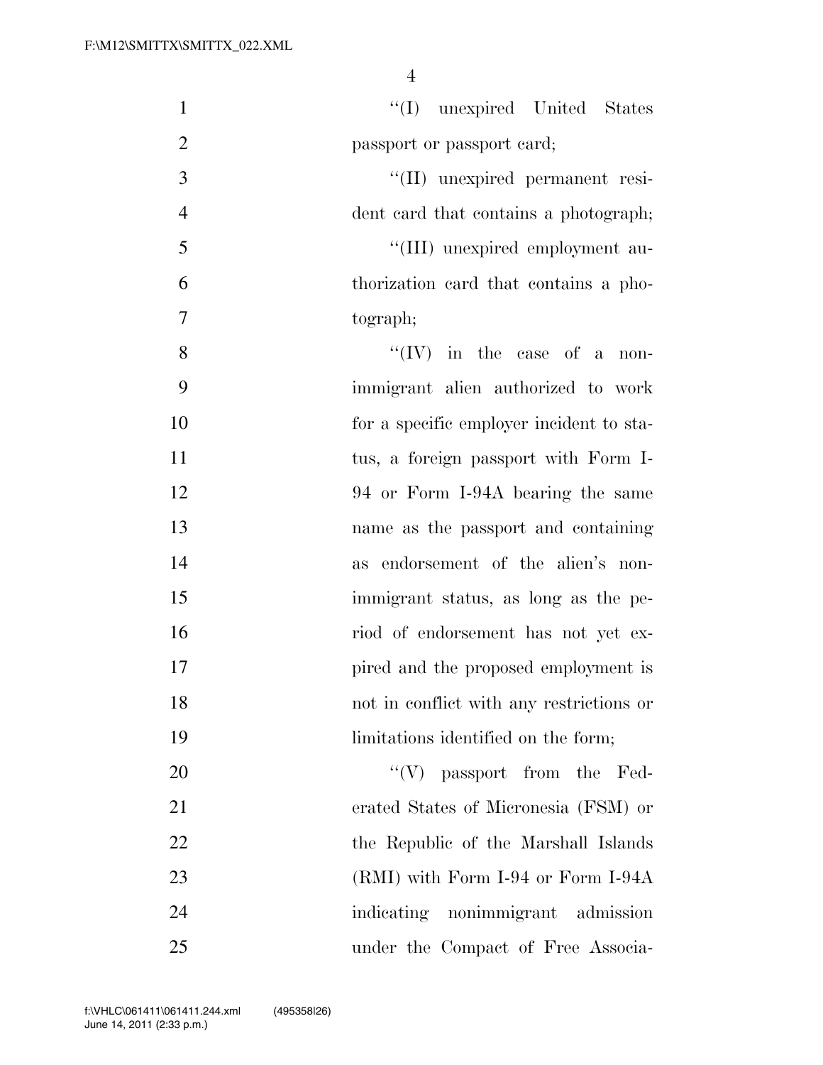''(I) unexpired United States passport or passport card;

''(II) unexpired permanent resident card that contains a photograph;

''(III) unexpired employment authorization card that contains a photograph;

''(IV) in the case of a nonimmigrant alien authorized to work for a specific employer incident to status, a foreign passport with Form I-94 or Form I-94A bearing the same name as the passport and containing as endorsement of the alien's nonimmigrant status, as long as the period of endorsement has not yet expired and the proposed employment is not in conflict with any restrictions or limitations identified on the form;

''(V) passport from the Federated States of Micronesia (FSM) or the Republic of the Marshall Islands (RMI) with Form I-94 or Form I-94A indicating nonimmigrant admission under the Compact of Free Associa-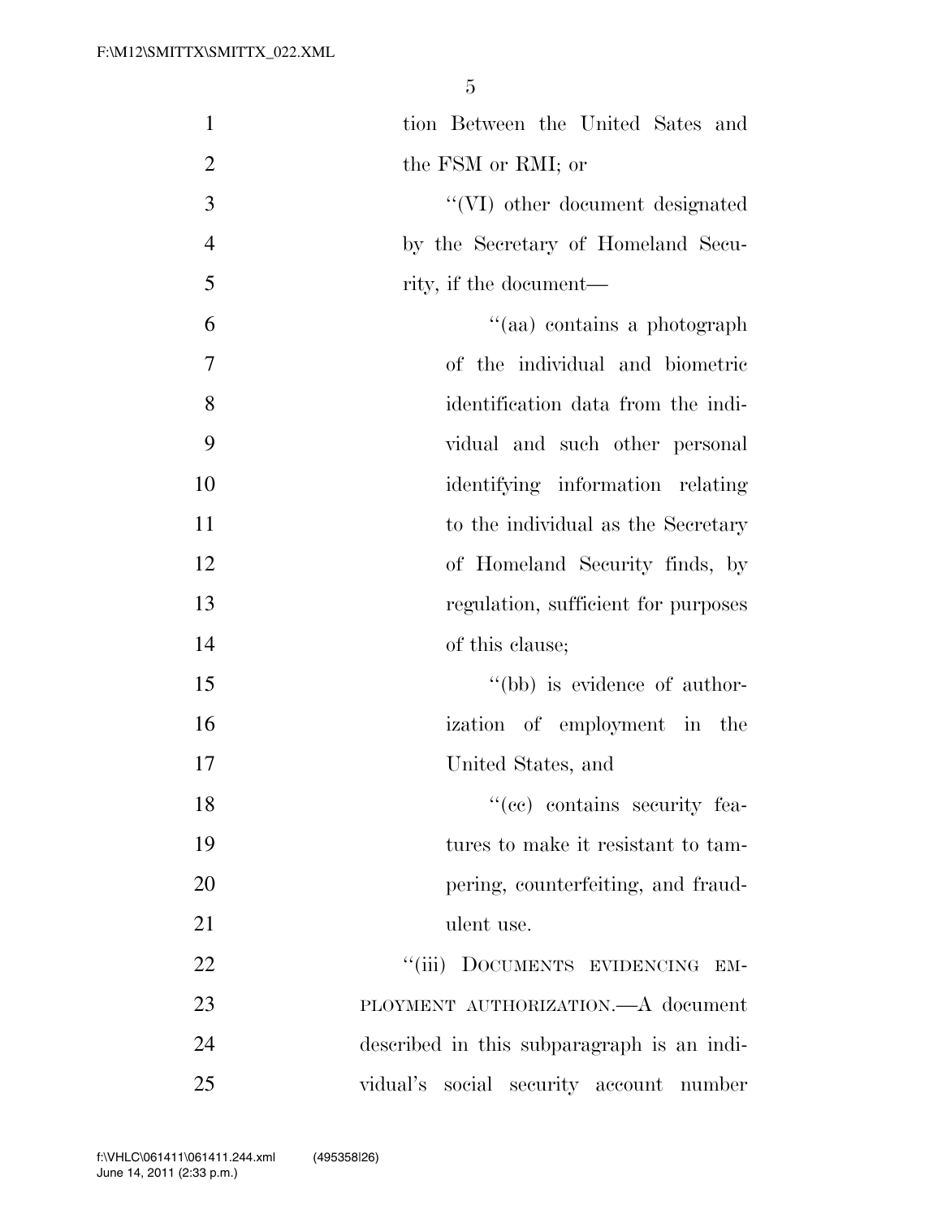tion Between the United Sates and the FSM or RMI; or

''(VI) other document designated by the Secretary of Homeland Security, if the document—

''(aa) contains a photograph of the individual and biometric identification data from the individual and such other personal identifying information relating to the individual as the Secretary of Homeland Security finds, by regulation, sufficient for purposes of this clause;

''(bb) is evidence of authorization of employment in the United States, and

''(cc) contains security features to make it resistant to tampering, counterfeiting, and fraudulent use.

''(iii) DOCUMENTS EVIDENCING EMPLOYMENT AUTHORIZATION.—A document described in this subparagraph is an individual's social security account number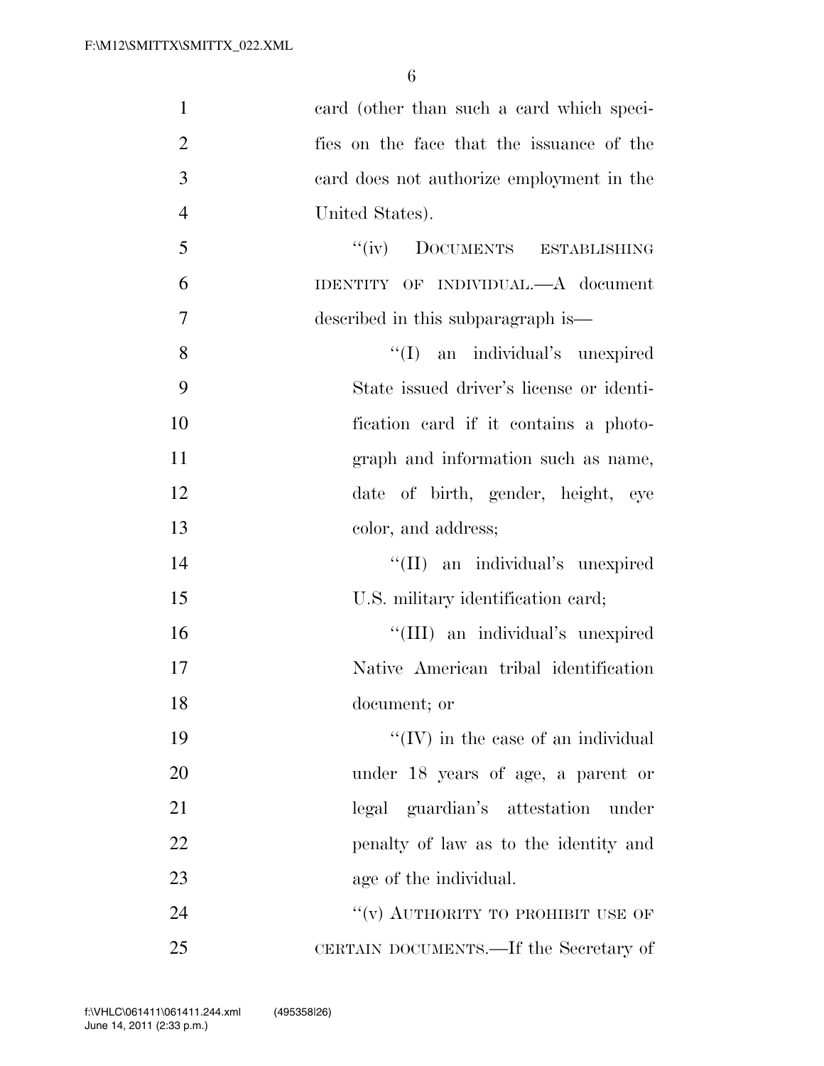card (other than such a card which specifies on the face that the issuance of the card does not authorize employment in the United States).

"(iv) DOCUMENTS ESTABLISHING IDENTITY OF INDIVIDUAL.—A document described in this subparagraph is—

"(I) an individual's unexpired State issued driver's license or identification card if it contains a photograph and information such as name, date of birth, gender, height, eye color, and address;

"(II) an individual's unexpired U.S. military identification card;

"(III) an individual's unexpired Native American tribal identification document; or

"(IV) in the case of an individual under 18 years of age, a parent or legal guardian's attestation under penalty of law as to the identity and age of the individual.

"(v) AUTHORITY TO PROHIBIT USE OF CERTAIN DOCUMENTS.—If the Secretary of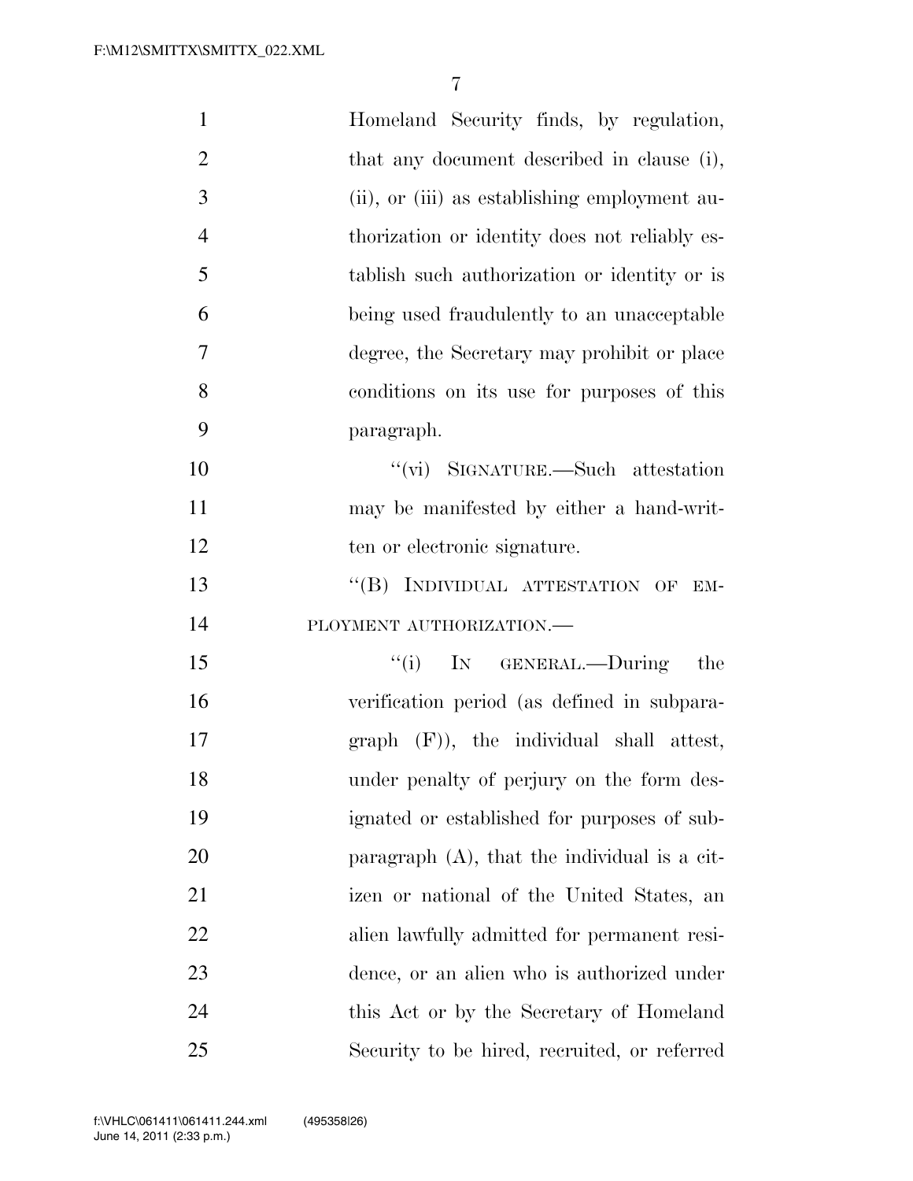Homeland Security finds, by regulation, that any document described in clause (i), (ii), or (iii) as establishing employment authorization or identity does not reliably establish such authorization or identity or is being used fraudulently to an unacceptable degree, the Secretary may prohibit or place conditions on its use for purposes of this paragraph.

"(vi) SIGNATURE.—Such attestation may be manifested by either a hand-written or electronic signature.

"(B) INDIVIDUAL ATTESTATION OF EMPLOYMENT AUTHORIZATION.—

"(i) IN GENERAL.—During the verification period (as defined in subparagraph (F)), the individual shall attest, under penalty of perjury on the form designated or established for purposes of subparagraph (A), that the individual is a citizen or national of the United States, an alien lawfully admitted for permanent residence, or an alien who is authorized under this Act or by the Secretary of Homeland Security to be hired, recruited, or referred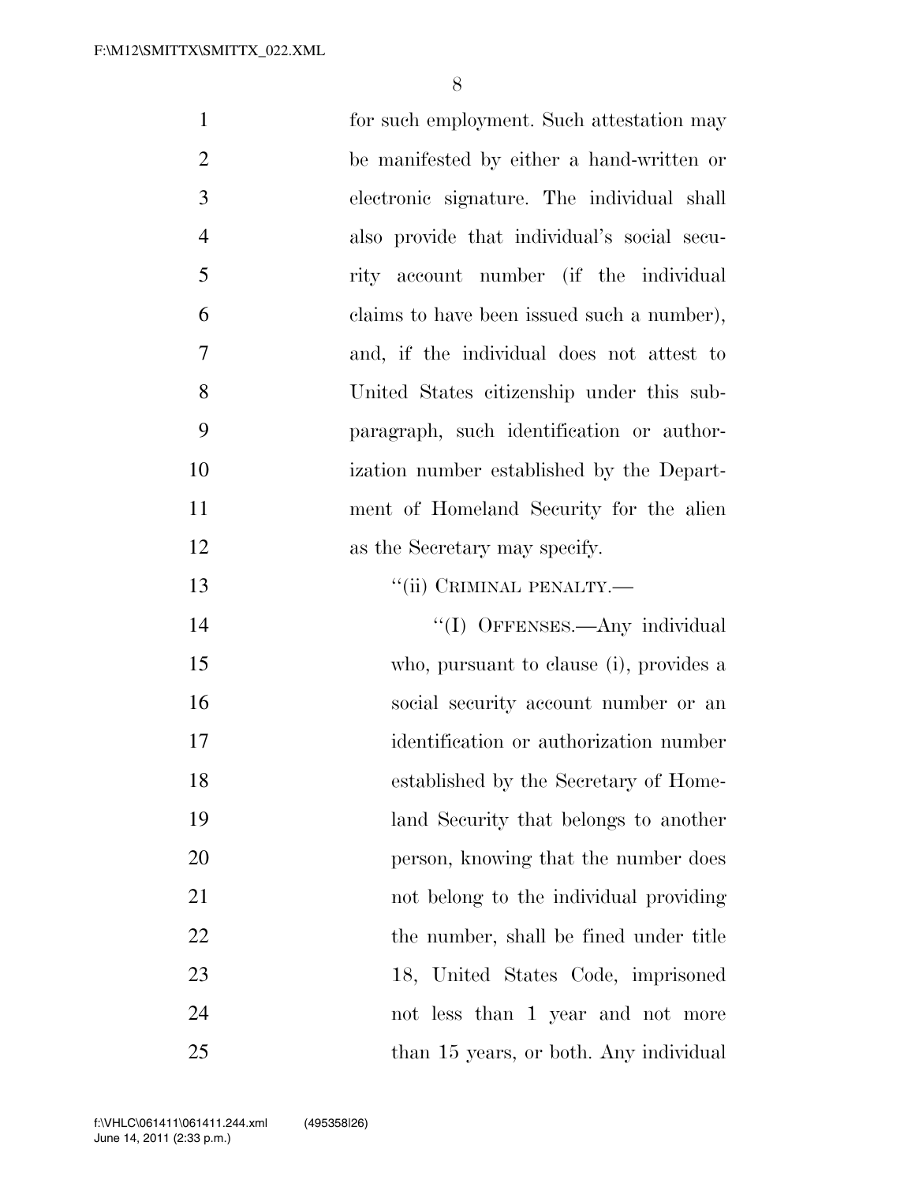for such employment. Such attestation may be manifested by either a hand-written or electronic signature. The individual shall also provide that individual's social security account number (if the individual claims to have been issued such a number), and, if the individual does not attest to United States citizenship under this subparagraph, such identification or authorization number established by the Department of Homeland Security for the alien as the Secretary may specify.

"(ii) CRIMINAL PENALTY.—

"(I) OFFENSES.—Any individual who, pursuant to clause (i), provides a social security account number or an identification or authorization number established by the Secretary of Homeland Security that belongs to another person, knowing that the number does not belong to the individual providing the number, shall be fined under title 18, United States Code, imprisoned not less than 1 year and not more than 15 years, or both. Any individual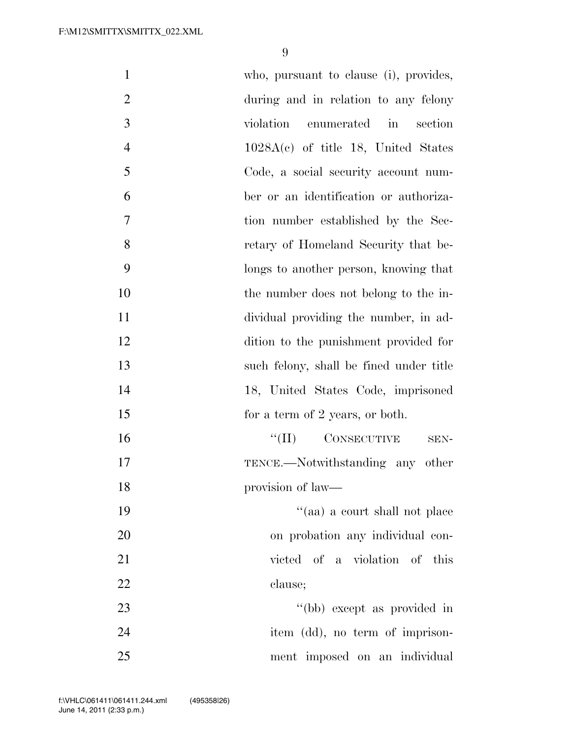who, pursuant to clause (i), provides, during and in relation to any felony violation enumerated in section 1028A(c) of title 18, United States Code, a social security account number or an identification or authorization number established by the Secretary of Homeland Security that belongs to another person, knowing that the number does not belong to the individual providing the number, in addition to the punishment provided for such felony, shall be fined under title 18, United States Code, imprisoned for a term of 2 years, or both.

"(II) CONSECUTIVE SENTENCE.—Notwithstanding any other provision of law—

"(aa) a court shall not place on probation any individual convicted of a violation of this clause;

"(bb) except as provided in item (dd), no term of imprisonment imposed on an individual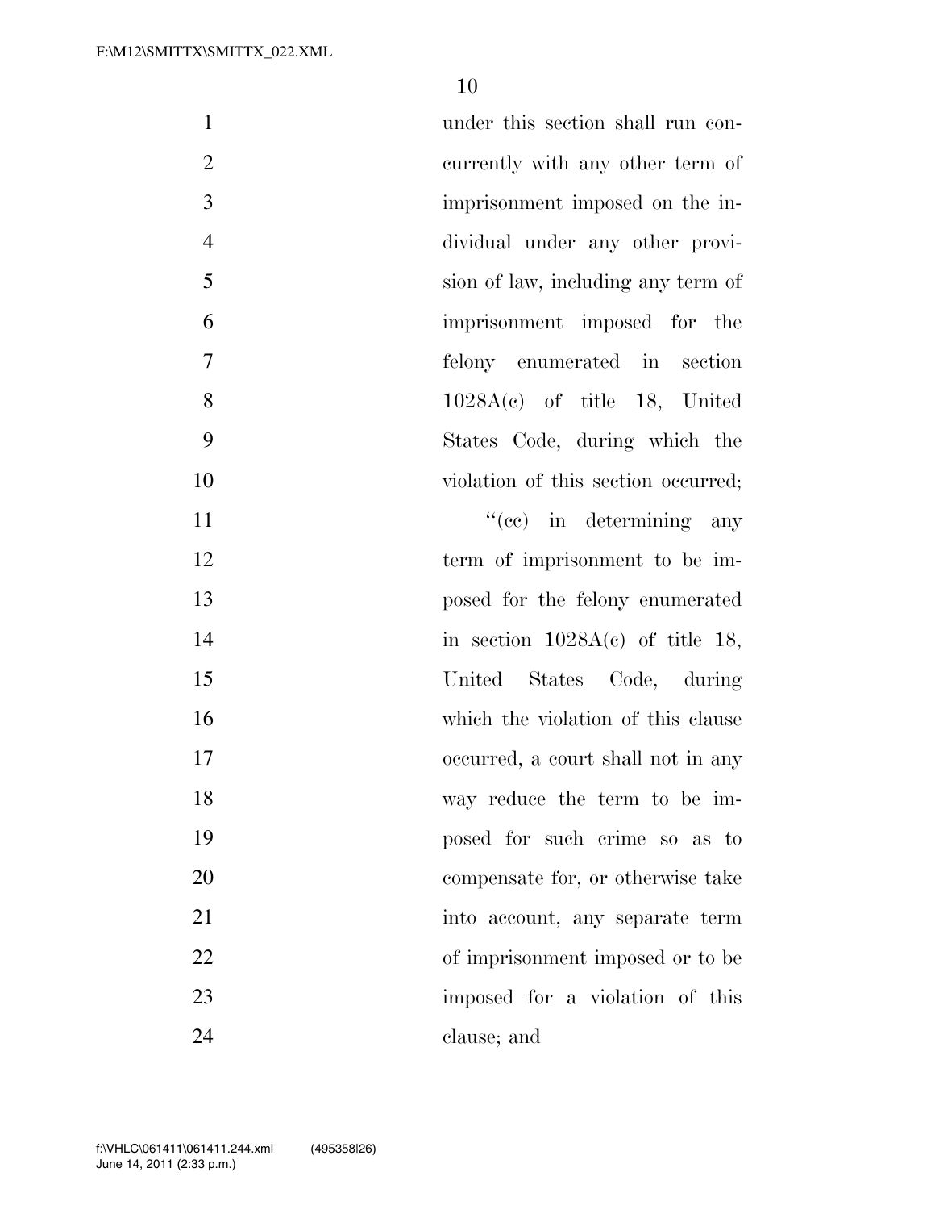under this section shall run concurrently with any other term of imprisonment imposed on the individual under any other provision of law, including any term of imprisonment imposed for the felony enumerated in section 1028A(c) of title 18, United States Code, during which the violation of this section occurred;

"(cc) in determining any term of imprisonment to be imposed for the felony enumerated in section 1028A(c) of title 18, United States Code, during which the violation of this clause occurred, a court shall not in any way reduce the term to be imposed for such crime so as to compensate for, or otherwise take into account, any separate term of imprisonment imposed or to be imposed for a violation of this clause; and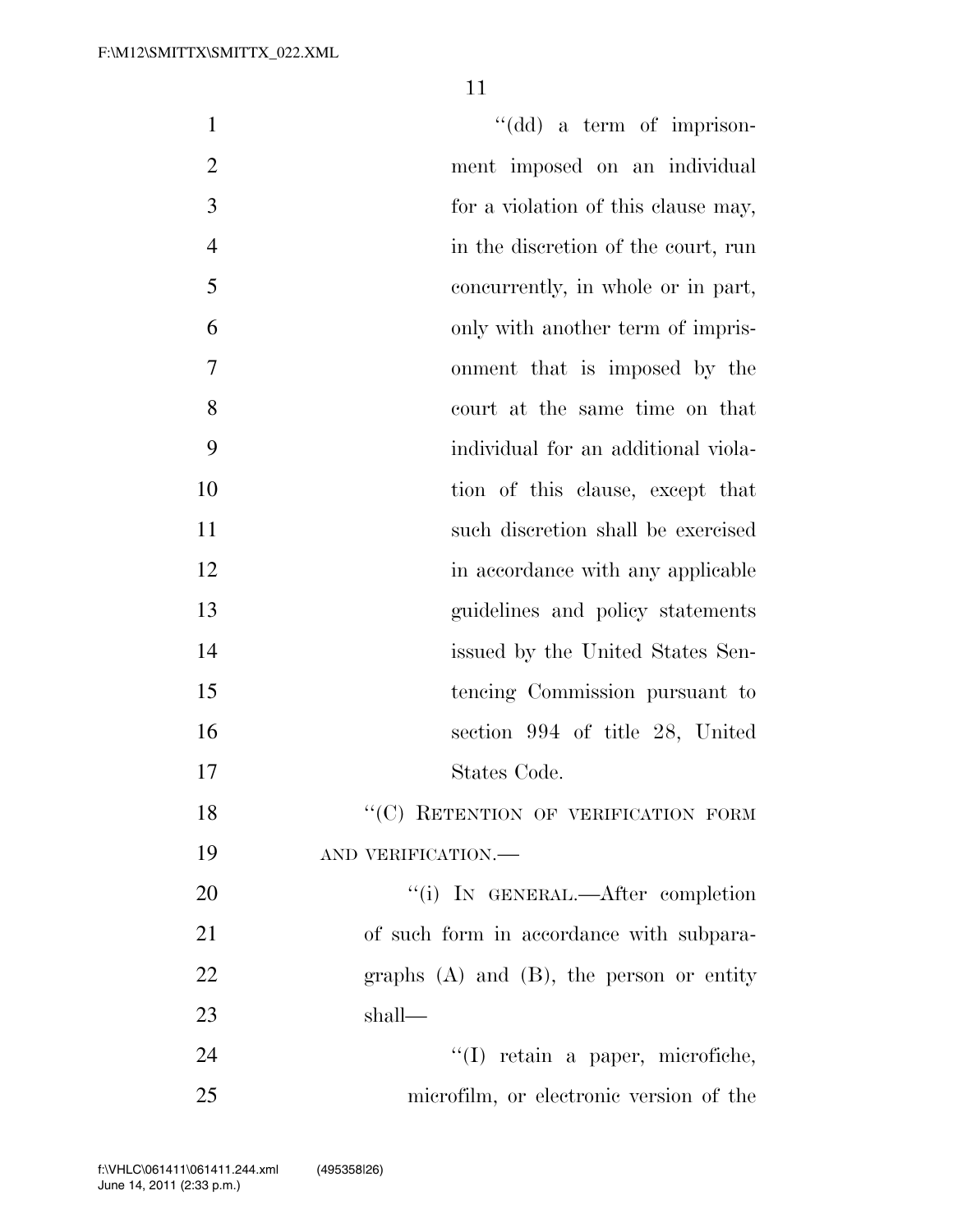''(dd) a term of imprisonment imposed on an individual for a violation of this clause may, in the discretion of the court, run concurrently, in whole or in part, only with another term of imprisonment that is imposed by the court at the same time on that individual for an additional violation of this clause, except that such discretion shall be exercised in accordance with any applicable guidelines and policy statements issued by the United States Sentencing Commission pursuant to section 994 of title 28, United States Code.

''(C) RETENTION OF VERIFICATION FORM AND VERIFICATION.—

''(i) IN GENERAL.—After completion of such form in accordance with subparagraphs (A) and (B), the person or entity shall—

''(I) retain a paper, microfiche, microfilm, or electronic version of the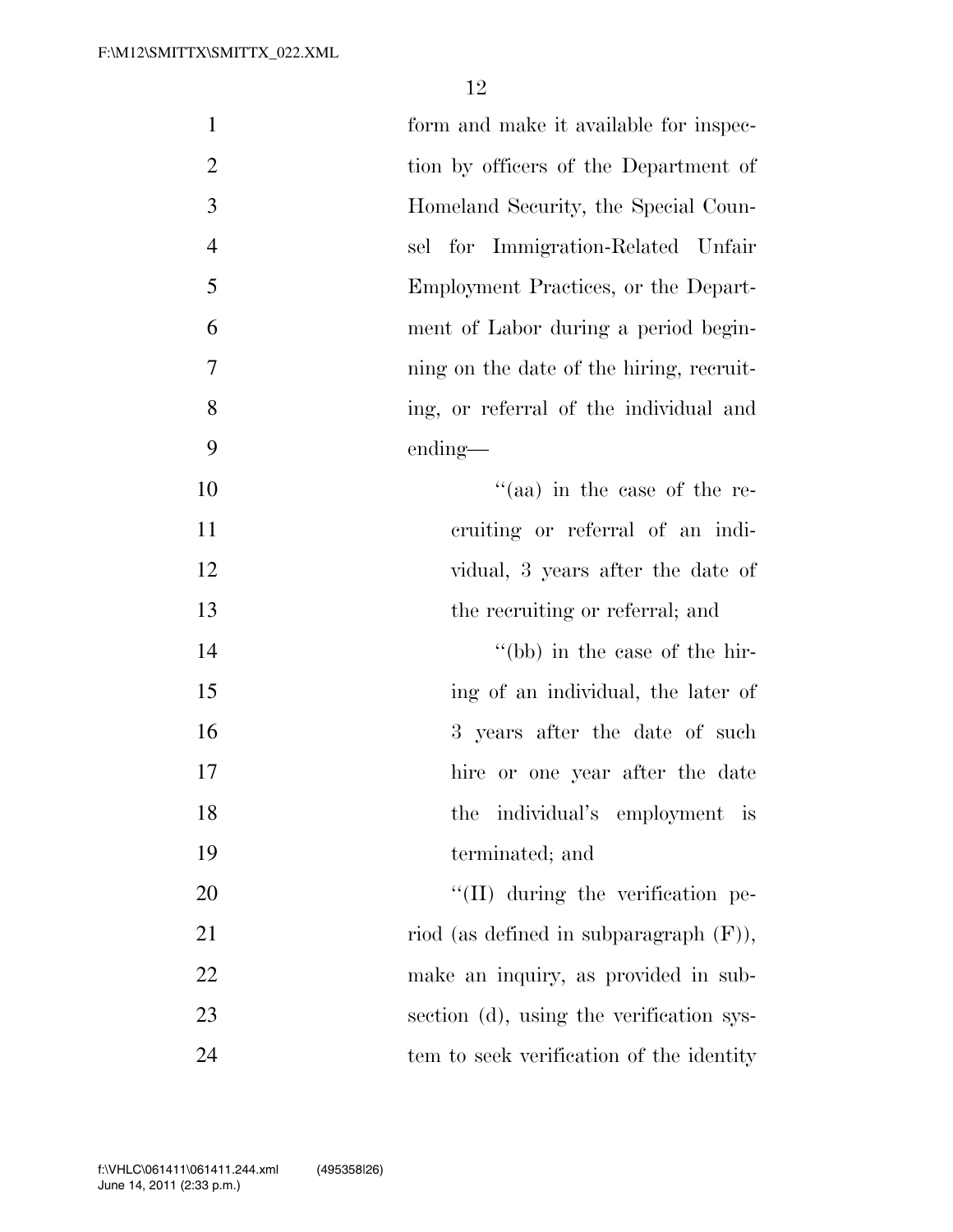form and make it available for inspection by officers of the Department of Homeland Security, the Special Counsel for Immigration-Related Unfair Employment Practices, or the Department of Labor during a period beginning on the date of the hiring, recruiting, or referral of the individual and ending—

''(aa) in the case of the recruiting or referral of an individual, 3 years after the date of the recruiting or referral; and

''(bb) in the case of the hiring of an individual, the later of 3 years after the date of such hire or one year after the date the individual's employment is terminated; and

''(II) during the verification period (as defined in subparagraph (F)), make an inquiry, as provided in subsection (d), using the verification system to seek verification of the identity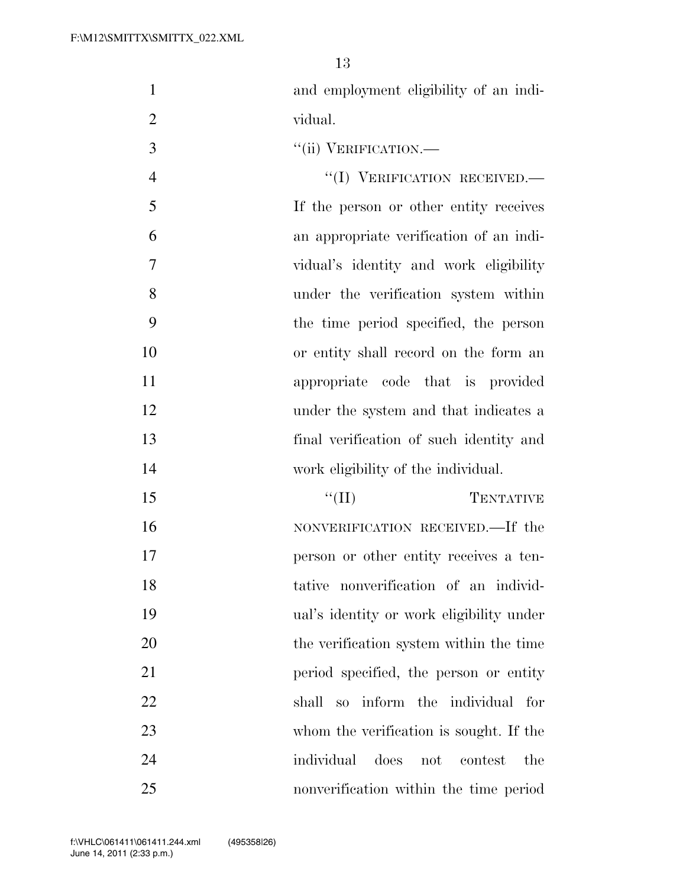and employment eligibility of an individual.

"(ii) VERIFICATION.—

"(I) VERIFICATION RECEIVED.— If the person or other entity receives an appropriate verification of an individual's identity and work eligibility under the verification system within the time period specified, the person or entity shall record on the form an appropriate code that is provided under the system and that indicates a final verification of such identity and work eligibility of the individual.

"(II) TENTATIVE NONVERIFICATION RECEIVED.—If the person or other entity receives a tentative nonverification of an individual's identity or work eligibility under the verification system within the time period specified, the person or entity shall so inform the individual for whom the verification is sought. If the individual does not contest the nonverification within the time period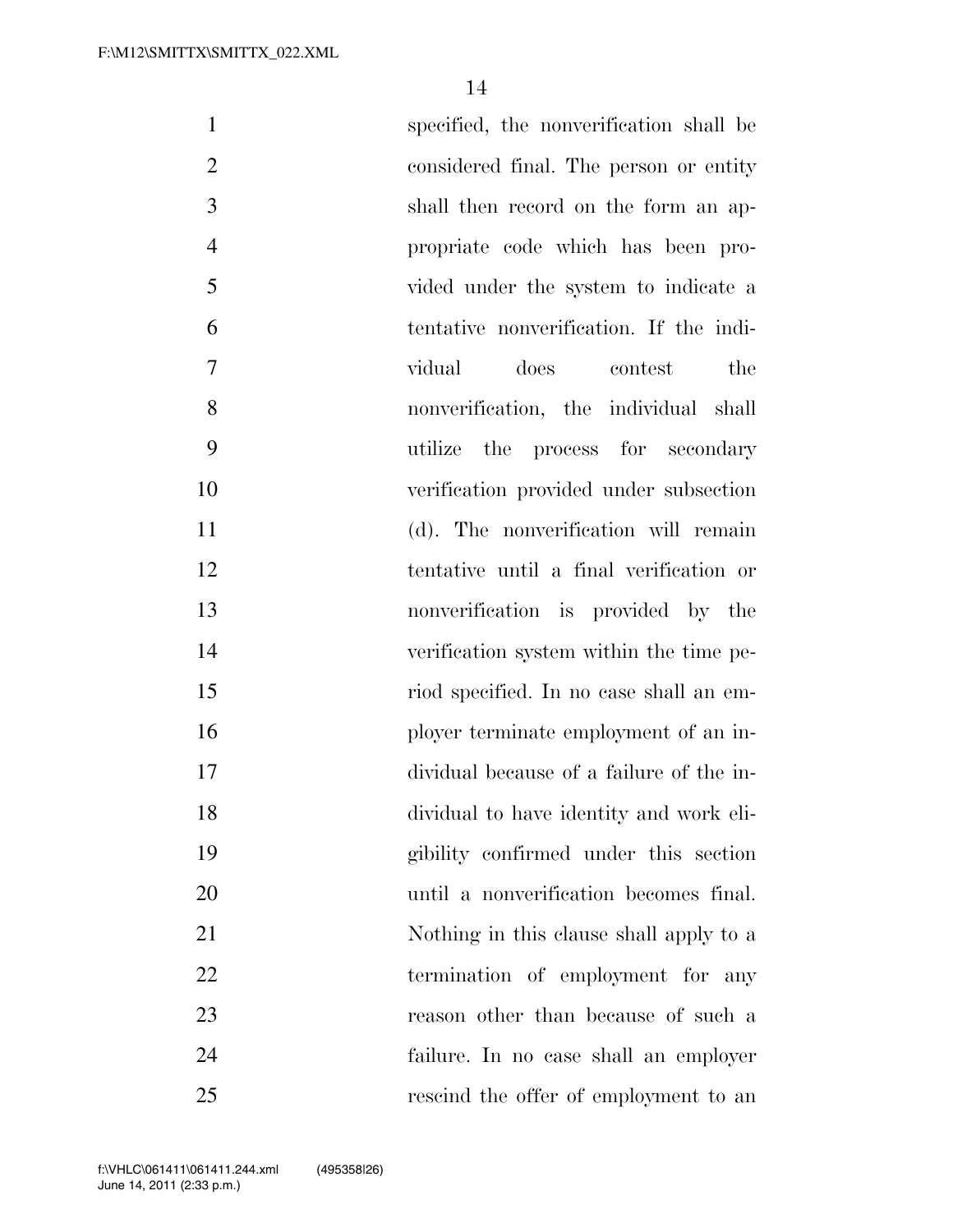specified, the nonverification shall be considered final. The person or entity shall then record on the form an appropriate code which has been provided under the system to indicate a tentative nonverification. If the individual does contest the nonverification, the individual shall utilize the process for secondary verification provided under subsection (d). The nonverification will remain tentative until a final verification or nonverification is provided by the verification system within the time period specified. In no case shall an employer terminate employment of an individual because of a failure of the individual to have identity and work eligibility confirmed under this section until a nonverification becomes final. Nothing in this clause shall apply to a termination of employment for any reason other than because of such a failure. In no case shall an employer rescind the offer of employment to an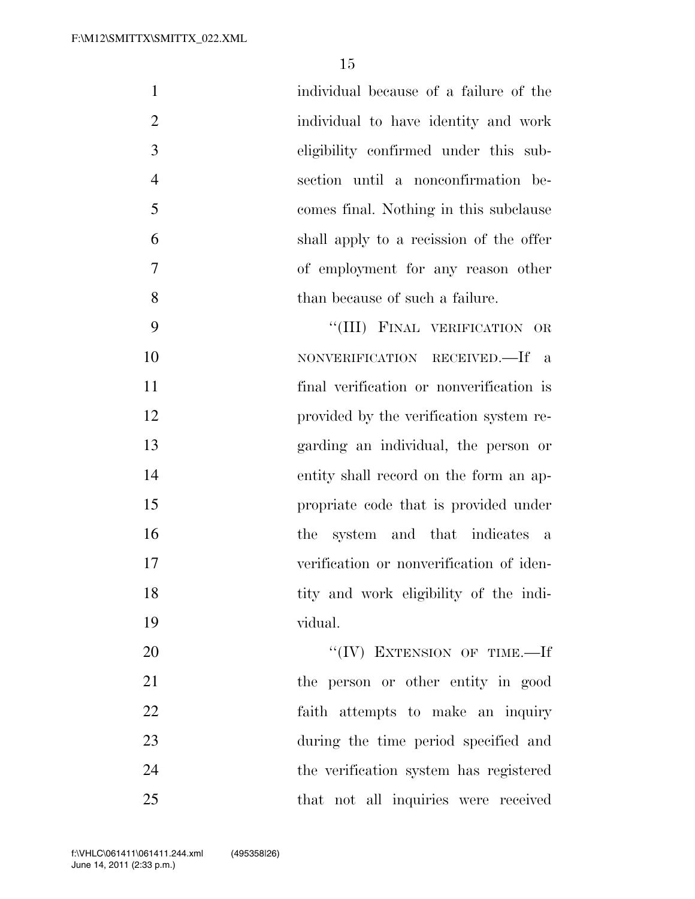individual because of a failure of the individual to have identity and work eligibility confirmed under this subsection until a nonconfirmation becomes final. Nothing in this subclause shall apply to a recission of the offer of employment for any reason other than because of such a failure.

''(III) FINAL VERIFICATION OR NONVERIFICATION RECEIVED.—If a final verification or nonverification is provided by the verification system regarding an individual, the person or entity shall record on the form an appropriate code that is provided under the system and that indicates a verification or nonverification of identity and work eligibility of the individual.

''(IV) EXTENSION OF TIME.—If the person or other entity in good faith attempts to make an inquiry during the time period specified and the verification system has registered that not all inquiries were received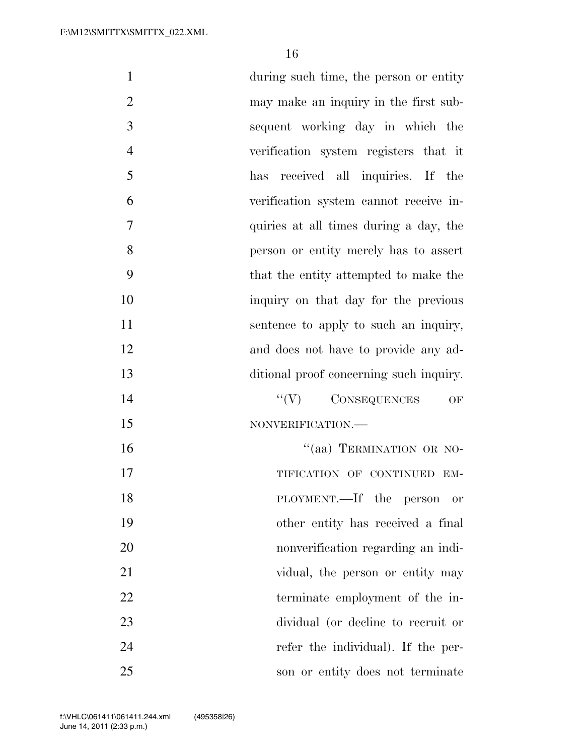during such time, the person or entity may make an inquiry in the first subsequent working day in which the verification system registers that it has received all inquiries. If the verification system cannot receive inquiries at all times during a day, the person or entity merely has to assert that the entity attempted to make the inquiry on that day for the previous sentence to apply to such an inquiry, and does not have to provide any additional proof concerning such inquiry.

"(V) CONSEQUENCES OF NONVERIFICATION.—

"(aa) TERMINATION OR NOTIFICATION OF CONTINUED EMPLOYMENT.—If the person or other entity has received a final nonverification regarding an individual, the person or entity may terminate employment of the individual (or decline to recruit or refer the individual). If the person or entity does not terminate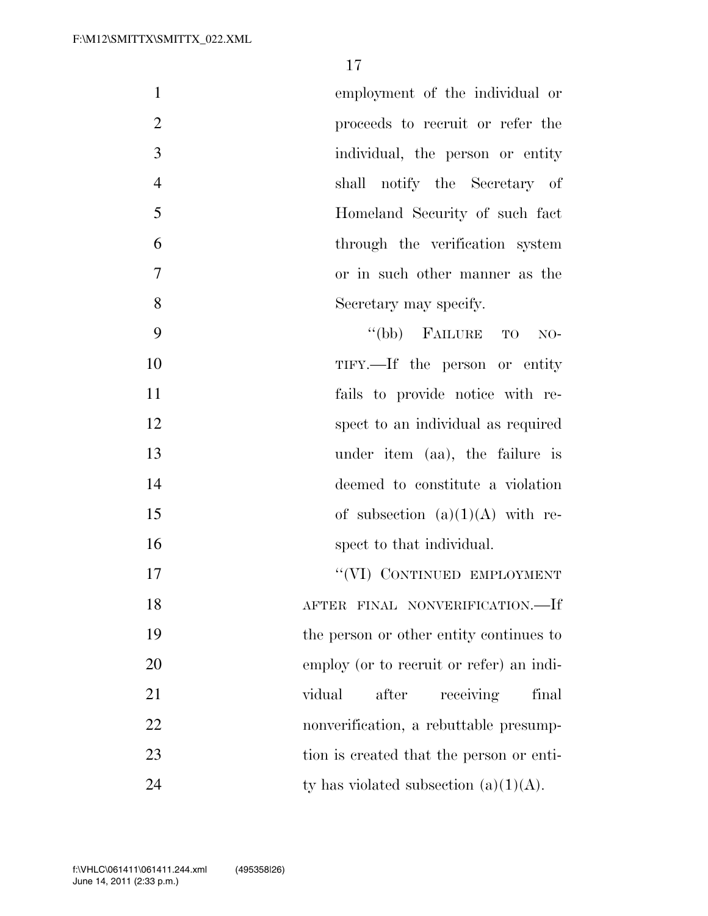employment of the individual or proceeds to recruit or refer the individual, the person or entity shall notify the Secretary of Homeland Security of such fact through the verification system or in such other manner as the Secretary may specify.

"(bb) FAILURE TO NOTIFY.—If the person or entity fails to provide notice with respect to an individual as required under item (aa), the failure is deemed to constitute a violation of subsection (a)(1)(A) with respect to that individual.

"(VI) CONTINUED EMPLOYMENT AFTER FINAL NONVERIFICATION.—If the person or other entity continues to employ (or to recruit or refer) an individual after receiving final nonverification, a rebuttable presumption is created that the person or entity has violated subsection (a)(1)(A).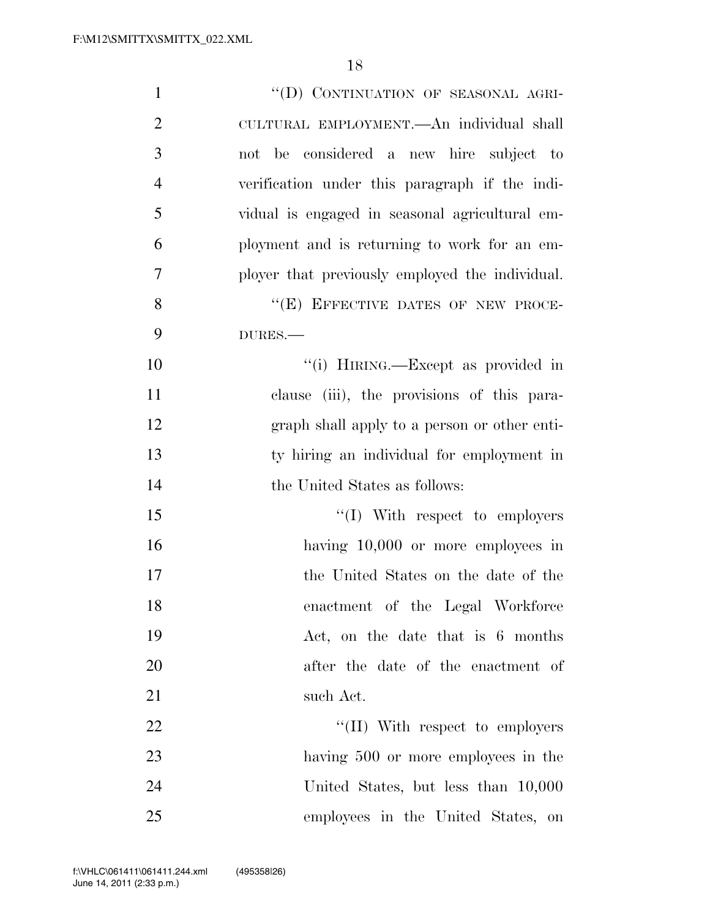"(D) CONTINUATION OF SEASONAL AGRICULTURAL EMPLOYMENT.—An individual shall not be considered a new hire subject to verification under this paragraph if the individual is engaged in seasonal agricultural employment and is returning to work for an employer that previously employed the individual.

"(E) EFFECTIVE DATES OF NEW PROCEDURES.—

"(i) HIRING.—Except as provided in clause (iii), the provisions of this paragraph shall apply to a person or other entity hiring an individual for employment in the United States as follows:

"(I) With respect to employers having 10,000 or more employees in the United States on the date of the enactment of the Legal Workforce Act, on the date that is 6 months after the date of the enactment of such Act.

"(II) With respect to employers having 500 or more employees in the United States, but less than 10,000 employees in the United States, on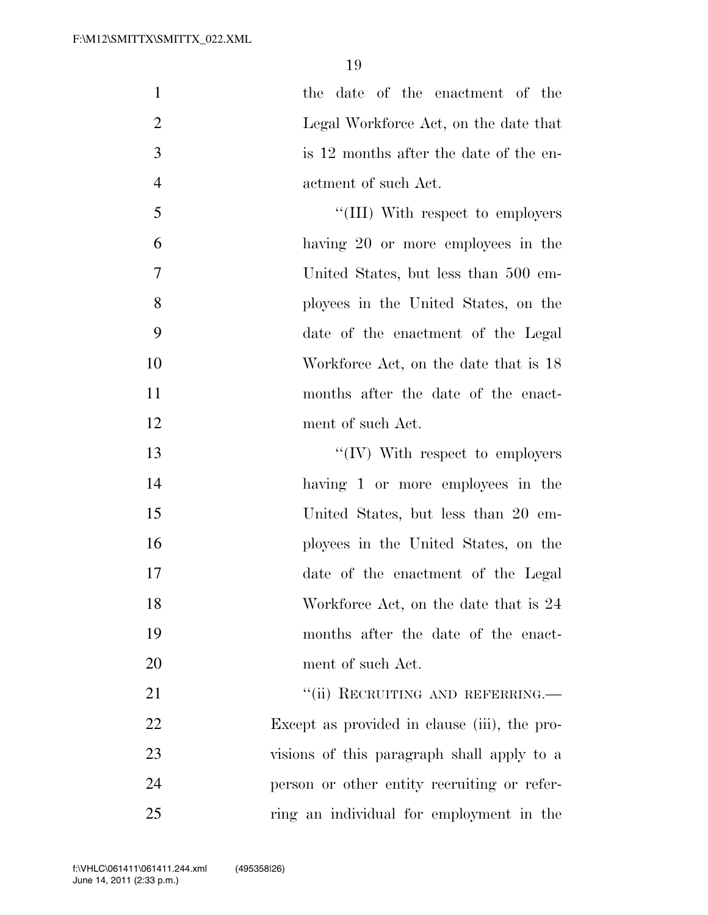the date of the enactment of the Legal Workforce Act, on the date that is 12 months after the date of the enactment of such Act.

''(III) With respect to employers having 20 or more employees in the United States, but less than 500 employees in the United States, on the date of the enactment of the Legal Workforce Act, on the date that is 18 months after the date of the enactment of such Act.

''(IV) With respect to employers having 1 or more employees in the United States, but less than 20 employees in the United States, on the date of the enactment of the Legal Workforce Act, on the date that is 24 months after the date of the enactment of such Act.

''(ii) RECRUITING AND REFERRING.— Except as provided in clause (iii), the provisions of this paragraph shall apply to a person or other entity recruiting or referring an individual for employment in the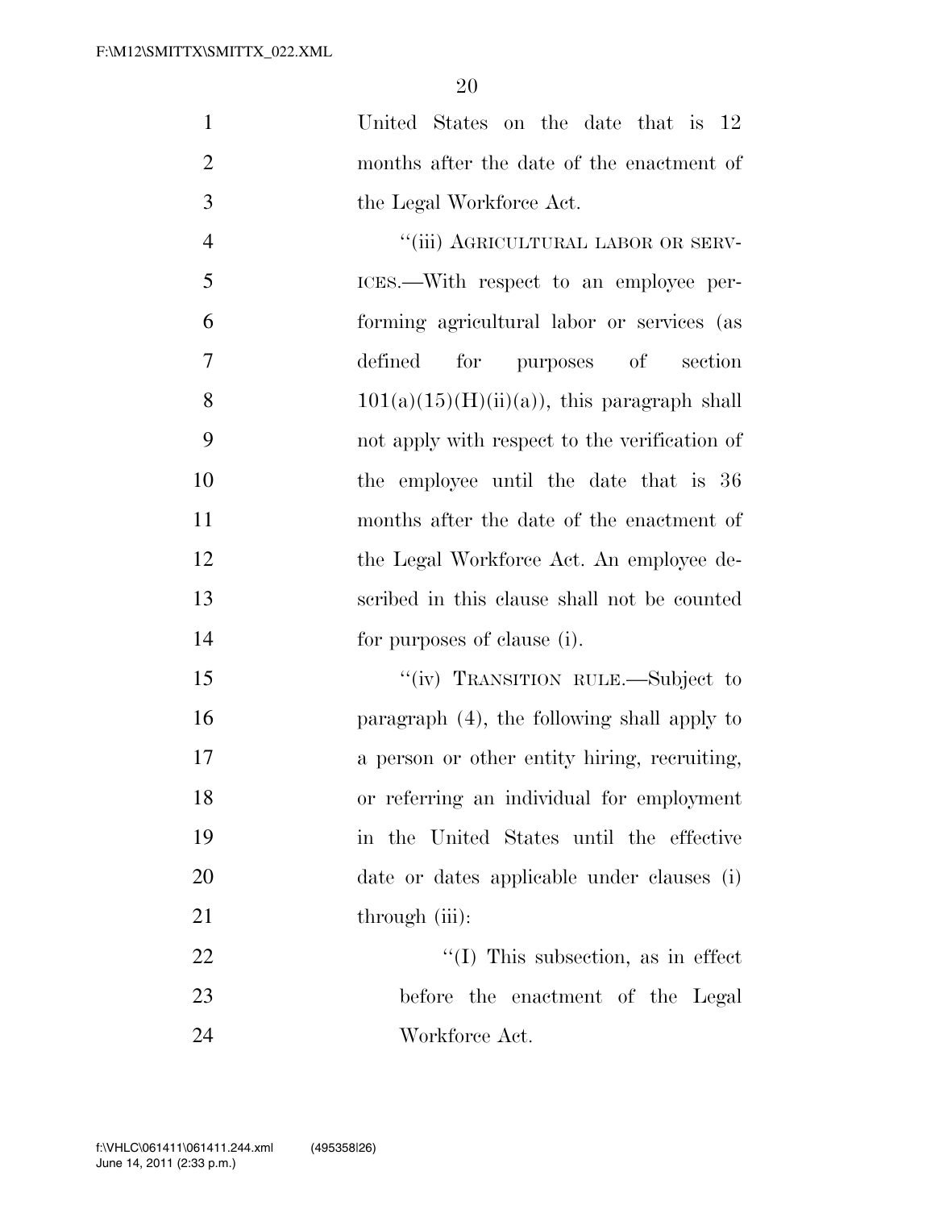United States on the date that is 12 months after the date of the enactment of the Legal Workforce Act.

"(iii) AGRICULTURAL LABOR OR SERVICES.—With respect to an employee performing agricultural labor or services (as defined for purposes of section 101(a)(15)(H)(ii)(a)), this paragraph shall not apply with respect to the verification of the employee until the date that is 36 months after the date of the enactment of the Legal Workforce Act. An employee described in this clause shall not be counted for purposes of clause (i).

"(iv) TRANSITION RULE.—Subject to paragraph (4), the following shall apply to a person or other entity hiring, recruiting, or referring an individual for employment in the United States until the effective date or dates applicable under clauses (i) through (iii):

"(I) This subsection, as in effect before the enactment of the Legal Workforce Act.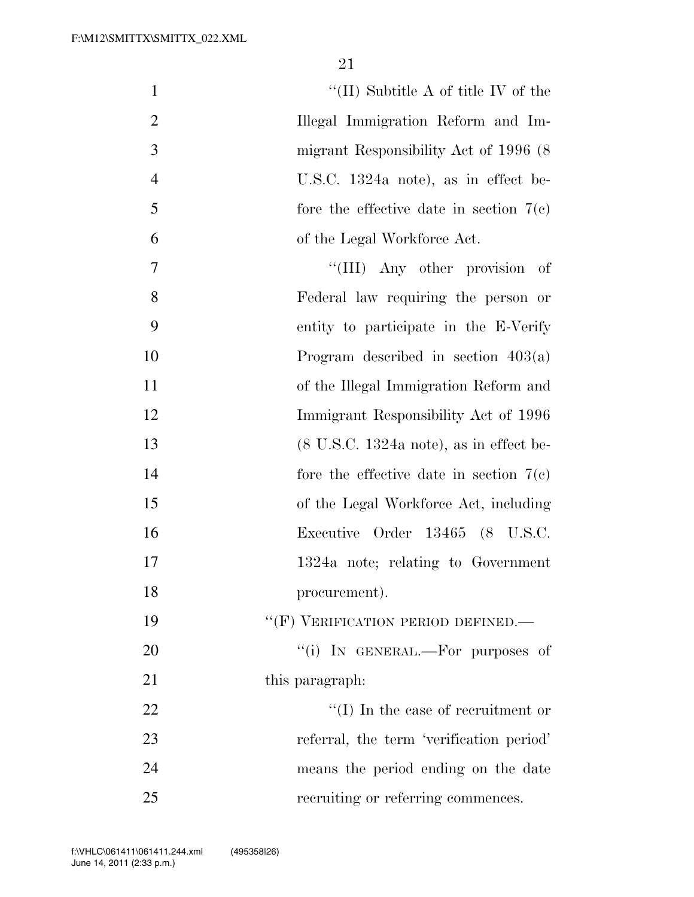"(II) Subtitle A of title IV of the Illegal Immigration Reform and Immigrant Responsibility Act of 1996 (8 U.S.C. 1324a note), as in effect before the effective date in section 7(c) of the Legal Workforce Act.

"(III) Any other provision of Federal law requiring the person or entity to participate in the E-Verify Program described in section 403(a) of the Illegal Immigration Reform and Immigrant Responsibility Act of 1996 (8 U.S.C. 1324a note), as in effect before the effective date in section 7(c) of the Legal Workforce Act, including Executive Order 13465 (8 U.S.C. 1324a note; relating to Government procurement).

"(F) VERIFICATION PERIOD DEFINED.—

"(i) IN GENERAL.—For purposes of this paragraph:

"(I) In the case of recruitment or referral, the term 'verification period' means the period ending on the date recruiting or referring commences.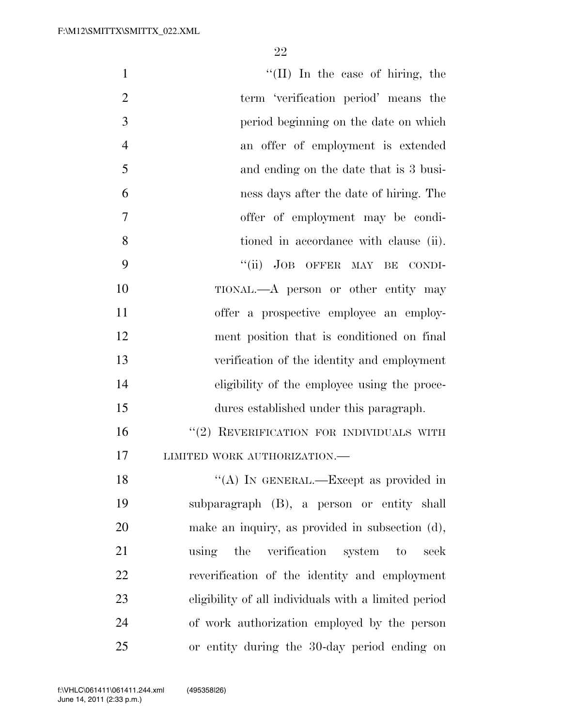"(II) In the case of hiring, the term 'verification period' means the period beginning on the date on which an offer of employment is extended and ending on the date that is 3 business days after the date of hiring. The offer of employment may be conditioned in accordance with clause (ii).

"(ii) JOB OFFER MAY BE CONDITIONAL.—A person or other entity may offer a prospective employee an employment position that is conditioned on final verification of the identity and employment eligibility of the employee using the procedures established under this paragraph.

"(2) REVERIFICATION FOR INDIVIDUALS WITH LIMITED WORK AUTHORIZATION.—

"(A) IN GENERAL.—Except as provided in subparagraph (B), a person or entity shall make an inquiry, as provided in subsection (d), using the verification system to seek reverification of the identity and employment eligibility of all individuals with a limited period of work authorization employed by the person or entity during the 30-day period ending on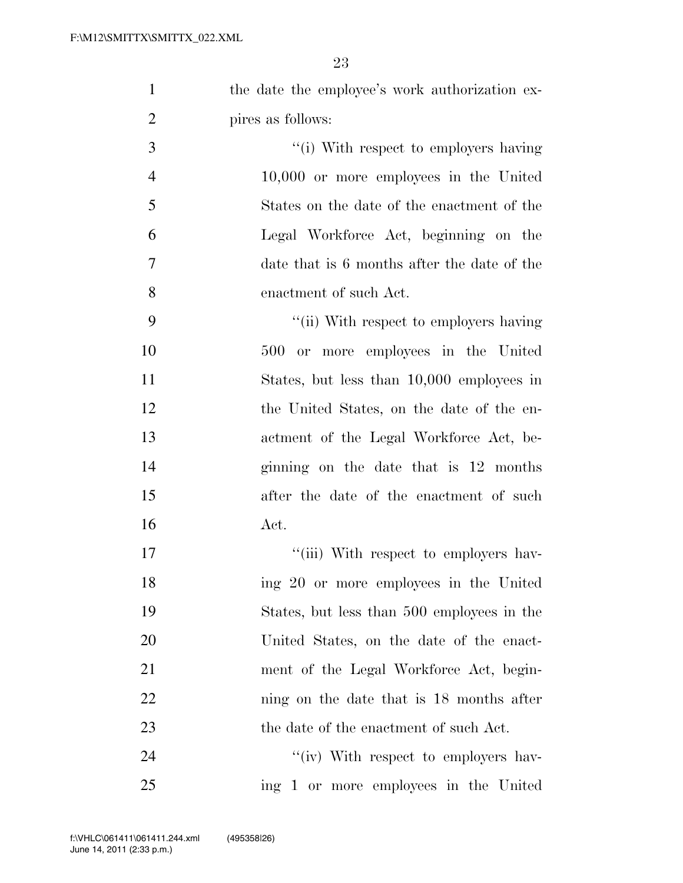the date the employee's work authorization expires as follows:

''(i) With respect to employers having 10,000 or more employees in the United States on the date of the enactment of the Legal Workforce Act, beginning on the date that is 6 months after the date of the enactment of such Act.

''(ii) With respect to employers having 500 or more employees in the United States, but less than 10,000 employees in the United States, on the date of the enactment of the Legal Workforce Act, beginning on the date that is 12 months after the date of the enactment of such Act.

''(iii) With respect to employers having 20 or more employees in the United States, but less than 500 employees in the United States, on the date of the enactment of the Legal Workforce Act, beginning on the date that is 18 months after the date of the enactment of such Act.

''(iv) With respect to employers having 1 or more employees in the United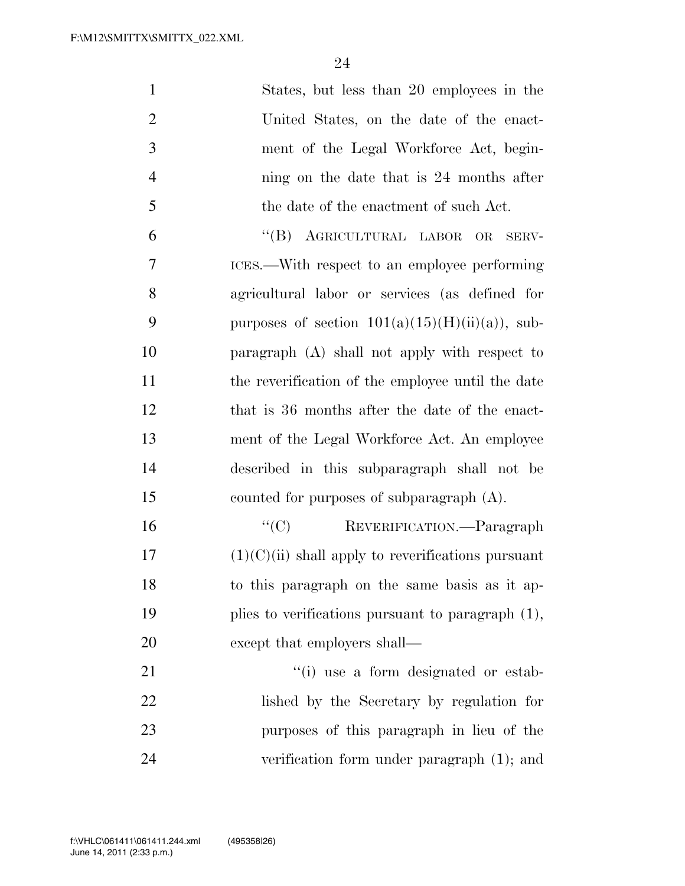States, but less than 20 employees in the United States, on the date of the enactment of the Legal Workforce Act, beginning on the date that is 24 months after the date of the enactment of such Act.

"(B) AGRICULTURAL LABOR OR SERVICES.—With respect to an employee performing agricultural labor or services (as defined for purposes of section 101(a)(15)(H)(ii)(a)), subparagraph (A) shall not apply with respect to the reverification of the employee until the date that is 36 months after the date of the enactment of the Legal Workforce Act. An employee described in this subparagraph shall not be counted for purposes of subparagraph (A).

"(C) REVERIFICATION.—Paragraph (1)(C)(ii) shall apply to reverifications pursuant to this paragraph on the same basis as it applies to verifications pursuant to paragraph (1), except that employers shall—

"(i) use a form designated or established by the Secretary by regulation for purposes of this paragraph in lieu of the verification form under paragraph (1); and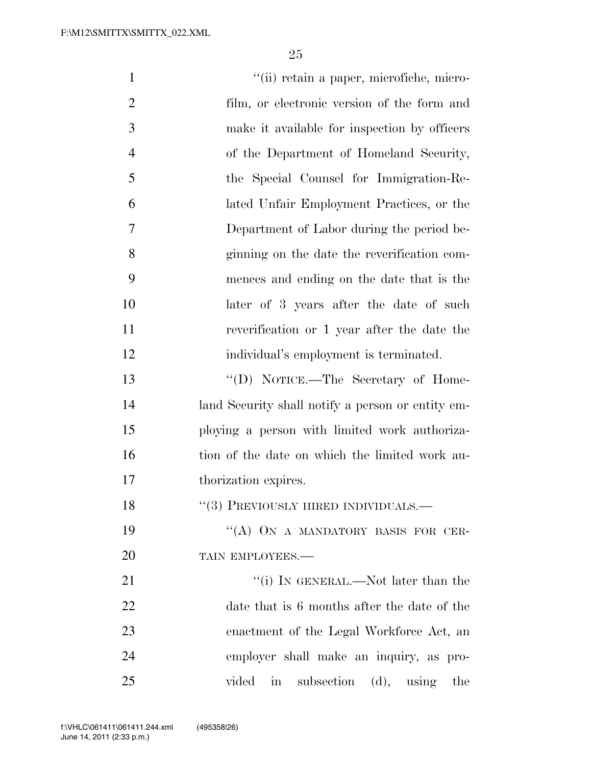''(ii) retain a paper, microfiche, microfilm, or electronic version of the form and make it available for inspection by officers of the Department of Homeland Security, the Special Counsel for Immigration-Related Unfair Employment Practices, or the Department of Labor during the period beginning on the date the reverification commences and ending on the date that is the later of 3 years after the date of such reverification or 1 year after the date the individual's employment is terminated.

''(D) NOTICE.—The Secretary of Homeland Security shall notify a person or entity employing a person with limited work authorization of the date on which the limited work authorization expires.

''(3) PREVIOUSLY HIRED INDIVIDUALS.—

''(A) ON A MANDATORY BASIS FOR CERTAIN EMPLOYEES.—

''(i) IN GENERAL.—Not later than the date that is 6 months after the date of the enactment of the Legal Workforce Act, an employer shall make an inquiry, as provided in subsection (d), using the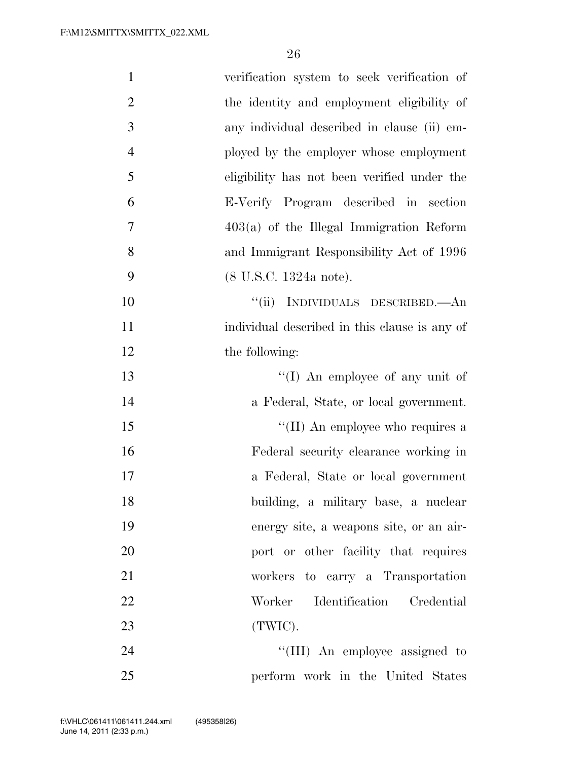verification system to seek verification of the identity and employment eligibility of any individual described in clause (ii) employed by the employer whose employment eligibility has not been verified under the E-Verify Program described in section 403(a) of the Illegal Immigration Reform and Immigrant Responsibility Act of 1996 (8 U.S.C. 1324a note).

"(ii) INDIVIDUALS DESCRIBED.—An individual described in this clause is any of the following:

"(I) An employee of any unit of a Federal, State, or local government.

"(II) An employee who requires a Federal security clearance working in a Federal, State or local government building, a military base, a nuclear energy site, a weapons site, or an airport or other facility that requires workers to carry a Transportation Worker Identification Credential (TWIC).

"(III) An employee assigned to perform work in the United States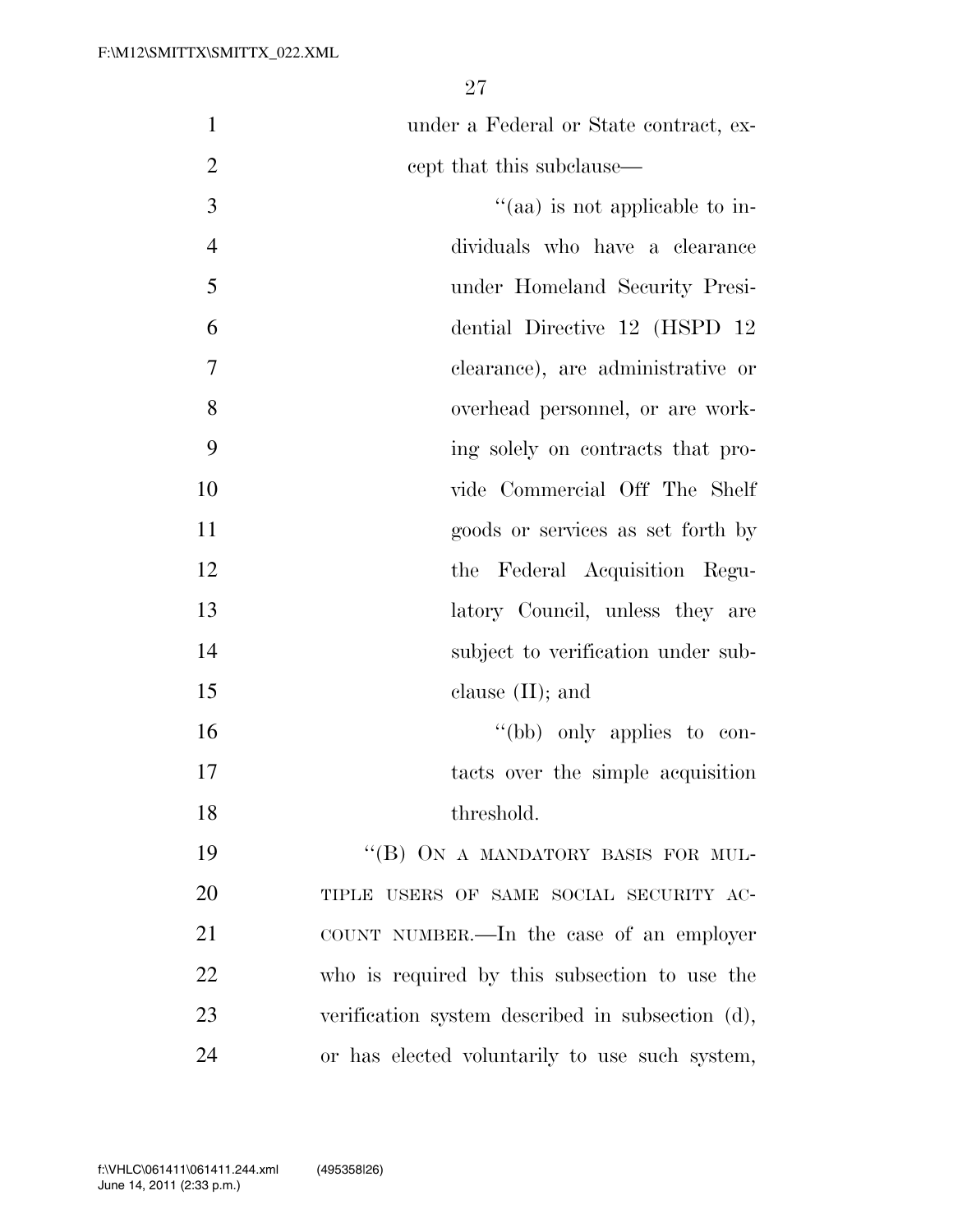under a Federal or State contract, except that this subclause—

"(aa) is not applicable to individuals who have a clearance under Homeland Security Presidential Directive 12 (HSPD 12 clearance), are administrative or overhead personnel, or are working solely on contracts that provide Commercial Off The Shelf goods or services as set forth by the Federal Acquisition Regulatory Council, unless they are subject to verification under subclause (II); and

"(bb) only applies to contacts over the simple acquisition threshold.

"(B) ON A MANDATORY BASIS FOR MULTIPLE USERS OF SAME SOCIAL SECURITY ACCOUNT NUMBER.—In the case of an employer who is required by this subsection to use the verification system described in subsection (d), or has elected voluntarily to use such system,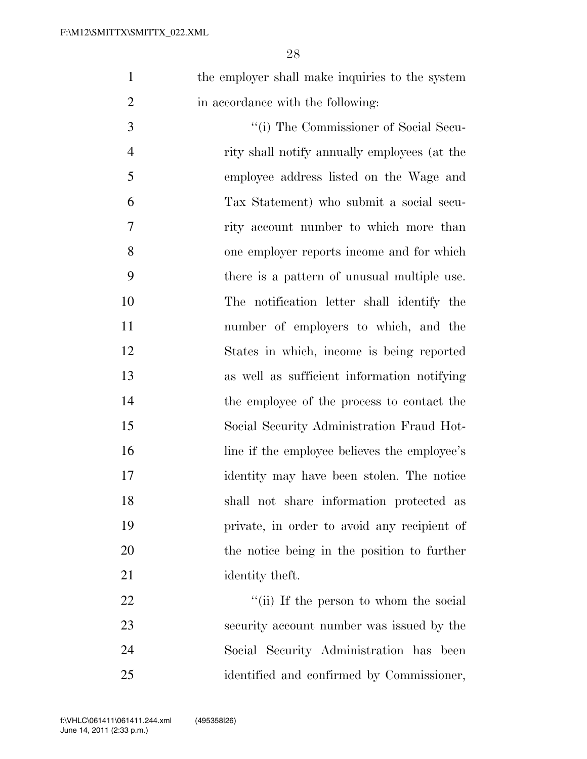the employer shall make inquiries to the system in accordance with the following:

''(i) The Commissioner of Social Security shall notify annually employees (at the employee address listed on the Wage and Tax Statement) who submit a social security account number to which more than one employer reports income and for which there is a pattern of unusual multiple use. The notification letter shall identify the number of employers to which, and the States in which, income is being reported as well as sufficient information notifying the employee of the process to contact the Social Security Administration Fraud Hotline if the employee believes the employee's identity may have been stolen. The notice shall not share information protected as private, in order to avoid any recipient of the notice being in the position to further identity theft.

''(ii) If the person to whom the social security account number was issued by the Social Security Administration has been identified and confirmed by Commissioner,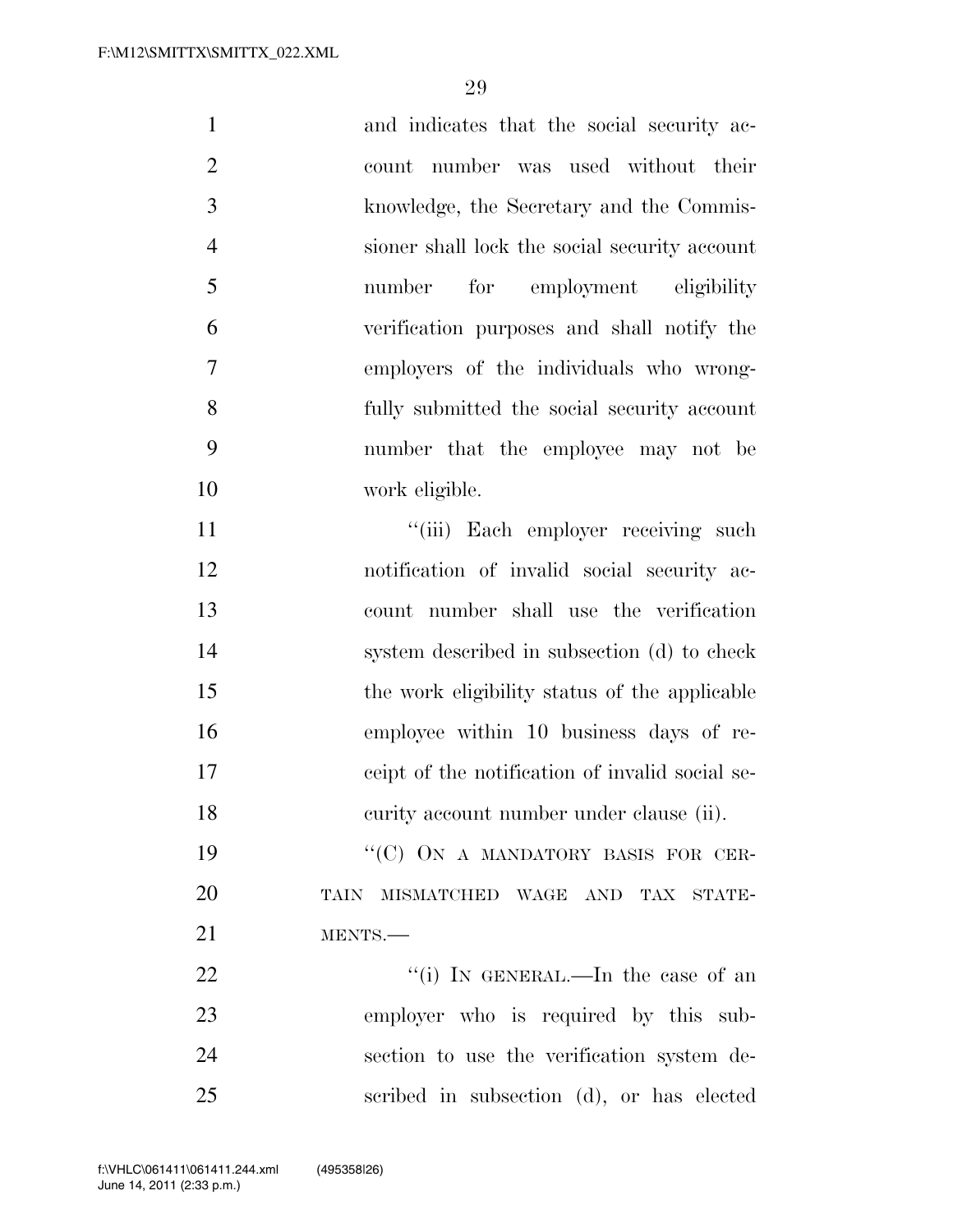and indicates that the social security account number was used without their knowledge, the Secretary and the Commissioner shall lock the social security account number for employment eligibility verification purposes and shall notify the employers of the individuals who wrongfully submitted the social security account number that the employee may not be work eligible.

"(iii) Each employer receiving such notification of invalid social security account number shall use the verification system described in subsection (d) to check the work eligibility status of the applicable employee within 10 business days of receipt of the notification of invalid social security account number under clause (ii).

"(C) ON A MANDATORY BASIS FOR CERTAIN MISMATCHED WAGE AND TAX STATEMENTS.—

"(i) IN GENERAL.—In the case of an employer who is required by this subsection to use the verification system described in subsection (d), or has elected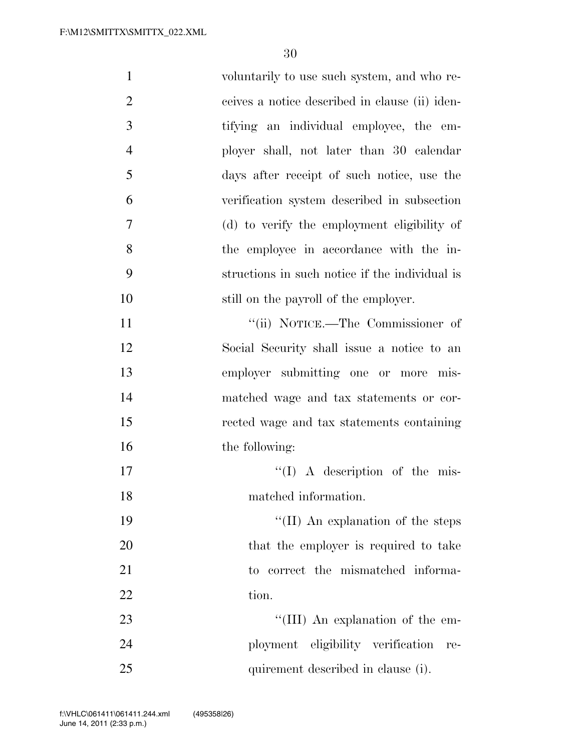voluntarily to use such system, and who receives a notice described in clause (ii) identifying an individual employee, the employer shall, not later than 30 calendar days after receipt of such notice, use the verification system described in subsection (d) to verify the employment eligibility of the employee in accordance with the instructions in such notice if the individual is still on the payroll of the employer.

''(ii) NOTICE.—The Commissioner of Social Security shall issue a notice to an employer submitting one or more mismatched wage and tax statements or corrected wage and tax statements containing the following:

''(I) A description of the mismatched information.

''(II) An explanation of the steps that the employer is required to take to correct the mismatched information.

''(III) An explanation of the employment eligibility verification requirement described in clause (i).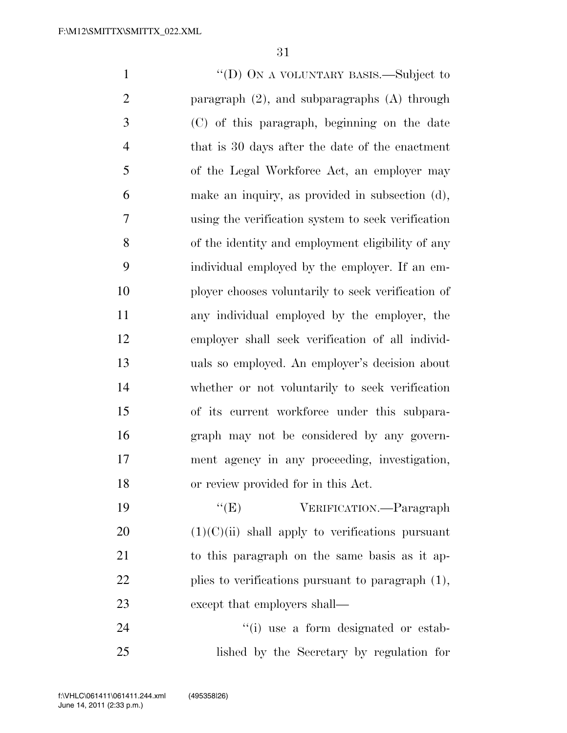"(D) ON A VOLUNTARY BASIS.—Subject to paragraph (2), and subparagraphs (A) through (C) of this paragraph, beginning on the date that is 30 days after the date of the enactment of the Legal Workforce Act, an employer may make an inquiry, as provided in subsection (d), using the verification system to seek verification of the identity and employment eligibility of any individual employed by the employer. If an employer chooses voluntarily to seek verification of any individual employed by the employer, the employer shall seek verification of all individuals so employed. An employer's decision about whether or not voluntarily to seek verification of its current workforce under this subparagraph may not be considered by any government agency in any proceeding, investigation, or review provided for in this Act.

"(E) VERIFICATION.—Paragraph (1)(C)(ii) shall apply to verifications pursuant to this paragraph on the same basis as it applies to verifications pursuant to paragraph (1), except that employers shall—

"(i) use a form designated or established by the Secretary by regulation for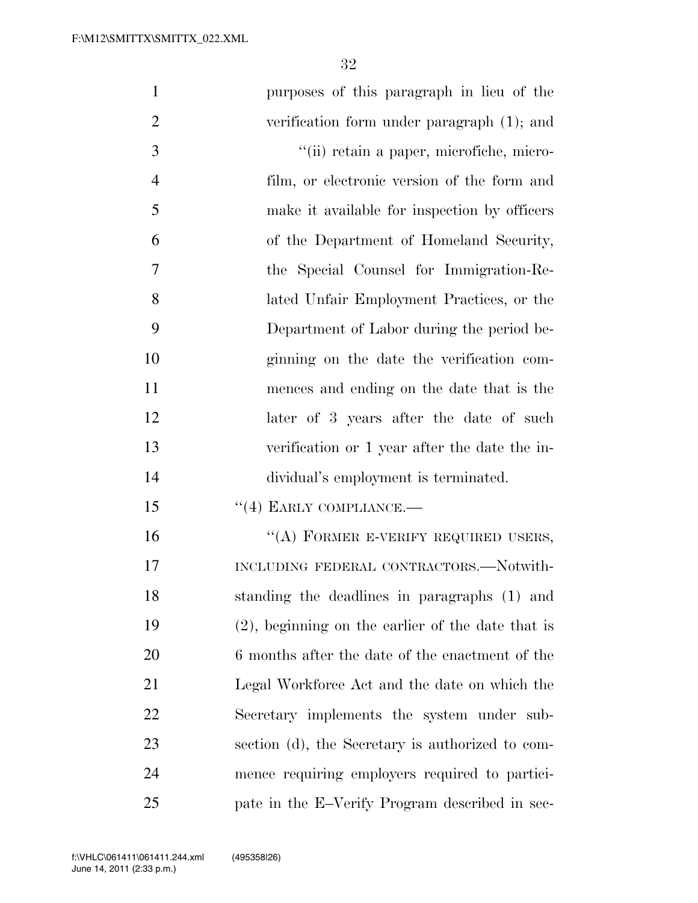purposes of this paragraph in lieu of the verification form under paragraph (1); and

"(ii) retain a paper, microfiche, microfilm, or electronic version of the form and make it available for inspection by officers of the Department of Homeland Security, the Special Counsel for Immigration-Related Unfair Employment Practices, or the Department of Labor during the period beginning on the date the verification commences and ending on the date that is the later of 3 years after the date of such verification or 1 year after the date the individual's employment is terminated.

"(4) EARLY COMPLIANCE.—

"(A) FORMER E-VERIFY REQUIRED USERS, INCLUDING FEDERAL CONTRACTORS.—Notwithstanding the deadlines in paragraphs (1) and (2), beginning on the earlier of the date that is 6 months after the date of the enactment of the Legal Workforce Act and the date on which the Secretary implements the system under subsection (d), the Secretary is authorized to commence requiring employers required to participate in the E–Verify Program described in sec-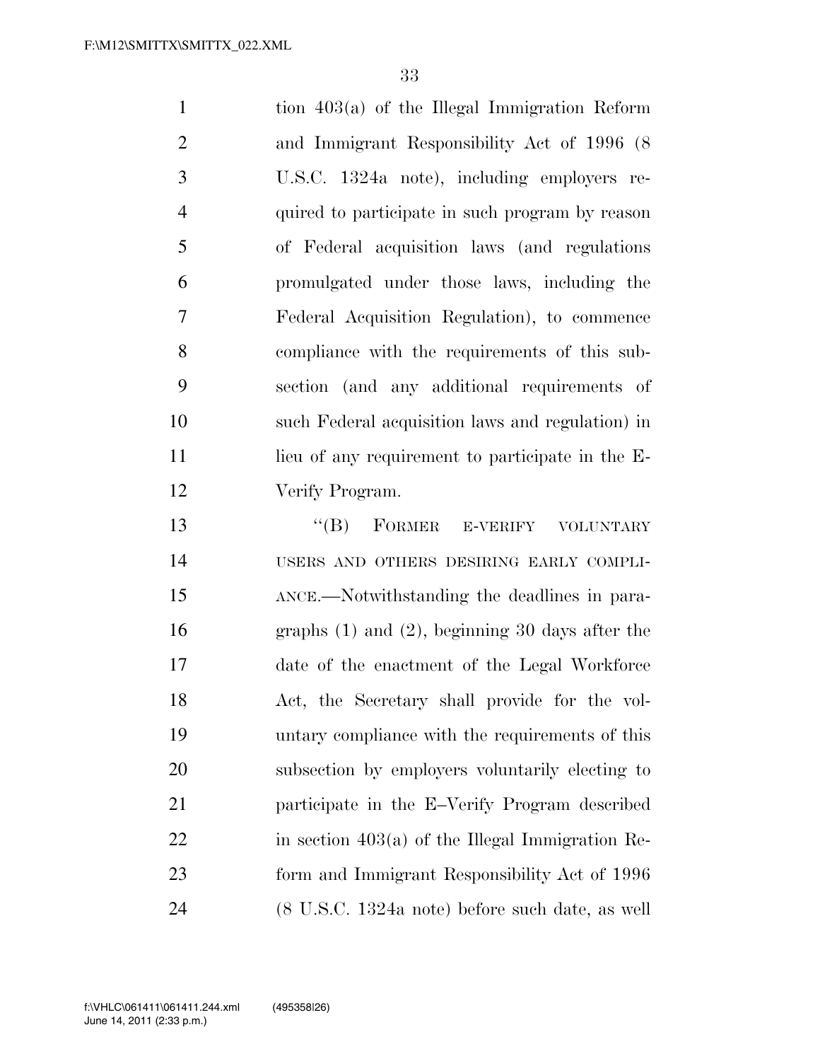tion 403(a) of the Illegal Immigration Reform and Immigrant Responsibility Act of 1996 (8 U.S.C. 1324a note), including employers required to participate in such program by reason of Federal acquisition laws (and regulations promulgated under those laws, including the Federal Acquisition Regulation), to commence compliance with the requirements of this subsection (and any additional requirements of such Federal acquisition laws and regulation) in lieu of any requirement to participate in the E-Verify Program.

"(B) FORMER E-VERIFY VOLUNTARY USERS AND OTHERS DESIRING EARLY COMPLIANCE.—Notwithstanding the deadlines in paragraphs (1) and (2), beginning 30 days after the date of the enactment of the Legal Workforce Act, the Secretary shall provide for the voluntary compliance with the requirements of this subsection by employers voluntarily electing to participate in the E–Verify Program described in section 403(a) of the Illegal Immigration Reform and Immigrant Responsibility Act of 1996 (8 U.S.C. 1324a note) before such date, as well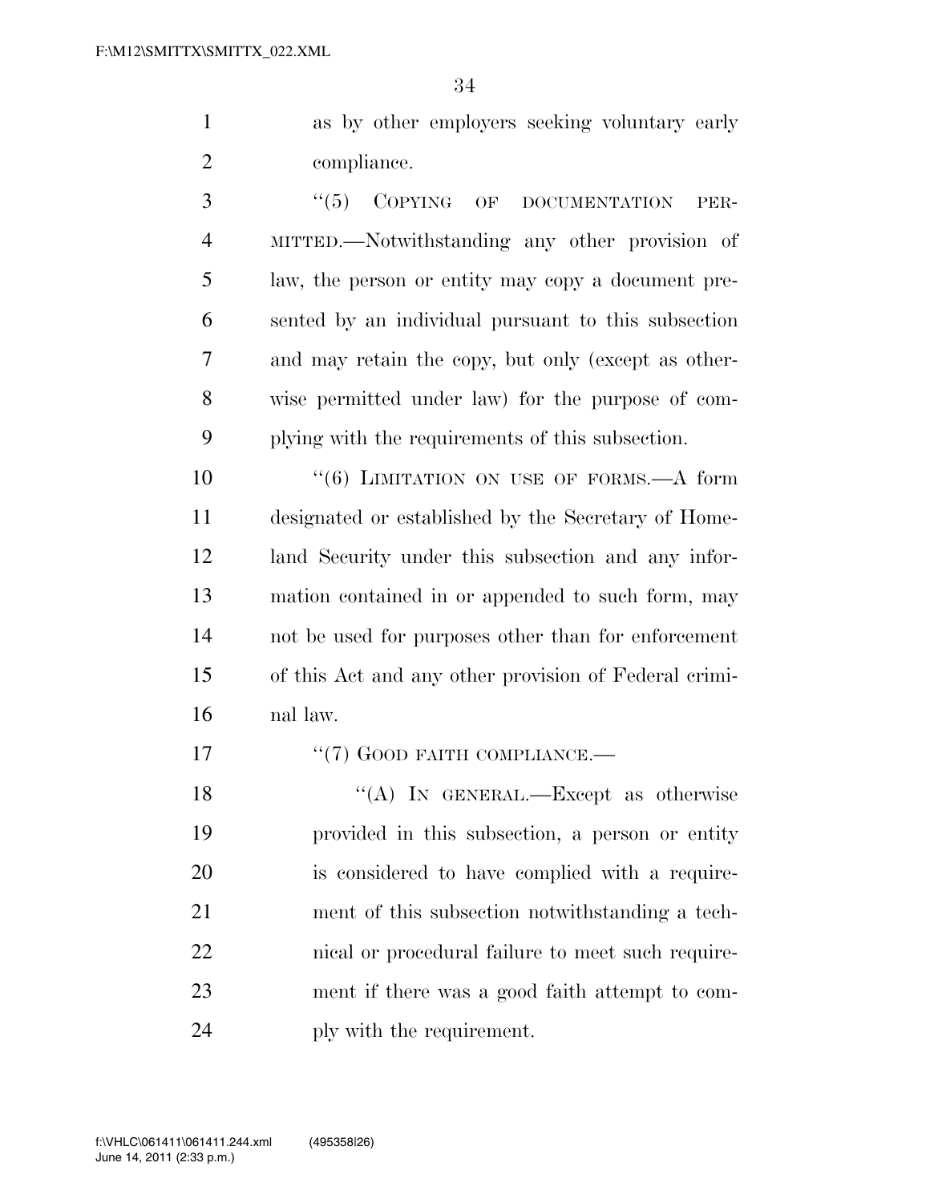as by other employers seeking voluntary early compliance.

"(5) COPYING OF DOCUMENTATION PERMITTED.—Notwithstanding any other provision of law, the person or entity may copy a document presented by an individual pursuant to this subsection and may retain the copy, but only (except as otherwise permitted under law) for the purpose of complying with the requirements of this subsection.

"(6) LIMITATION ON USE OF FORMS.—A form designated or established by the Secretary of Homeland Security under this subsection and any information contained in or appended to such form, may not be used for purposes other than for enforcement of this Act and any other provision of Federal criminal law.

"(7) GOOD FAITH COMPLIANCE.—

"(A) IN GENERAL.—Except as otherwise provided in this subsection, a person or entity is considered to have complied with a requirement of this subsection notwithstanding a technical or procedural failure to meet such requirement if there was a good faith attempt to comply with the requirement.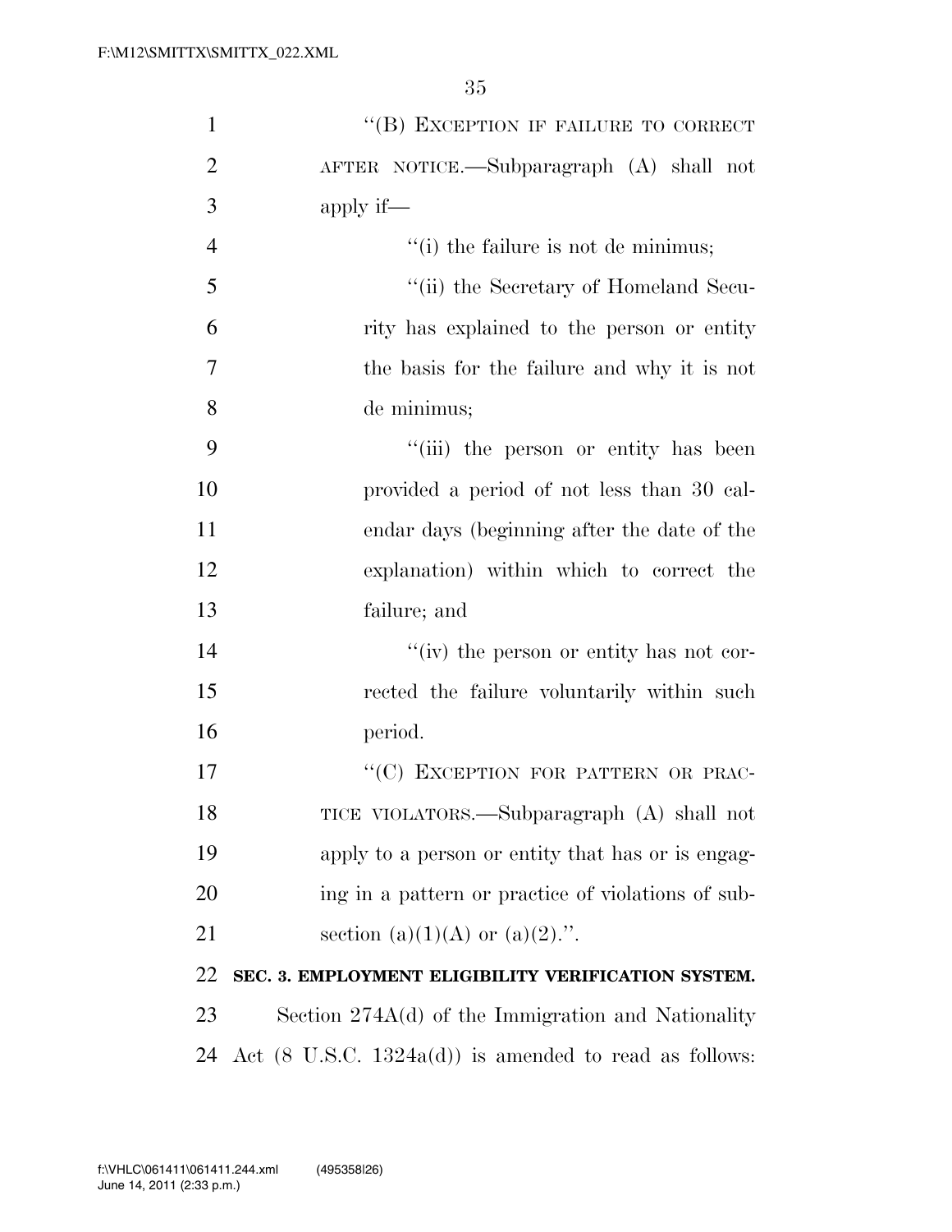"(B) EXCEPTION IF FAILURE TO CORRECT AFTER NOTICE.—Subparagraph (A) shall not apply if—

"(i) the failure is not de minimus;

"(ii) the Secretary of Homeland Security has explained to the person or entity the basis for the failure and why it is not de minimus;

"(iii) the person or entity has been provided a period of not less than 30 calendar days (beginning after the date of the explanation) within which to correct the failure; and

"(iv) the person or entity has not corrected the failure voluntarily within such period.

"(C) EXCEPTION FOR PATTERN OR PRACTICE VIOLATORS.—Subparagraph (A) shall not apply to a person or entity that has or is engaging in a pattern or practice of violations of subsection (a)(1)(A) or (a)(2).".

**SEC. 3. EMPLOYMENT ELIGIBILITY VERIFICATION SYSTEM.**

Section 274A(d) of the Immigration and Nationality Act (8 U.S.C. 1324a(d)) is amended to read as follows: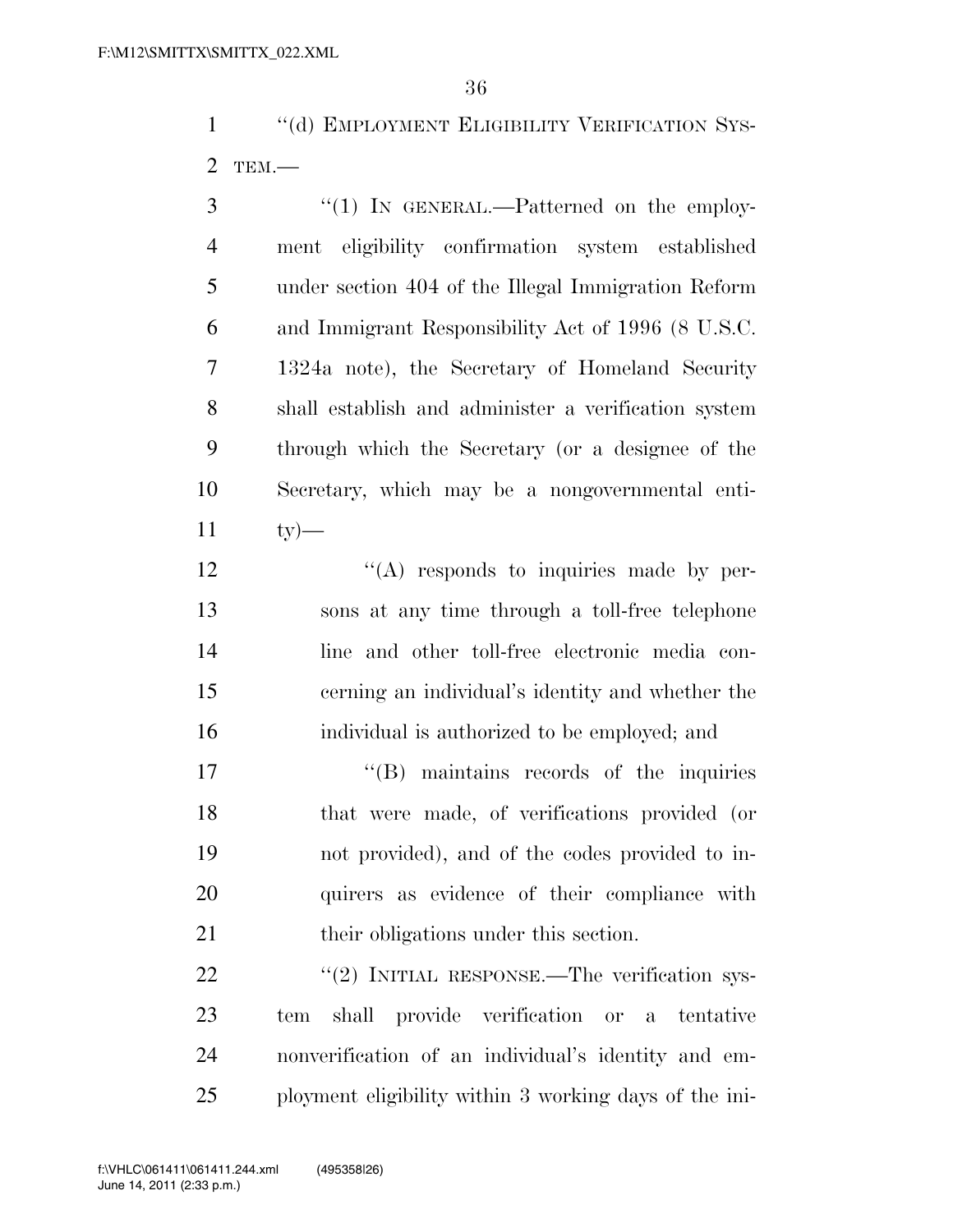"(d) EMPLOYMENT ELIGIBILITY VERIFICATION SYSTEM.—

"(1) IN GENERAL.—Patterned on the employment eligibility confirmation system established under section 404 of the Illegal Immigration Reform and Immigrant Responsibility Act of 1996 (8 U.S.C. 1324a note), the Secretary of Homeland Security shall establish and administer a verification system through which the Secretary (or a designee of the Secretary, which may be a nongovernmental entity)—

"(A) responds to inquiries made by persons at any time through a toll-free telephone line and other toll-free electronic media concerning an individual's identity and whether the individual is authorized to be employed; and

"(B) maintains records of the inquiries that were made, of verifications provided (or not provided), and of the codes provided to inquirers as evidence of their compliance with their obligations under this section.

"(2) INITIAL RESPONSE.—The verification system shall provide verification or a tentative nonverification of an individual's identity and employment eligibility within 3 working days of the ini-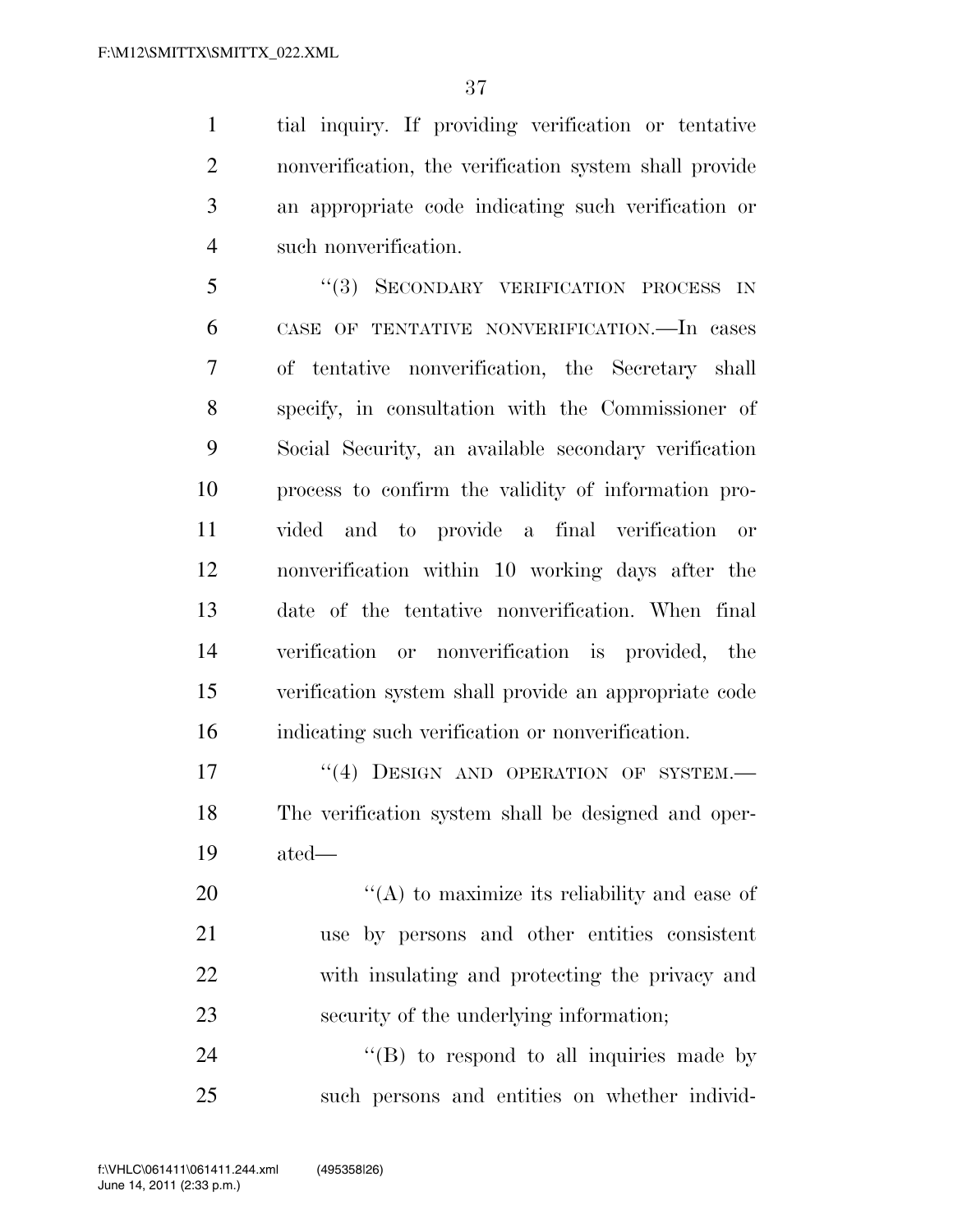tial inquiry. If providing verification or tentative nonverification, the verification system shall provide an appropriate code indicating such verification or such nonverification.

"(3) SECONDARY VERIFICATION PROCESS IN CASE OF TENTATIVE NONVERIFICATION.—In cases of tentative nonverification, the Secretary shall specify, in consultation with the Commissioner of Social Security, an available secondary verification process to confirm the validity of information provided and to provide a final verification or nonverification within 10 working days after the date of the tentative nonverification. When final verification or nonverification is provided, the verification system shall provide an appropriate code indicating such verification or nonverification.

"(4) DESIGN AND OPERATION OF SYSTEM.— The verification system shall be designed and operated—

"(A) to maximize its reliability and ease of use by persons and other entities consistent with insulating and protecting the privacy and security of the underlying information;

"(B) to respond to all inquiries made by such persons and entities on whether individ-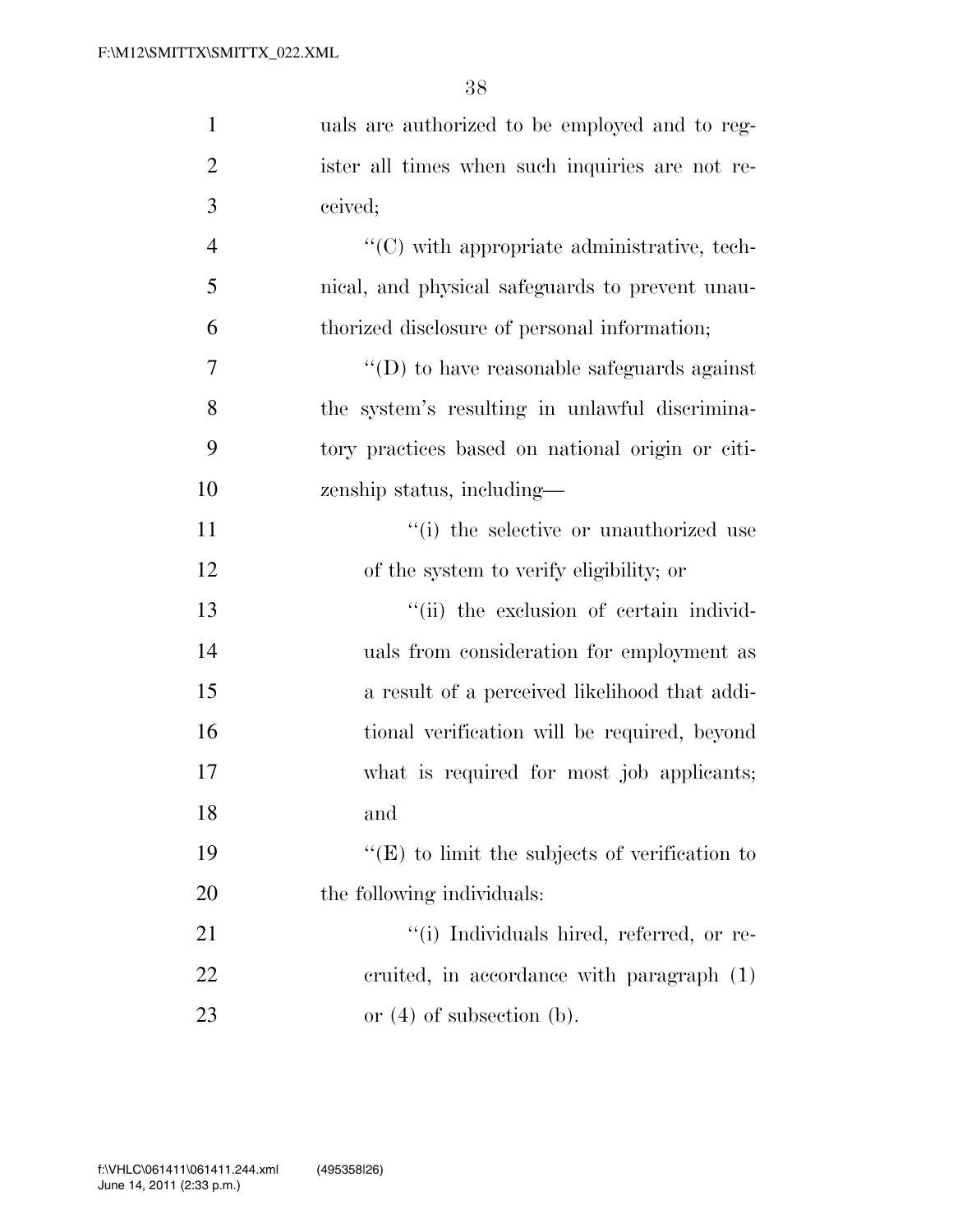uals are authorized to be employed and to register all times when such inquiries are not received;

''(C) with appropriate administrative, technical, and physical safeguards to prevent unauthorized disclosure of personal information;

''(D) to have reasonable safeguards against the system's resulting in unlawful discriminatory practices based on national origin or citizenship status, including—

''(i) the selective or unauthorized use of the system to verify eligibility; or

''(ii) the exclusion of certain individuals from consideration for employment as a result of a perceived likelihood that additional verification will be required, beyond what is required for most job applicants; and

''(E) to limit the subjects of verification to the following individuals:

''(i) Individuals hired, referred, or recruited, in accordance with paragraph (1) or (4) of subsection (b).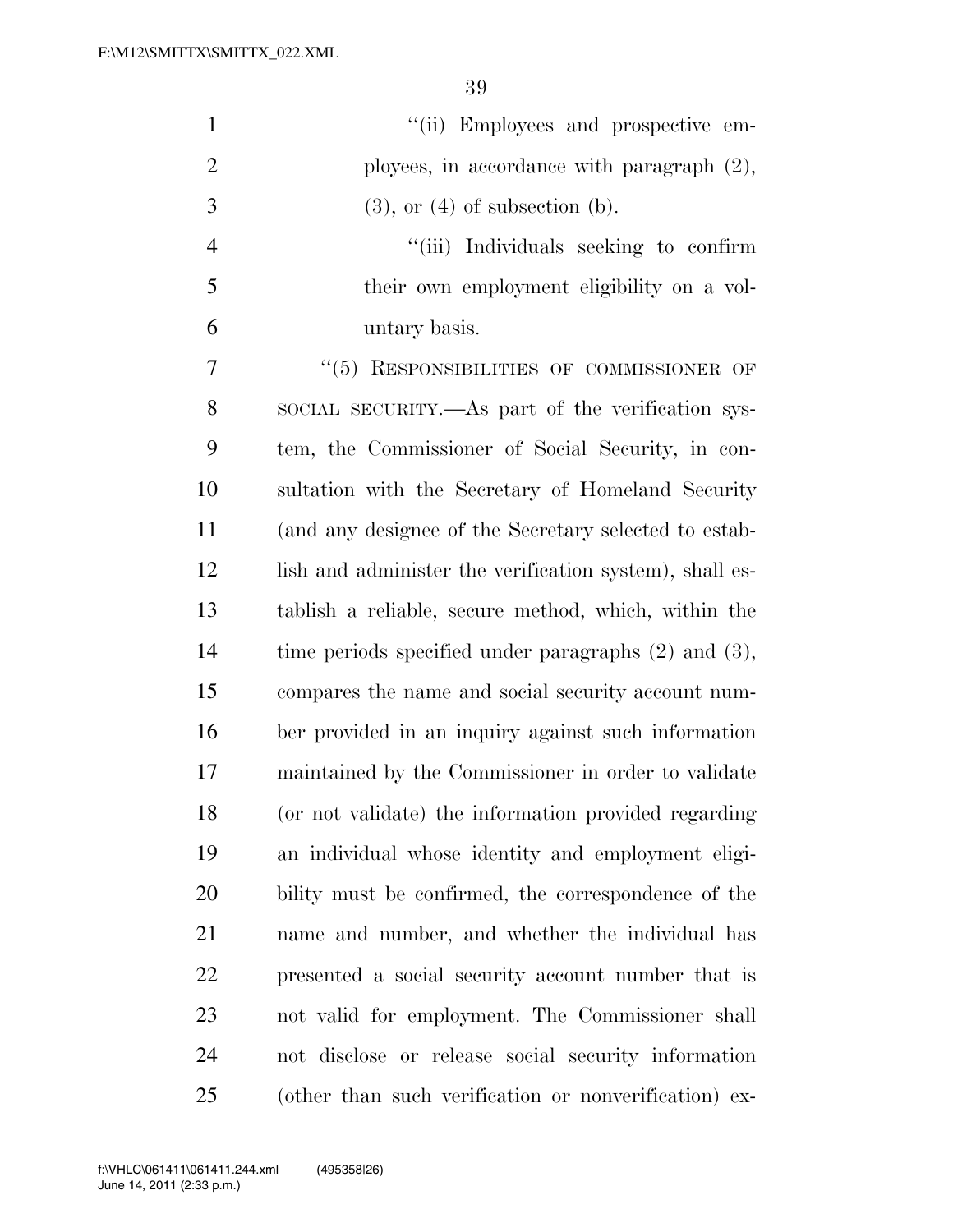"(ii) Employees and prospective employees, in accordance with paragraph (2), (3), or (4) of subsection (b).

"(iii) Individuals seeking to confirm their own employment eligibility on a voluntary basis.

"(5) RESPONSIBILITIES OF COMMISSIONER OF SOCIAL SECURITY.—As part of the verification system, the Commissioner of Social Security, in consultation with the Secretary of Homeland Security (and any designee of the Secretary selected to establish and administer the verification system), shall establish a reliable, secure method, which, within the time periods specified under paragraphs (2) and (3), compares the name and social security account number provided in an inquiry against such information maintained by the Commissioner in order to validate (or not validate) the information provided regarding an individual whose identity and employment eligibility must be confirmed, the correspondence of the name and number, and whether the individual has presented a social security account number that is not valid for employment. The Commissioner shall not disclose or release social security information (other than such verification or nonverification) ex-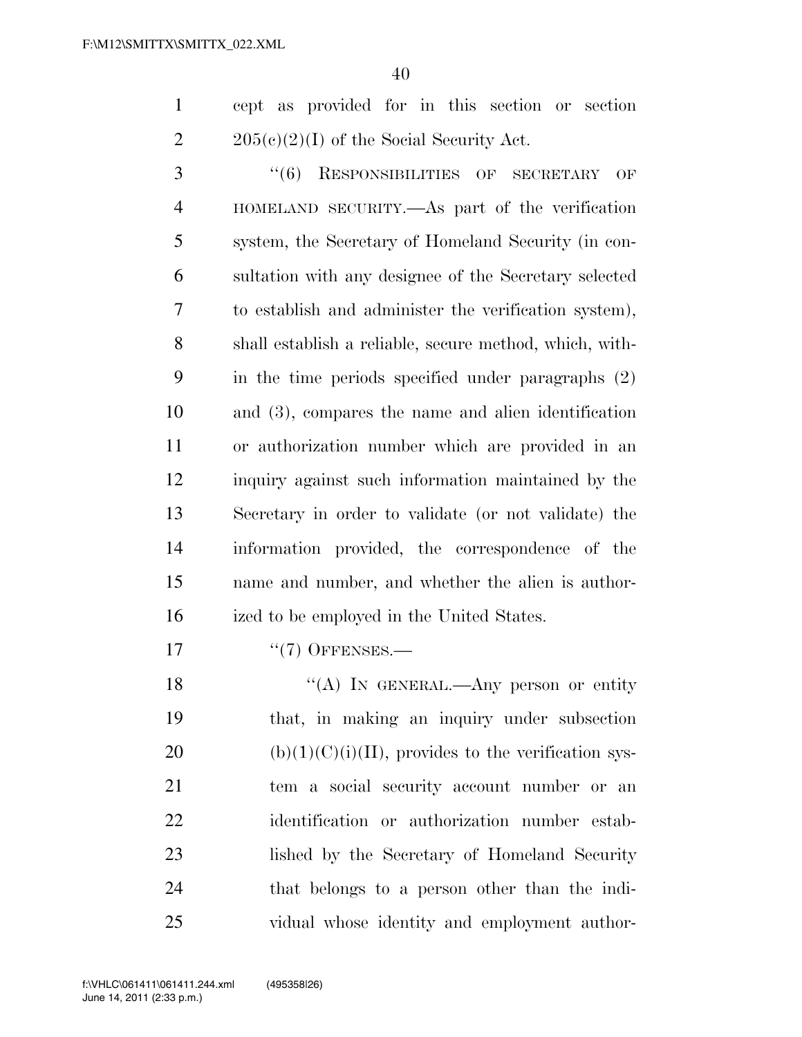cept as provided for in this section or section 205(c)(2)(I) of the Social Security Act.

"(6) RESPONSIBILITIES OF SECRETARY OF HOMELAND SECURITY.—As part of the verification system, the Secretary of Homeland Security (in consultation with any designee of the Secretary selected to establish and administer the verification system), shall establish a reliable, secure method, which, within the time periods specified under paragraphs (2) and (3), compares the name and alien identification or authorization number which are provided in an inquiry against such information maintained by the Secretary in order to validate (or not validate) the information provided, the correspondence of the name and number, and whether the alien is authorized to be employed in the United States.

"(7) OFFENSES.—

"(A) IN GENERAL.—Any person or entity that, in making an inquiry under subsection (b)(1)(C)(i)(II), provides to the verification system a social security account number or an identification or authorization number established by the Secretary of Homeland Security that belongs to a person other than the individual whose identity and employment author-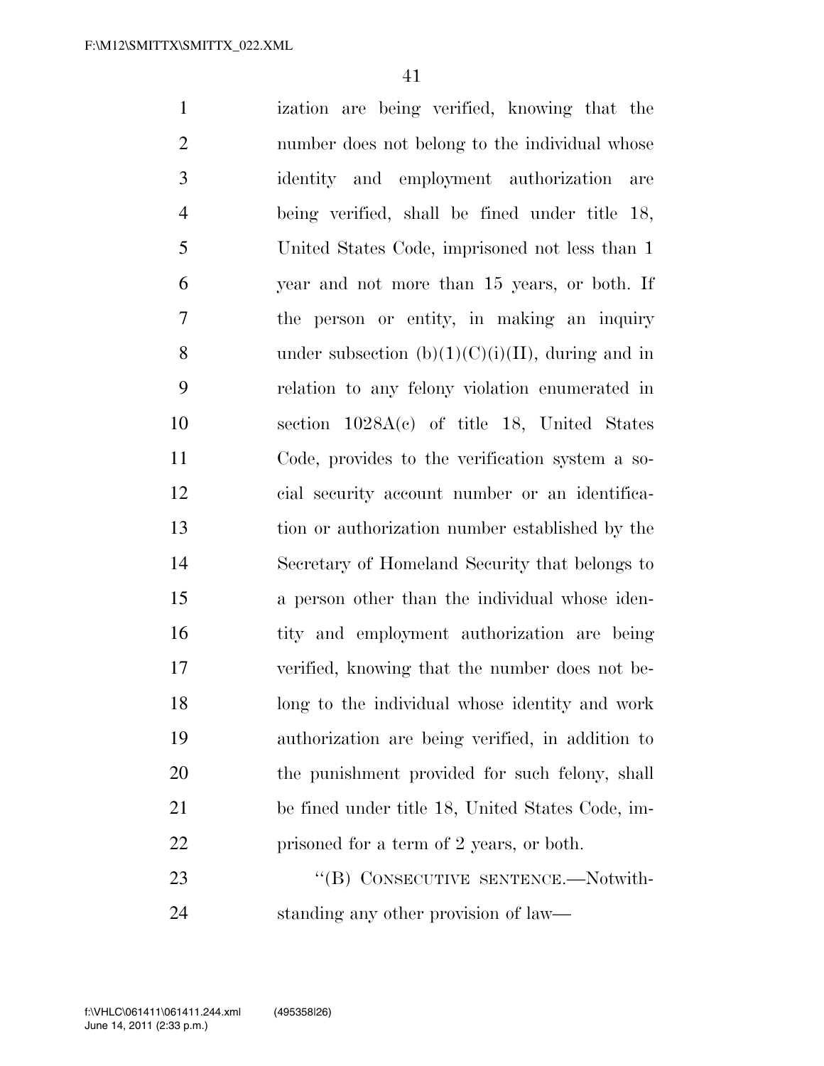ization are being verified, knowing that the number does not belong to the individual whose identity and employment authorization are being verified, shall be fined under title 18, United States Code, imprisoned not less than 1 year and not more than 15 years, or both. If the person or entity, in making an inquiry under subsection (b)(1)(C)(i)(II), during and in relation to any felony violation enumerated in section 1028A(c) of title 18, United States Code, provides to the verification system a social security account number or an identification or authorization number established by the Secretary of Homeland Security that belongs to a person other than the individual whose identity and employment authorization are being verified, knowing that the number does not belong to the individual whose identity and work authorization are being verified, in addition to the punishment provided for such felony, shall be fined under title 18, United States Code, imprisoned for a term of 2 years, or both.

"(B) CONSECUTIVE SENTENCE.—Notwithstanding any other provision of law—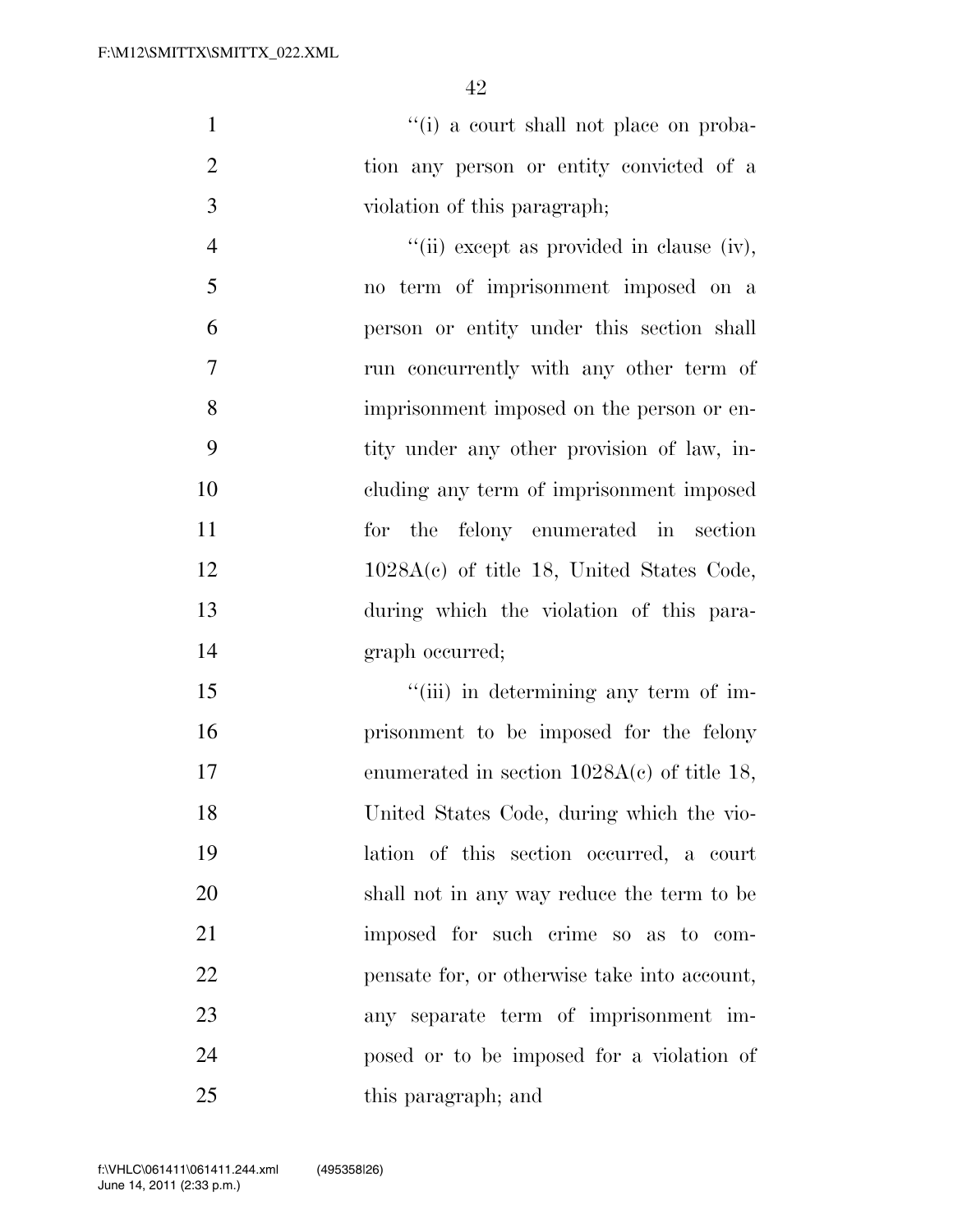"(i) a court shall not place on probation any person or entity convicted of a violation of this paragraph;

"(ii) except as provided in clause (iv), no term of imprisonment imposed on a person or entity under this section shall run concurrently with any other term of imprisonment imposed on the person or entity under any other provision of law, including any term of imprisonment imposed for the felony enumerated in section 1028A(c) of title 18, United States Code, during which the violation of this paragraph occurred;

"(iii) in determining any term of imprisonment to be imposed for the felony enumerated in section 1028A(c) of title 18, United States Code, during which the violation of this section occurred, a court shall not in any way reduce the term to be imposed for such crime so as to compensate for, or otherwise take into account, any separate term of imprisonment imposed or to be imposed for a violation of this paragraph; and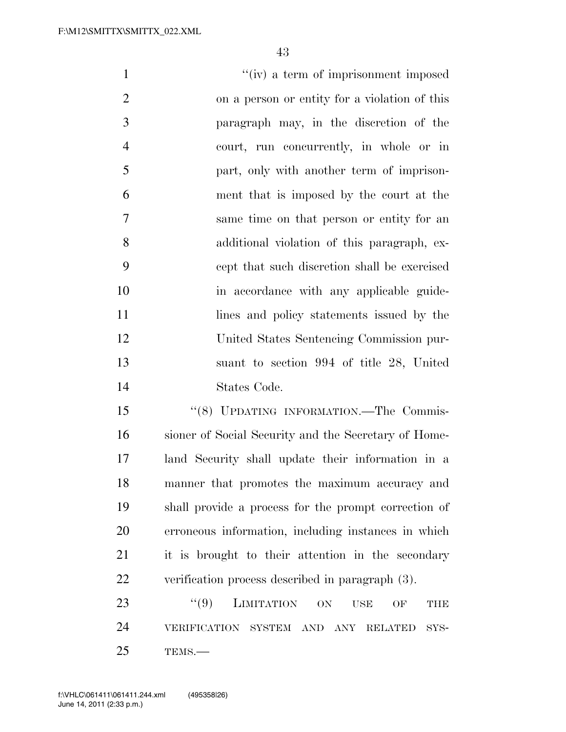"(iv) a term of imprisonment imposed on a person or entity for a violation of this paragraph may, in the discretion of the court, run concurrently, in whole or in part, only with another term of imprisonment that is imposed by the court at the same time on that person or entity for an additional violation of this paragraph, except that such discretion shall be exercised in accordance with any applicable guidelines and policy statements issued by the United States Sentencing Commission pursuant to section 994 of title 28, United States Code.

"(8) UPDATING INFORMATION.—The Commissioner of Social Security and the Secretary of Homeland Security shall update their information in a manner that promotes the maximum accuracy and shall provide a process for the prompt correction of erroneous information, including instances in which it is brought to their attention in the secondary verification process described in paragraph (3).

"(9) LIMITATION ON USE OF THE VERIFICATION SYSTEM AND ANY RELATED SYSTEMS.—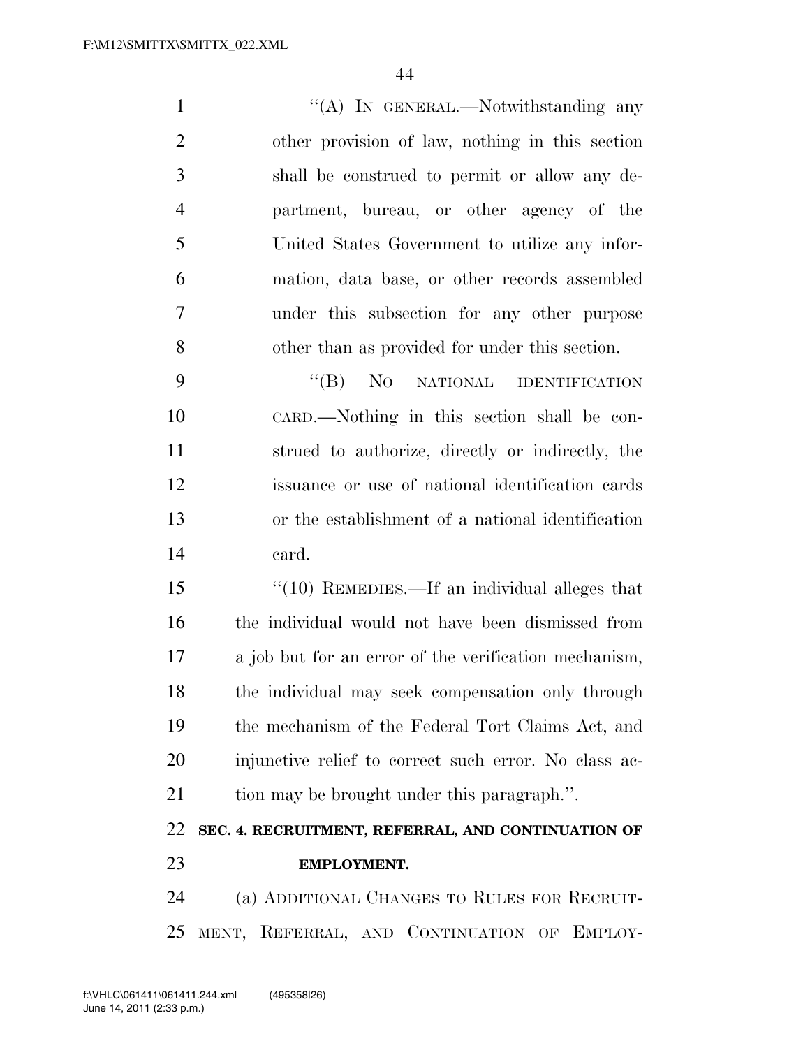"(A) IN GENERAL.—Notwithstanding any other provision of law, nothing in this section shall be construed to permit or allow any department, bureau, or other agency of the United States Government to utilize any information, data base, or other records assembled under this subsection for any other purpose other than as provided for under this section.

"(B) NO NATIONAL IDENTIFICATION CARD.—Nothing in this section shall be construed to authorize, directly or indirectly, the issuance or use of national identification cards or the establishment of a national identification card.

"(10) REMEDIES.—If an individual alleges that the individual would not have been dismissed from a job but for an error of the verification mechanism, the individual may seek compensation only through the mechanism of the Federal Tort Claims Act, and injunctive relief to correct such error. No class action may be brought under this paragraph.".

**SEC. 4. RECRUITMENT, REFERRAL, AND CONTINUATION OF EMPLOYMENT.**

(a) ADDITIONAL CHANGES TO RULES FOR RECRUITMENT, REFERRAL, AND CONTINUATION OF EMPLOY-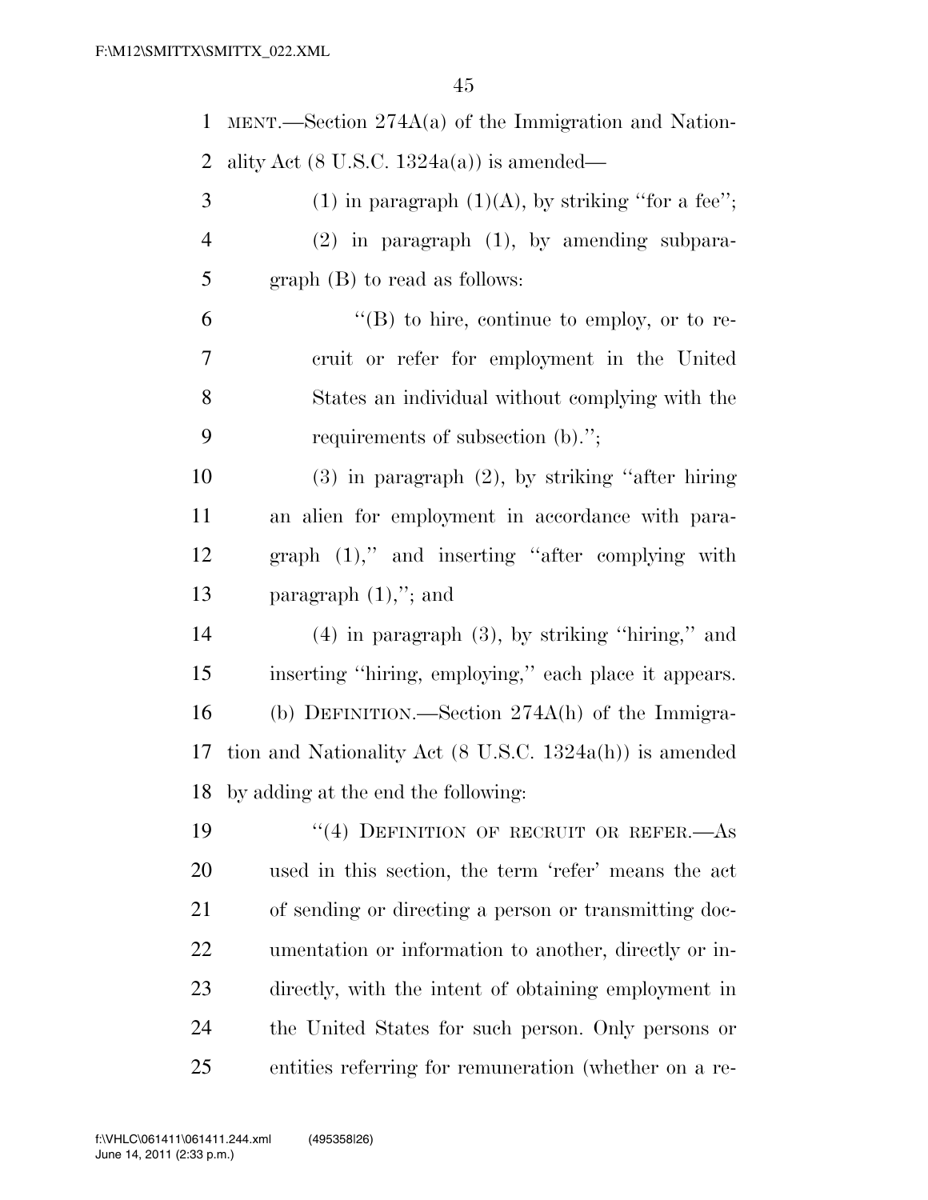MENT.—Section 274A(a) of the Immigration and Nationality Act (8 U.S.C. 1324a(a)) is amended—

(1) in paragraph (1)(A), by striking ''for a fee'';

(2) in paragraph (1), by amending subparagraph (B) to read as follows:

''(B) to hire, continue to employ, or to recruit or refer for employment in the United States an individual without complying with the requirements of subsection (b).'';

(3) in paragraph (2), by striking ''after hiring an alien for employment in accordance with paragraph (1),'' and inserting ''after complying with paragraph (1),''; and

(4) in paragraph (3), by striking ''hiring,'' and inserting ''hiring, employing,'' each place it appears.

(b) DEFINITION.—Section 274A(h) of the Immigration and Nationality Act (8 U.S.C. 1324a(h)) is amended by adding at the end the following:

''(4) DEFINITION OF RECRUIT OR REFER.—As used in this section, the term 'refer' means the act of sending or directing a person or transmitting documentation or information to another, directly or indirectly, with the intent of obtaining employment in the United States for such person. Only persons or entities referring for remuneration (whether on a re-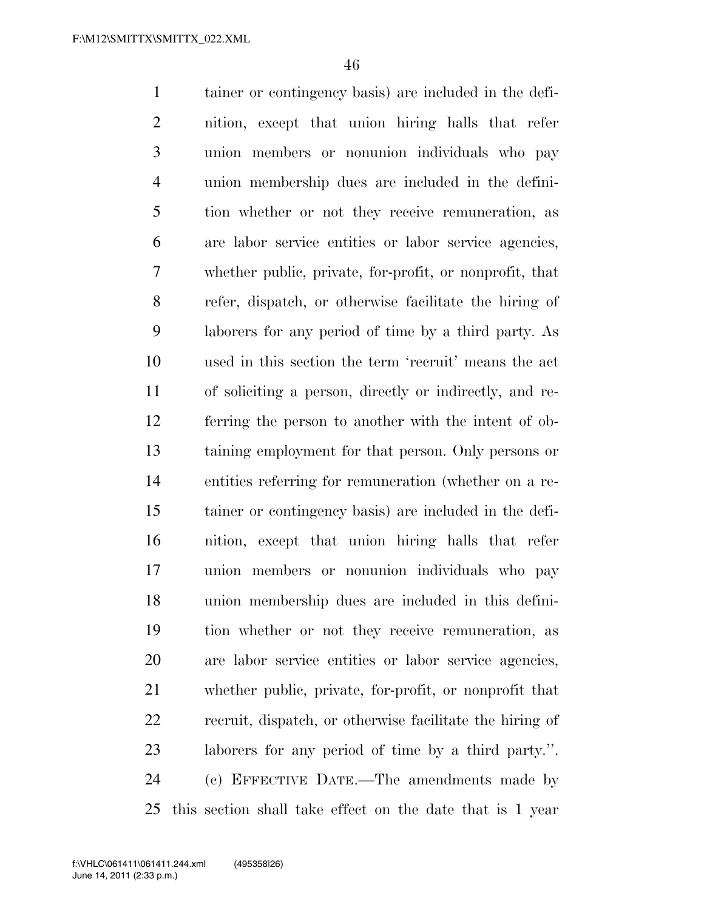tainer or contingency basis) are included in the definition, except that union hiring halls that refer union members or nonunion individuals who pay union membership dues are included in the definition whether or not they receive remuneration, as are labor service entities or labor service agencies, whether public, private, for-profit, or nonprofit, that refer, dispatch, or otherwise facilitate the hiring of laborers for any period of time by a third party. As used in this section the term 'recruit' means the act of soliciting a person, directly or indirectly, and referring the person to another with the intent of obtaining employment for that person. Only persons or entities referring for remuneration (whether on a retainer or contingency basis) are included in the definition, except that union hiring halls that refer union members or nonunion individuals who pay union membership dues are included in this definition whether or not they receive remuneration, as are labor service entities or labor service agencies, whether public, private, for-profit, or nonprofit that recruit, dispatch, or otherwise facilitate the hiring of laborers for any period of time by a third party.''.

(c) EFFECTIVE DATE.—The amendments made by this section shall take effect on the date that is 1 year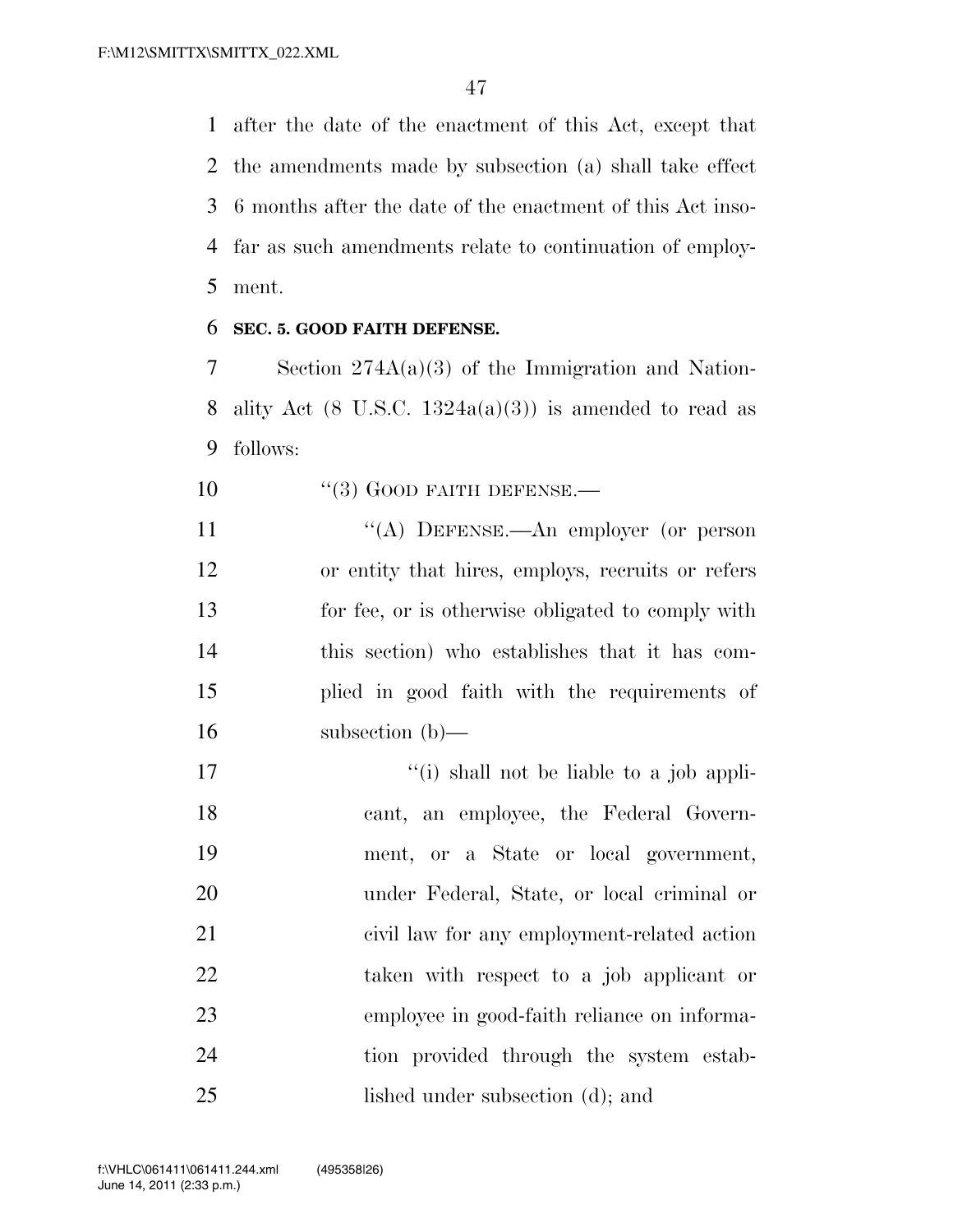after the date of the enactment of this Act, except that the amendments made by subsection (a) shall take effect 6 months after the date of the enactment of this Act insofar as such amendments relate to continuation of employment.

**SEC. 5. GOOD FAITH DEFENSE.**

Section 274A(a)(3) of the Immigration and Nationality Act (8 U.S.C. 1324a(a)(3)) is amended to read as follows:

"(3) GOOD FAITH DEFENSE.—

"(A) DEFENSE.—An employer (or person or entity that hires, employs, recruits or refers for fee, or is otherwise obligated to comply with this section) who establishes that it has complied in good faith with the requirements of subsection (b)—

"(i) shall not be liable to a job applicant, an employee, the Federal Government, or a State or local government, under Federal, State, or local criminal or civil law for any employment-related action taken with respect to a job applicant or employee in good-faith reliance on information provided through the system established under subsection (d); and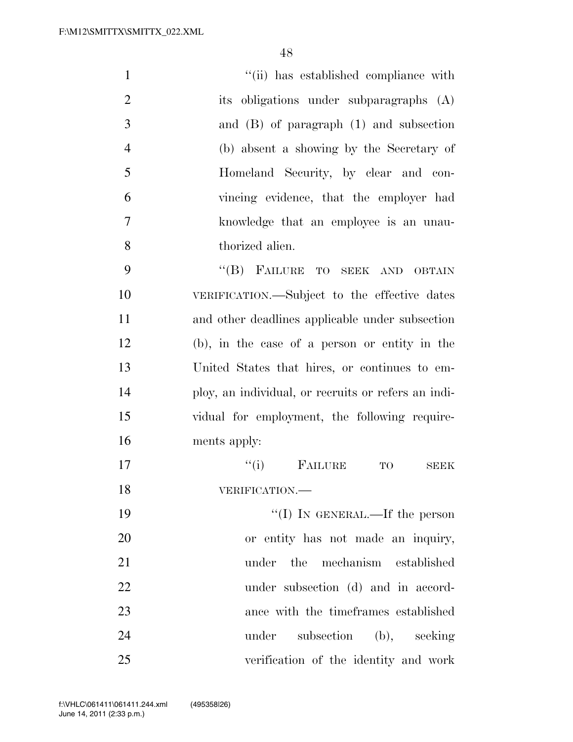"(ii) has established compliance with its obligations under subparagraphs (A) and (B) of paragraph (1) and subsection (b) absent a showing by the Secretary of Homeland Security, by clear and convincing evidence, that the employer had knowledge that an employee is an unauthorized alien.

"(B) FAILURE TO SEEK AND OBTAIN VERIFICATION.—Subject to the effective dates and other deadlines applicable under subsection (b), in the case of a person or entity in the United States that hires, or continues to employ, an individual, or recruits or refers an individual for employment, the following requirements apply:

"(i) FAILURE TO SEEK VERIFICATION.—

"(I) IN GENERAL.—If the person or entity has not made an inquiry, under the mechanism established under subsection (d) and in accordance with the timeframes established under subsection (b), seeking verification of the identity and work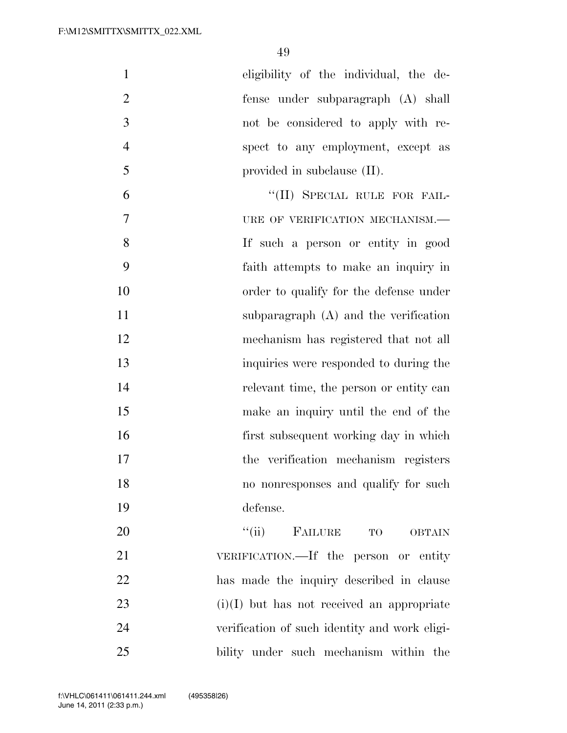eligibility of the individual, the defense under subparagraph (A) shall not be considered to apply with respect to any employment, except as provided in subclause (II).

"(II) SPECIAL RULE FOR FAILURE OF VERIFICATION MECHANISM.—If such a person or entity in good faith attempts to make an inquiry in order to qualify for the defense under subparagraph (A) and the verification mechanism has registered that not all inquiries were responded to during the relevant time, the person or entity can make an inquiry until the end of the first subsequent working day in which the verification mechanism registers no nonresponses and qualify for such defense.

"(ii) FAILURE TO OBTAIN VERIFICATION.—If the person or entity has made the inquiry described in clause (i)(I) but has not received an appropriate verification of such identity and work eligibility under such mechanism within the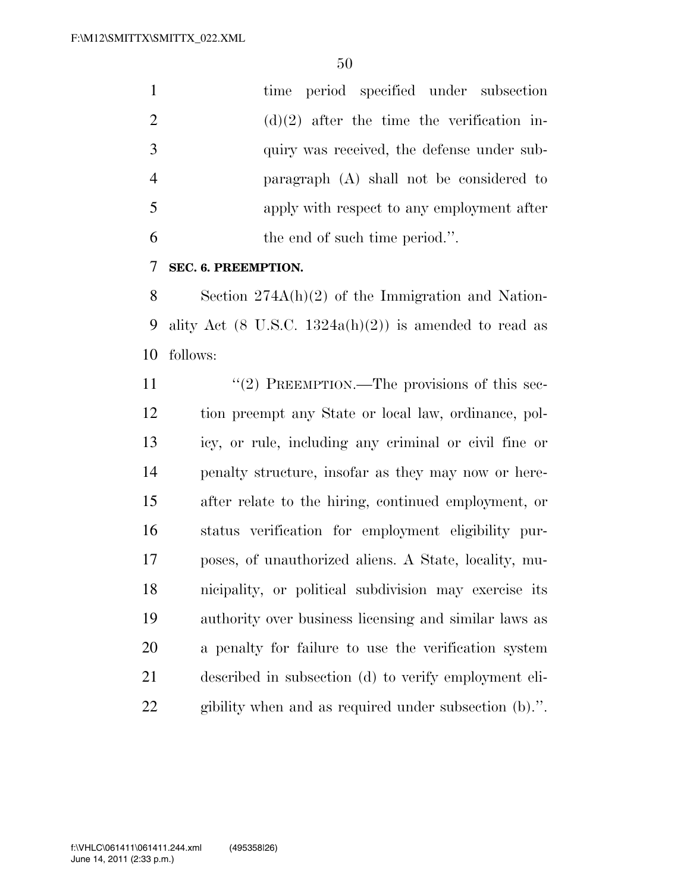time period specified under subsection (d)(2) after the time the verification inquiry was received, the defense under subparagraph (A) shall not be considered to apply with respect to any employment after the end of such time period.''.

**SEC. 6. PREEMPTION.**

Section 274A(h)(2) of the Immigration and Nationality Act (8 U.S.C. 1324a(h)(2)) is amended to read as follows:

''(2) PREEMPTION.—The provisions of this section preempt any State or local law, ordinance, policy, or rule, including any criminal or civil fine or penalty structure, insofar as they may now or hereafter relate to the hiring, continued employment, or status verification for employment eligibility purposes, of unauthorized aliens. A State, locality, municipality, or political subdivision may exercise its authority over business licensing and similar laws as a penalty for failure to use the verification system described in subsection (d) to verify employment eligibility when and as required under subsection (b).''.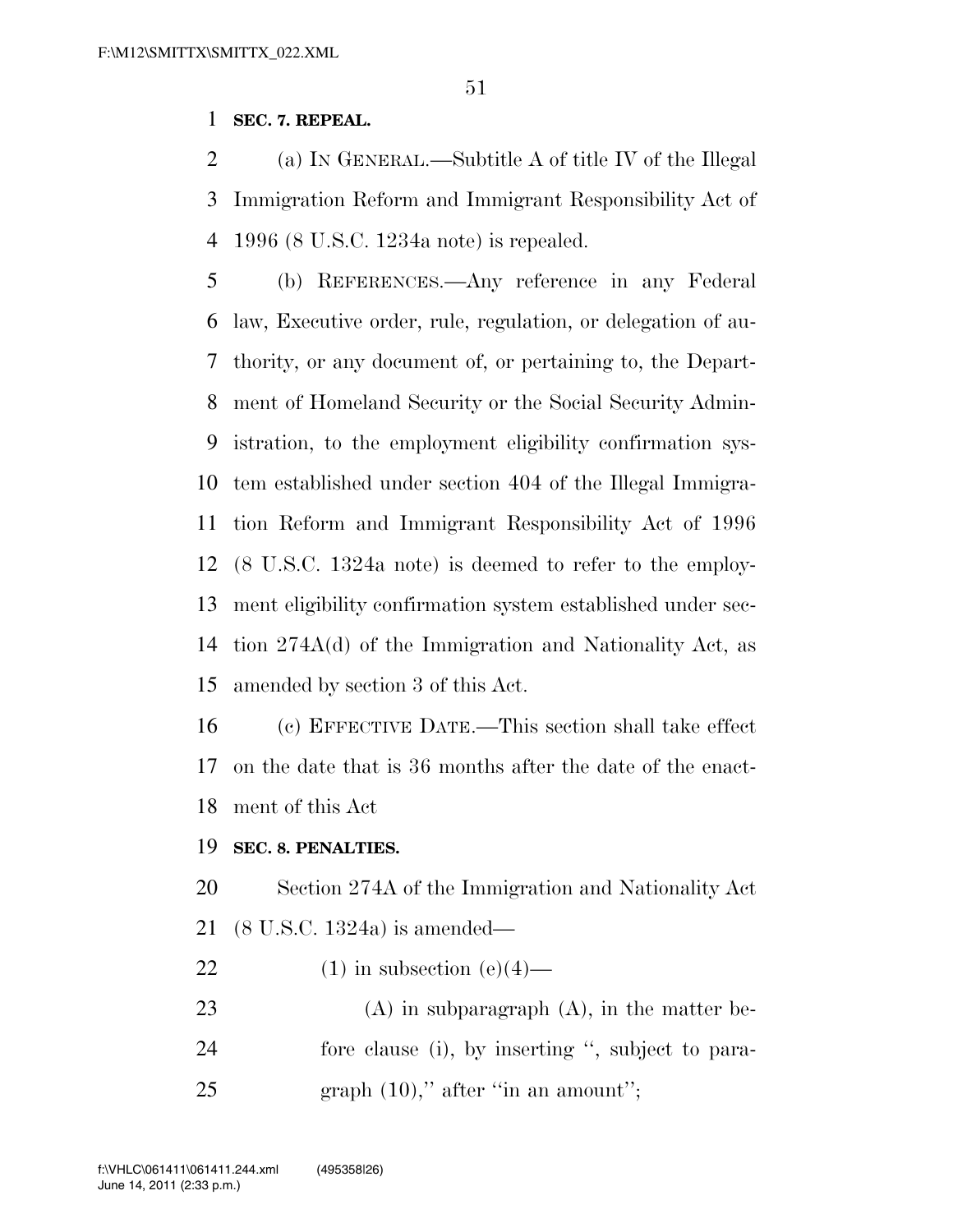**SEC. 7. REPEAL.**

(a) IN GENERAL.—Subtitle A of title IV of the Illegal Immigration Reform and Immigrant Responsibility Act of 1996 (8 U.S.C. 1234a note) is repealed.

(b) REFERENCES.—Any reference in any Federal law, Executive order, rule, regulation, or delegation of authority, or any document of, or pertaining to, the Department of Homeland Security or the Social Security Administration, to the employment eligibility confirmation system established under section 404 of the Illegal Immigration Reform and Immigrant Responsibility Act of 1996 (8 U.S.C. 1324a note) is deemed to refer to the employment eligibility confirmation system established under section 274A(d) of the Immigration and Nationality Act, as amended by section 3 of this Act.

(c) EFFECTIVE DATE.—This section shall take effect on the date that is 36 months after the date of the enactment of this Act

**SEC. 8. PENALTIES.**

Section 274A of the Immigration and Nationality Act (8 U.S.C. 1324a) is amended—

(1) in subsection (e)(4)—

(A) in subparagraph (A), in the matter before clause (i), by inserting '', subject to paragraph (10),'' after ''in an amount'';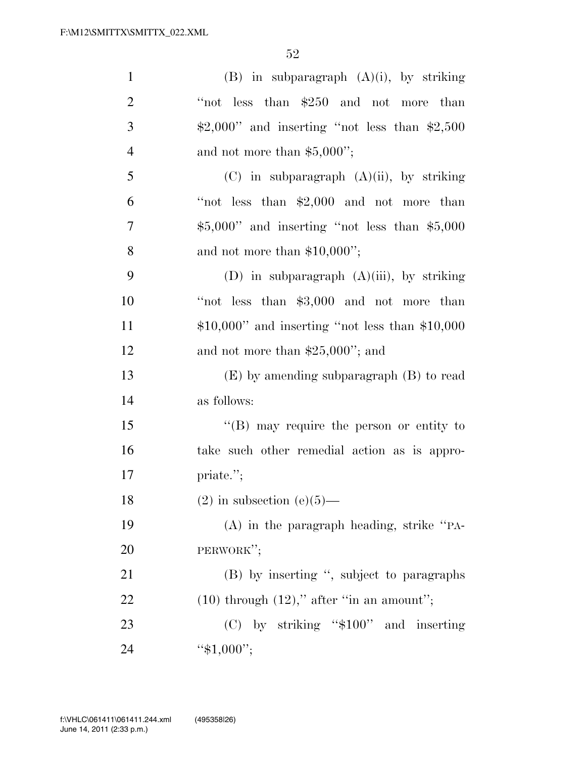(B) in subparagraph (A)(i), by striking "not less than $250 and not more than $2,000" and inserting "not less than $2,500 and not more than $5,000";

(C) in subparagraph (A)(ii), by striking "not less than $2,000 and not more than $5,000" and inserting "not less than $5,000 and not more than $10,000";

(D) in subparagraph (A)(iii), by striking "not less than $3,000 and not more than $10,000" and inserting "not less than $10,000 and not more than $25,000"; and

(E) by amending subparagraph (B) to read as follows:

"(B) may require the person or entity to take such other remedial action as is appropriate.";

(2) in subsection (e)(5)—

(A) in the paragraph heading, strike "PAPERWORK";

(B) by inserting ", subject to paragraphs (10) through (12)," after "in an amount";

(C) by striking "$100" and inserting "$1,000";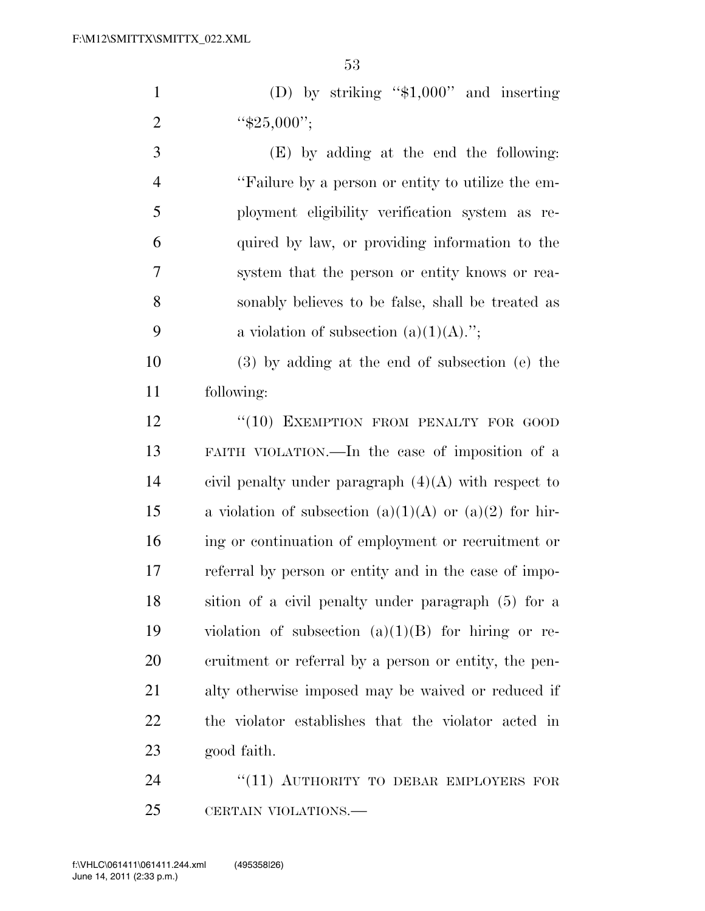(D) by striking ''$1,000'' and inserting ''$25,000'';

(E) by adding at the end the following: ''Failure by a person or entity to utilize the employment eligibility verification system as required by law, or providing information to the system that the person or entity knows or reasonably believes to be false, shall be treated as a violation of subsection (a)(1)(A).'';

(3) by adding at the end of subsection (e) the following:

''(10) EXEMPTION FROM PENALTY FOR GOOD FAITH VIOLATION.—In the case of imposition of a civil penalty under paragraph (4)(A) with respect to a violation of subsection (a)(1)(A) or (a)(2) for hiring or continuation of employment or recruitment or referral by person or entity and in the case of imposition of a civil penalty under paragraph (5) for a violation of subsection (a)(1)(B) for hiring or recruitment or referral by a person or entity, the penalty otherwise imposed may be waived or reduced if the violator establishes that the violator acted in good faith.

''(11) AUTHORITY TO DEBAR EMPLOYERS FOR CERTAIN VIOLATIONS.—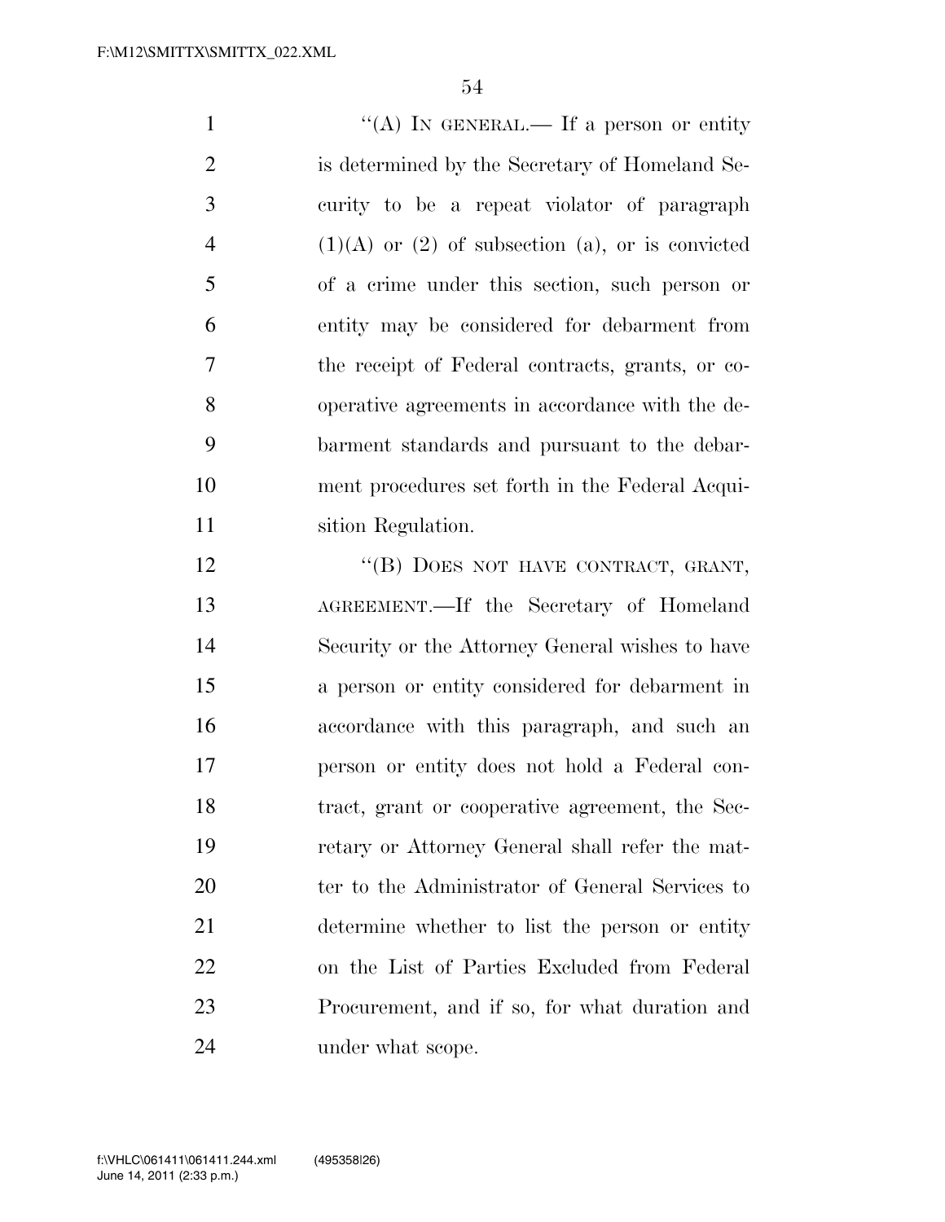"(A) IN GENERAL.— If a person or entity is determined by the Secretary of Homeland Security to be a repeat violator of paragraph (1)(A) or (2) of subsection (a), or is convicted of a crime under this section, such person or entity may be considered for debarment from the receipt of Federal contracts, grants, or cooperative agreements in accordance with the debarment standards and pursuant to the debarment procedures set forth in the Federal Acquisition Regulation.

"(B) DOES NOT HAVE CONTRACT, GRANT, AGREEMENT.—If the Secretary of Homeland Security or the Attorney General wishes to have a person or entity considered for debarment in accordance with this paragraph, and such an person or entity does not hold a Federal contract, grant or cooperative agreement, the Secretary or Attorney General shall refer the matter to the Administrator of General Services to determine whether to list the person or entity on the List of Parties Excluded from Federal Procurement, and if so, for what duration and under what scope.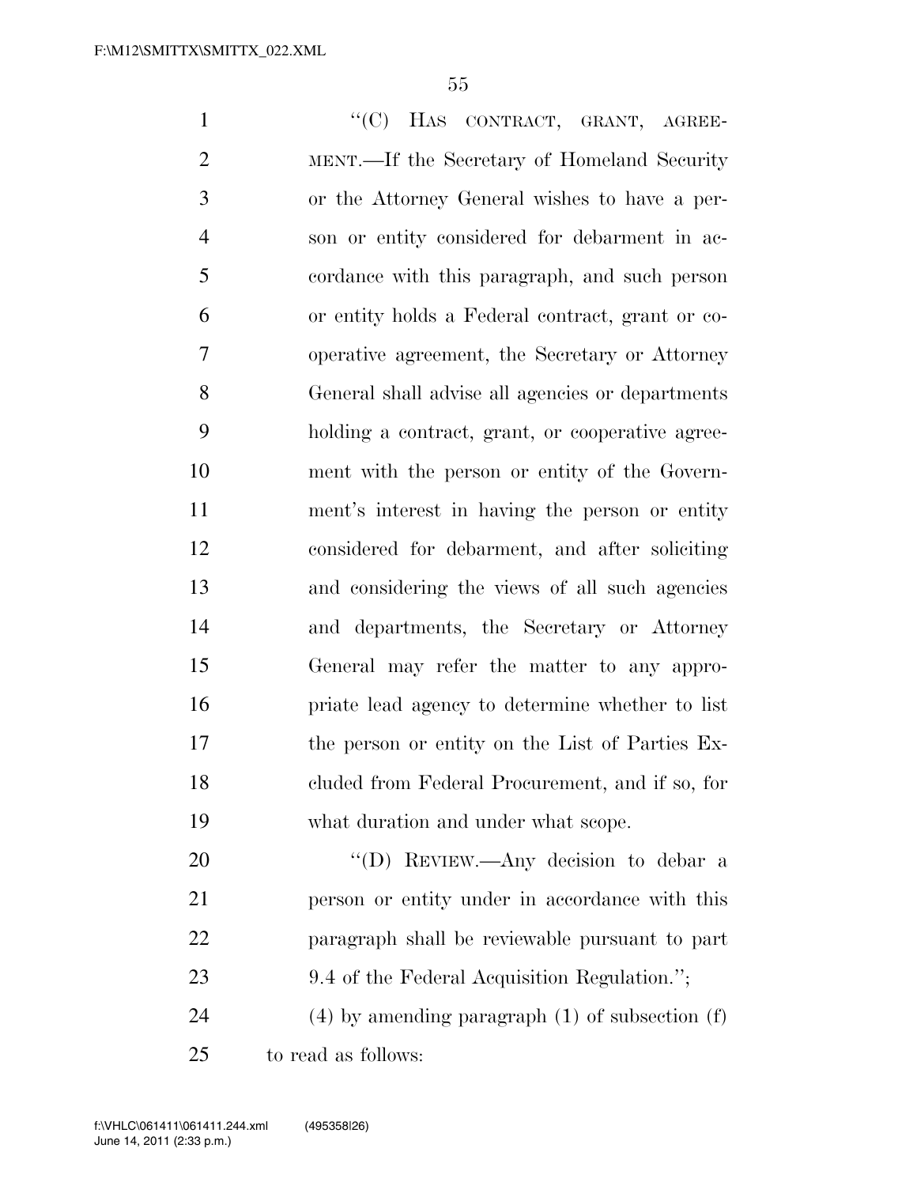"(C) HAS CONTRACT, GRANT, AGREEMENT.—If the Secretary of Homeland Security or the Attorney General wishes to have a person or entity considered for debarment in accordance with this paragraph, and such person or entity holds a Federal contract, grant or cooperative agreement, the Secretary or Attorney General shall advise all agencies or departments holding a contract, grant, or cooperative agreement with the person or entity of the Government's interest in having the person or entity considered for debarment, and after soliciting and considering the views of all such agencies and departments, the Secretary or Attorney General may refer the matter to any appropriate lead agency to determine whether to list the person or entity on the List of Parties Excluded from Federal Procurement, and if so, for what duration and under what scope.

"(D) REVIEW.—Any decision to debar a person or entity under in accordance with this paragraph shall be reviewable pursuant to part 9.4 of the Federal Acquisition Regulation.";

(4) by amending paragraph (1) of subsection (f) to read as follows: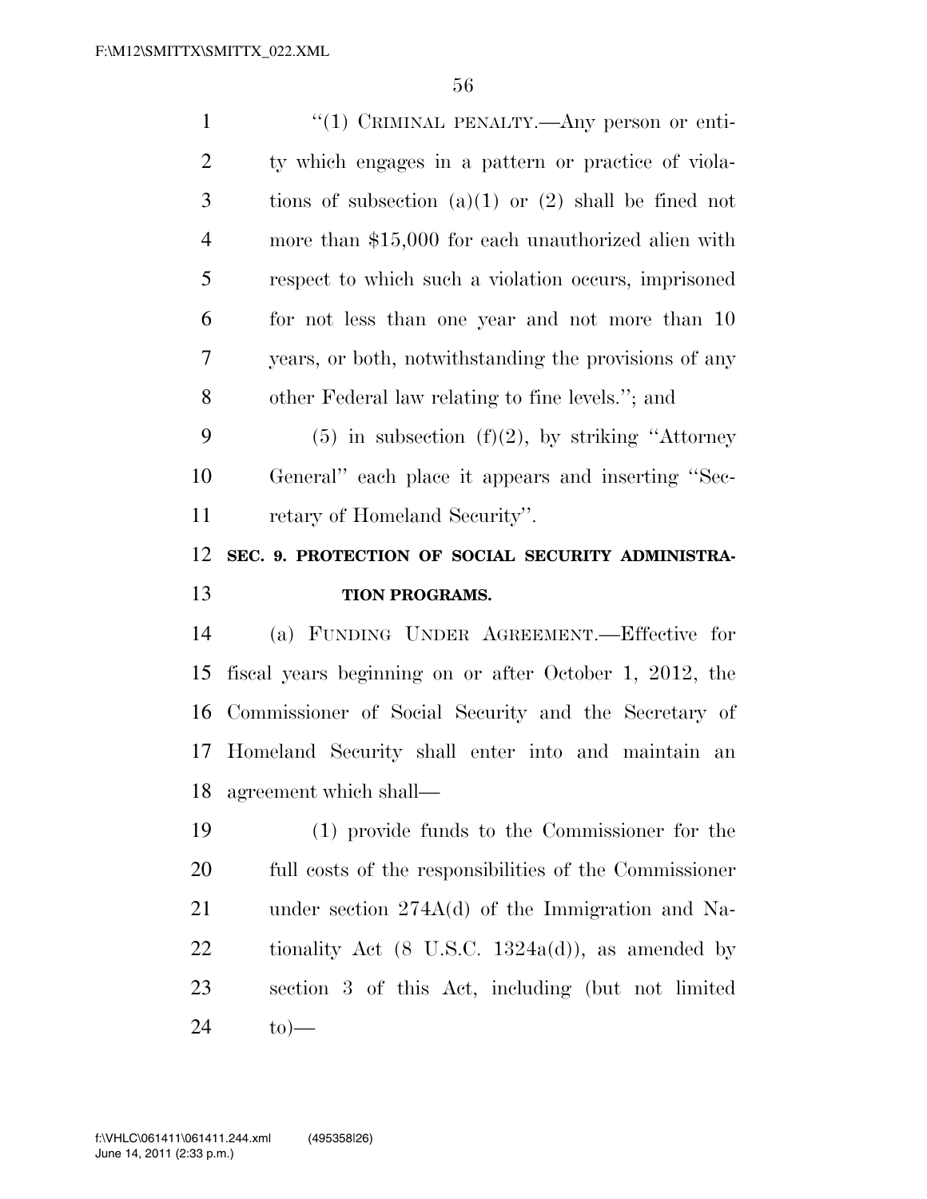"(1) CRIMINAL PENALTY.—Any person or entity which engages in a pattern or practice of violations of subsection (a)(1) or (2) shall be fined not more than $15,000 for each unauthorized alien with respect to which such a violation occurs, imprisoned for not less than one year and not more than 10 years, or both, notwithstanding the provisions of any other Federal law relating to fine levels."; and

(5) in subsection (f)(2), by striking "Attorney General" each place it appears and inserting "Secretary of Homeland Security".

**SEC. 9. PROTECTION OF SOCIAL SECURITY ADMINISTRATION PROGRAMS.**

(a) FUNDING UNDER AGREEMENT.—Effective for fiscal years beginning on or after October 1, 2012, the Commissioner of Social Security and the Secretary of Homeland Security shall enter into and maintain an agreement which shall—

(1) provide funds to the Commissioner for the full costs of the responsibilities of the Commissioner under section 274A(d) of the Immigration and Nationality Act (8 U.S.C. 1324a(d)), as amended by section 3 of this Act, including (but not limited to)—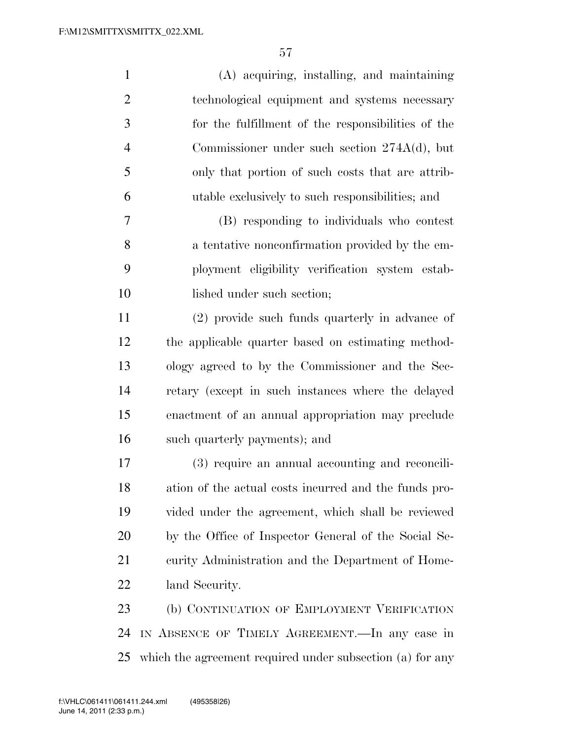(A) acquiring, installing, and maintaining technological equipment and systems necessary for the fulfillment of the responsibilities of the Commissioner under such section 274A(d), but only that portion of such costs that are attributable exclusively to such responsibilities; and

(B) responding to individuals who contest a tentative nonconfirmation provided by the employment eligibility verification system established under such section;

(2) provide such funds quarterly in advance of the applicable quarter based on estimating methodology agreed to by the Commissioner and the Secretary (except in such instances where the delayed enactment of an annual appropriation may preclude such quarterly payments); and

(3) require an annual accounting and reconciliation of the actual costs incurred and the funds provided under the agreement, which shall be reviewed by the Office of Inspector General of the Social Security Administration and the Department of Homeland Security.

(b) CONTINUATION OF EMPLOYMENT VERIFICATION IN ABSENCE OF TIMELY AGREEMENT.—In any case in which the agreement required under subsection (a) for any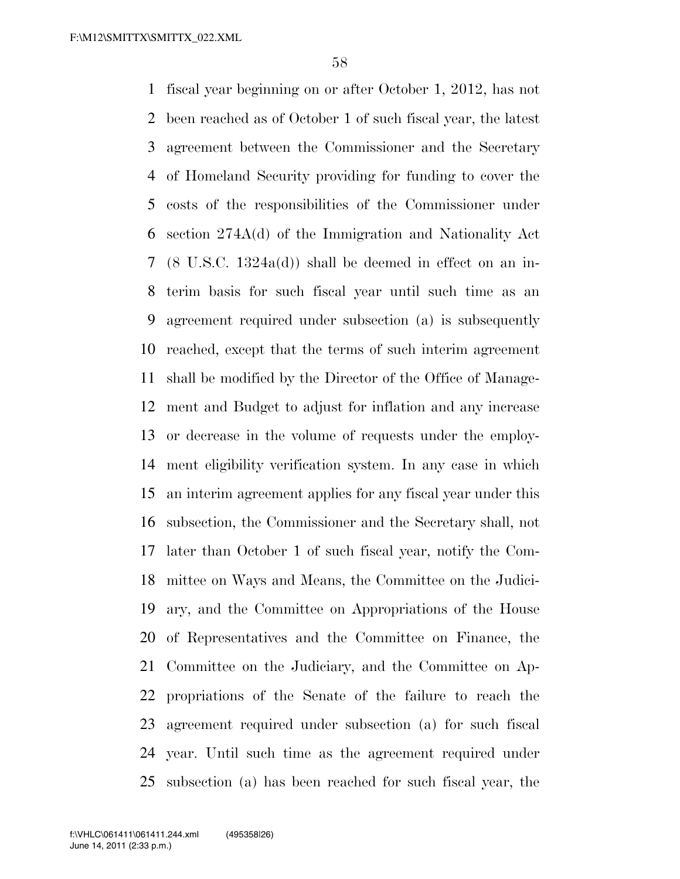fiscal year beginning on or after October 1, 2012, has not been reached as of October 1 of such fiscal year, the latest agreement between the Commissioner and the Secretary of Homeland Security providing for funding to cover the costs of the responsibilities of the Commissioner under section 274A(d) of the Immigration and Nationality Act (8 U.S.C. 1324a(d)) shall be deemed in effect on an interim basis for such fiscal year until such time as an agreement required under subsection (a) is subsequently reached, except that the terms of such interim agreement shall be modified by the Director of the Office of Management and Budget to adjust for inflation and any increase or decrease in the volume of requests under the employment eligibility verification system. In any case in which an interim agreement applies for any fiscal year under this subsection, the Commissioner and the Secretary shall, not later than October 1 of such fiscal year, notify the Committee on Ways and Means, the Committee on the Judiciary, and the Committee on Appropriations of the House of Representatives and the Committee on Finance, the Committee on the Judiciary, and the Committee on Appropriations of the Senate of the failure to reach the agreement required under subsection (a) for such fiscal year. Until such time as the agreement required under subsection (a) has been reached for such fiscal year, the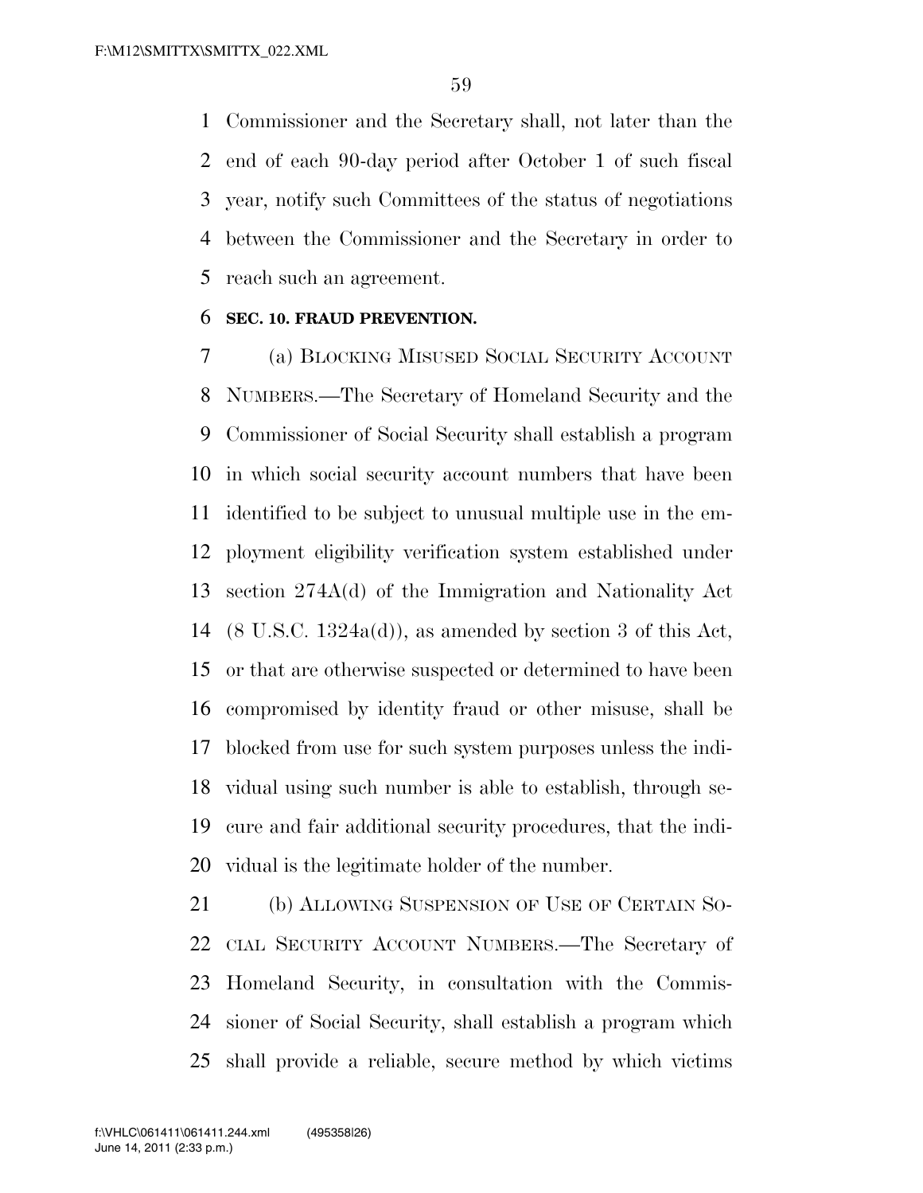Commissioner and the Secretary shall, not later than the end of each 90-day period after October 1 of such fiscal year, notify such Committees of the status of negotiations between the Commissioner and the Secretary in order to reach such an agreement.

**SEC. 10. FRAUD PREVENTION.**

(a) BLOCKING MISUSED SOCIAL SECURITY ACCOUNT NUMBERS.—The Secretary of Homeland Security and the Commissioner of Social Security shall establish a program in which social security account numbers that have been identified to be subject to unusual multiple use in the employment eligibility verification system established under section 274A(d) of the Immigration and Nationality Act (8 U.S.C. 1324a(d)), as amended by section 3 of this Act, or that are otherwise suspected or determined to have been compromised by identity fraud or other misuse, shall be blocked from use for such system purposes unless the individual using such number is able to establish, through secure and fair additional security procedures, that the individual is the legitimate holder of the number.

(b) ALLOWING SUSPENSION OF USE OF CERTAIN SOCIAL SECURITY ACCOUNT NUMBERS.—The Secretary of Homeland Security, in consultation with the Commissioner of Social Security, shall establish a program which shall provide a reliable, secure method by which victims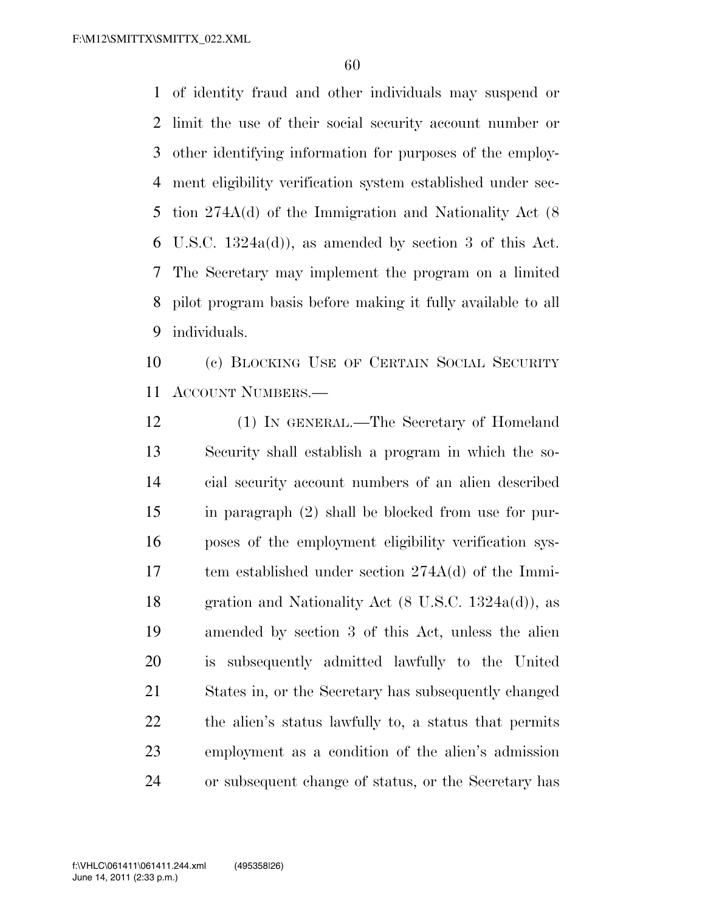of identity fraud and other individuals may suspend or limit the use of their social security account number or other identifying information for purposes of the employment eligibility verification system established under section 274A(d) of the Immigration and Nationality Act (8 U.S.C. 1324a(d)), as amended by section 3 of this Act. The Secretary may implement the program on a limited pilot program basis before making it fully available to all individuals.

(c) BLOCKING USE OF CERTAIN SOCIAL SECURITY ACCOUNT NUMBERS.—

(1) IN GENERAL.—The Secretary of Homeland Security shall establish a program in which the social security account numbers of an alien described in paragraph (2) shall be blocked from use for purposes of the employment eligibility verification system established under section 274A(d) of the Immigration and Nationality Act (8 U.S.C. 1324a(d)), as amended by section 3 of this Act, unless the alien is subsequently admitted lawfully to the United States in, or the Secretary has subsequently changed the alien's status lawfully to, a status that permits employment as a condition of the alien's admission or subsequent change of status, or the Secretary has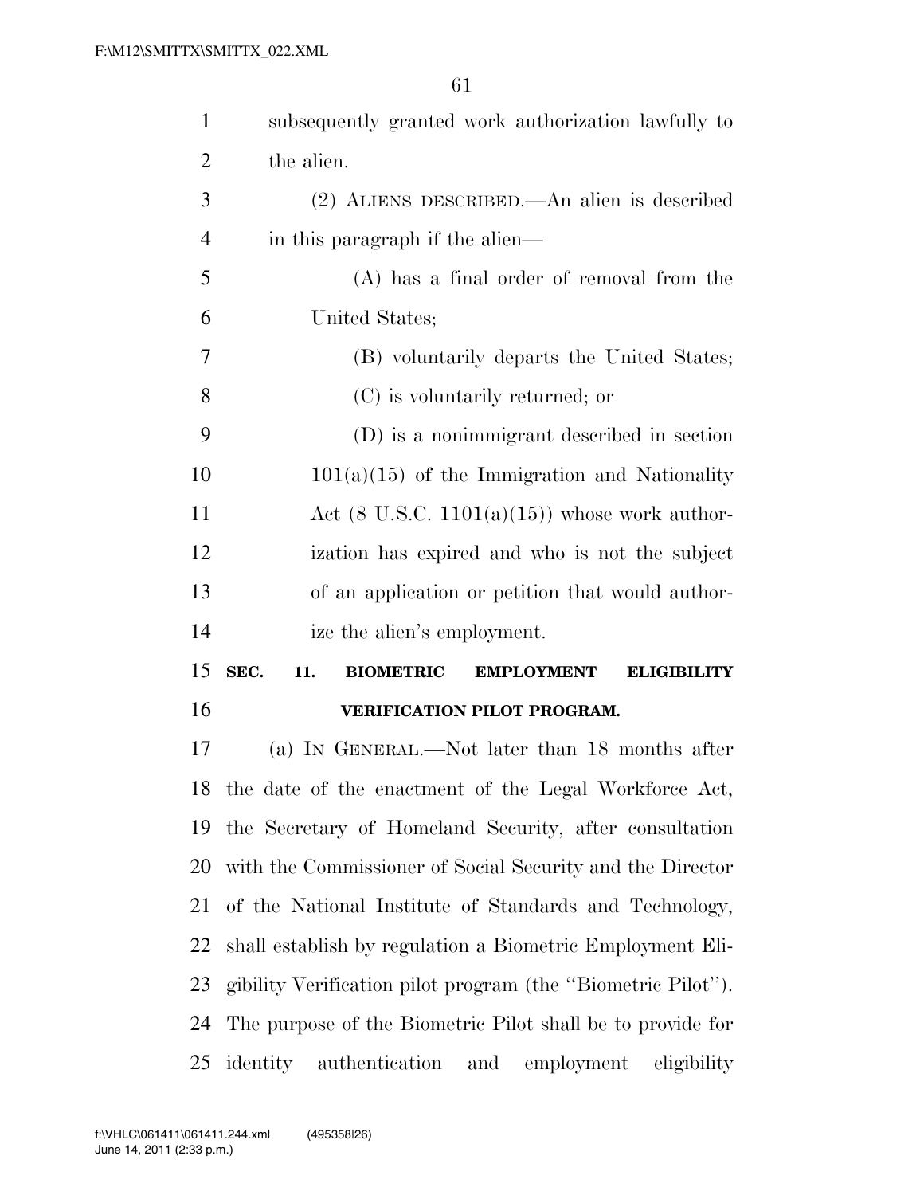subsequently granted work authorization lawfully to the alien.

(2) ALIENS DESCRIBED.—An alien is described in this paragraph if the alien—

(A) has a final order of removal from the United States;

(B) voluntarily departs the United States;

(C) is voluntarily returned; or

(D) is a nonimmigrant described in section 101(a)(15) of the Immigration and Nationality Act (8 U.S.C. 1101(a)(15)) whose work authorization has expired and who is not the subject of an application or petition that would authorize the alien's employment.

## SEC. 11. BIOMETRIC EMPLOYMENT ELIGIBILITY VERIFICATION PILOT PROGRAM.

(a) IN GENERAL.—Not later than 18 months after the date of the enactment of the Legal Workforce Act, the Secretary of Homeland Security, after consultation with the Commissioner of Social Security and the Director of the National Institute of Standards and Technology, shall establish by regulation a Biometric Employment Eligibility Verification pilot program (the "Biometric Pilot"). The purpose of the Biometric Pilot shall be to provide for identity authentication and employment eligibility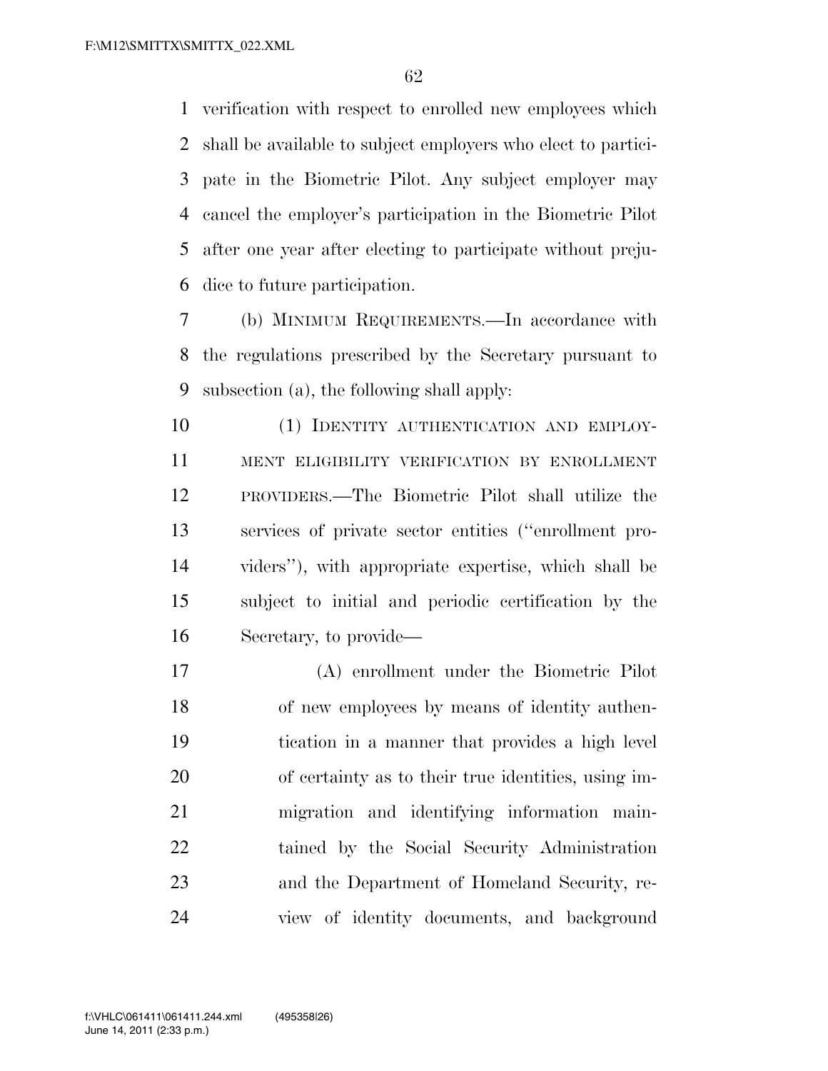verification with respect to enrolled new employees which shall be available to subject employers who elect to participate in the Biometric Pilot. Any subject employer may cancel the employer's participation in the Biometric Pilot after one year after electing to participate without prejudice to future participation.

(b) MINIMUM REQUIREMENTS.—In accordance with the regulations prescribed by the Secretary pursuant to subsection (a), the following shall apply:

(1) IDENTITY AUTHENTICATION AND EMPLOYMENT ELIGIBILITY VERIFICATION BY ENROLLMENT PROVIDERS.—The Biometric Pilot shall utilize the services of private sector entities (''enrollment providers''), with appropriate expertise, which shall be subject to initial and periodic certification by the Secretary, to provide—

(A) enrollment under the Biometric Pilot of new employees by means of identity authentication in a manner that provides a high level of certainty as to their true identities, using immigration and identifying information maintained by the Social Security Administration and the Department of Homeland Security, review of identity documents, and background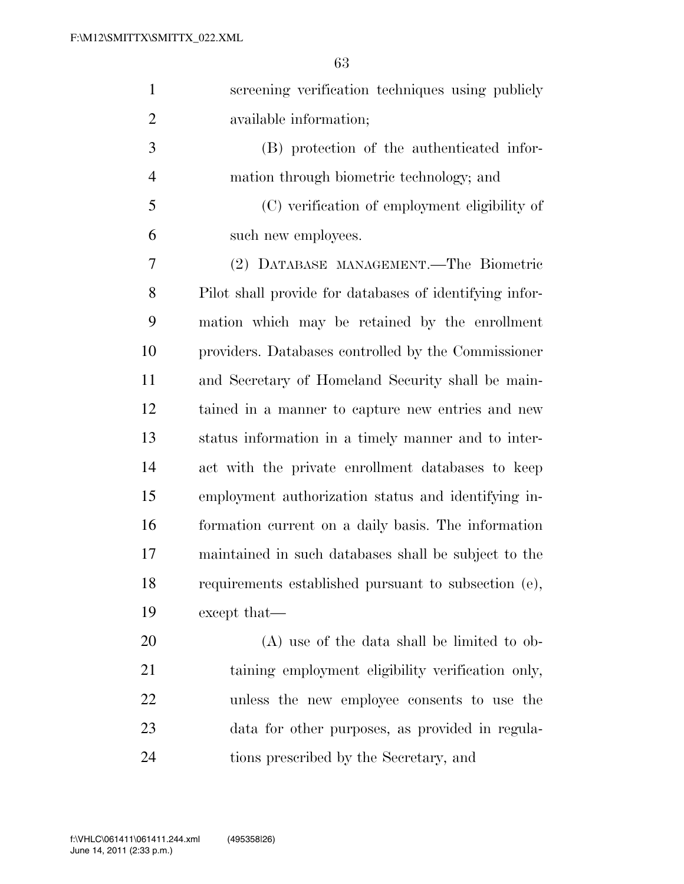screening verification techniques using publicly available information;

(B) protection of the authenticated information through biometric technology; and

(C) verification of employment eligibility of such new employees.

(2) DATABASE MANAGEMENT.—The Biometric Pilot shall provide for databases of identifying information which may be retained by the enrollment providers. Databases controlled by the Commissioner and Secretary of Homeland Security shall be maintained in a manner to capture new entries and new status information in a timely manner and to interact with the private enrollment databases to keep employment authorization status and identifying information current on a daily basis. The information maintained in such databases shall be subject to the requirements established pursuant to subsection (e), except that—

(A) use of the data shall be limited to obtaining employment eligibility verification only, unless the new employee consents to use the data for other purposes, as provided in regulations prescribed by the Secretary, and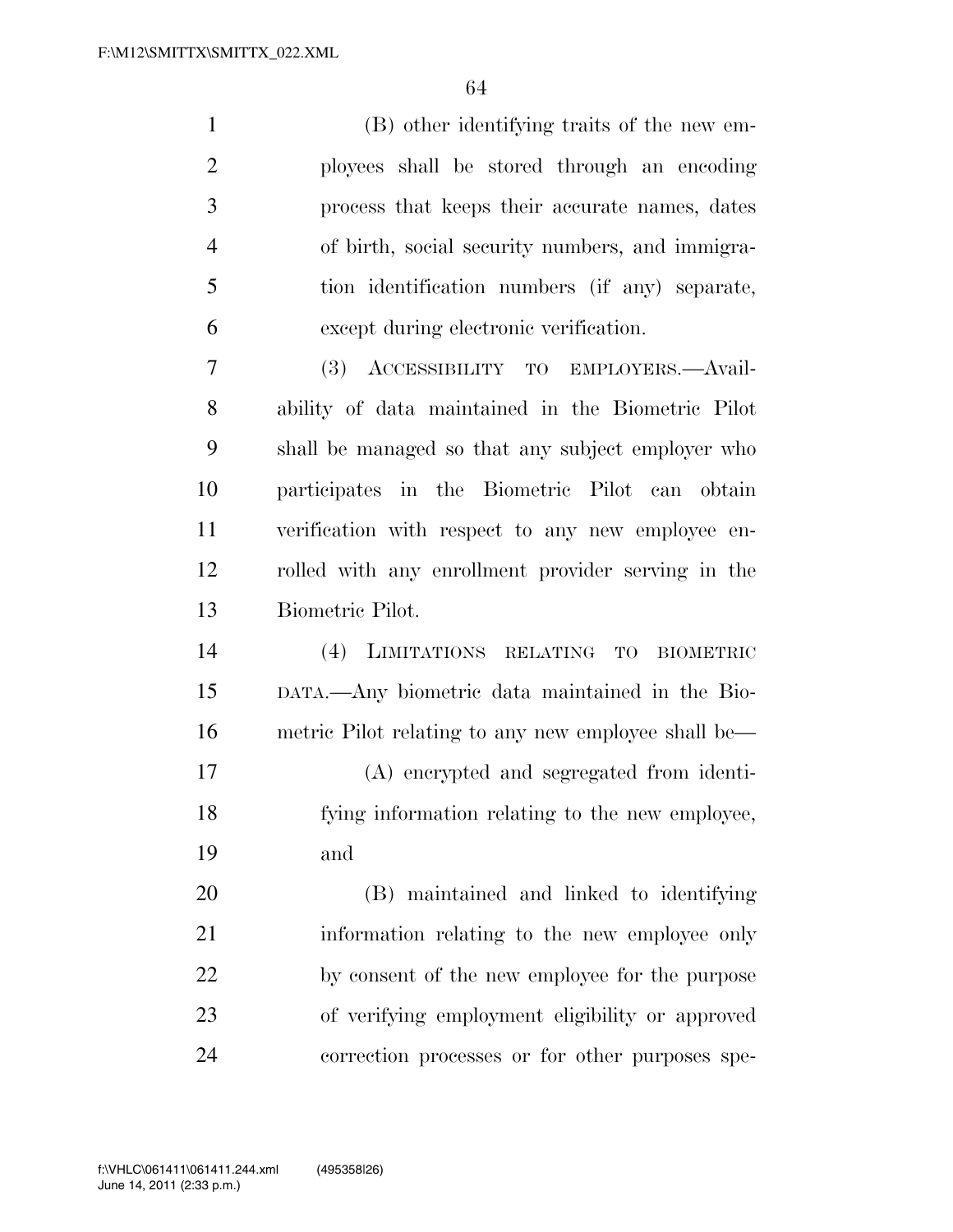(B) other identifying traits of the new employees shall be stored through an encoding process that keeps their accurate names, dates of birth, social security numbers, and immigration identification numbers (if any) separate, except during electronic verification.

(3) ACCESSIBILITY TO EMPLOYERS.—Availability of data maintained in the Biometric Pilot shall be managed so that any subject employer who participates in the Biometric Pilot can obtain verification with respect to any new employee enrolled with any enrollment provider serving in the Biometric Pilot.

(4) LIMITATIONS RELATING TO BIOMETRIC DATA.—Any biometric data maintained in the Biometric Pilot relating to any new employee shall be—

(A) encrypted and segregated from identifying information relating to the new employee, and

(B) maintained and linked to identifying information relating to the new employee only by consent of the new employee for the purpose of verifying employment eligibility or approved correction processes or for other purposes spe-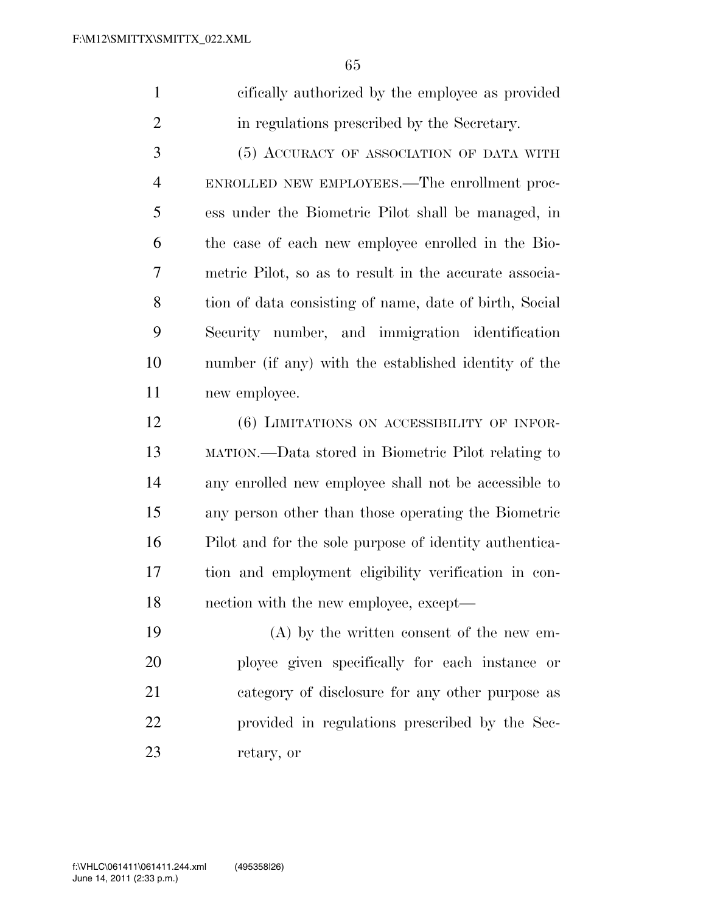cifically authorized by the employee as provided in regulations prescribed by the Secretary.

(5) ACCURACY OF ASSOCIATION OF DATA WITH ENROLLED NEW EMPLOYEES.—The enrollment process under the Biometric Pilot shall be managed, in the case of each new employee enrolled in the Biometric Pilot, so as to result in the accurate association of data consisting of name, date of birth, Social Security number, and immigration identification number (if any) with the established identity of the new employee.

(6) LIMITATIONS ON ACCESSIBILITY OF INFORMATION.—Data stored in Biometric Pilot relating to any enrolled new employee shall not be accessible to any person other than those operating the Biometric Pilot and for the sole purpose of identity authentication and employment eligibility verification in connection with the new employee, except—

(A) by the written consent of the new employee given specifically for each instance or category of disclosure for any other purpose as provided in regulations prescribed by the Secretary, or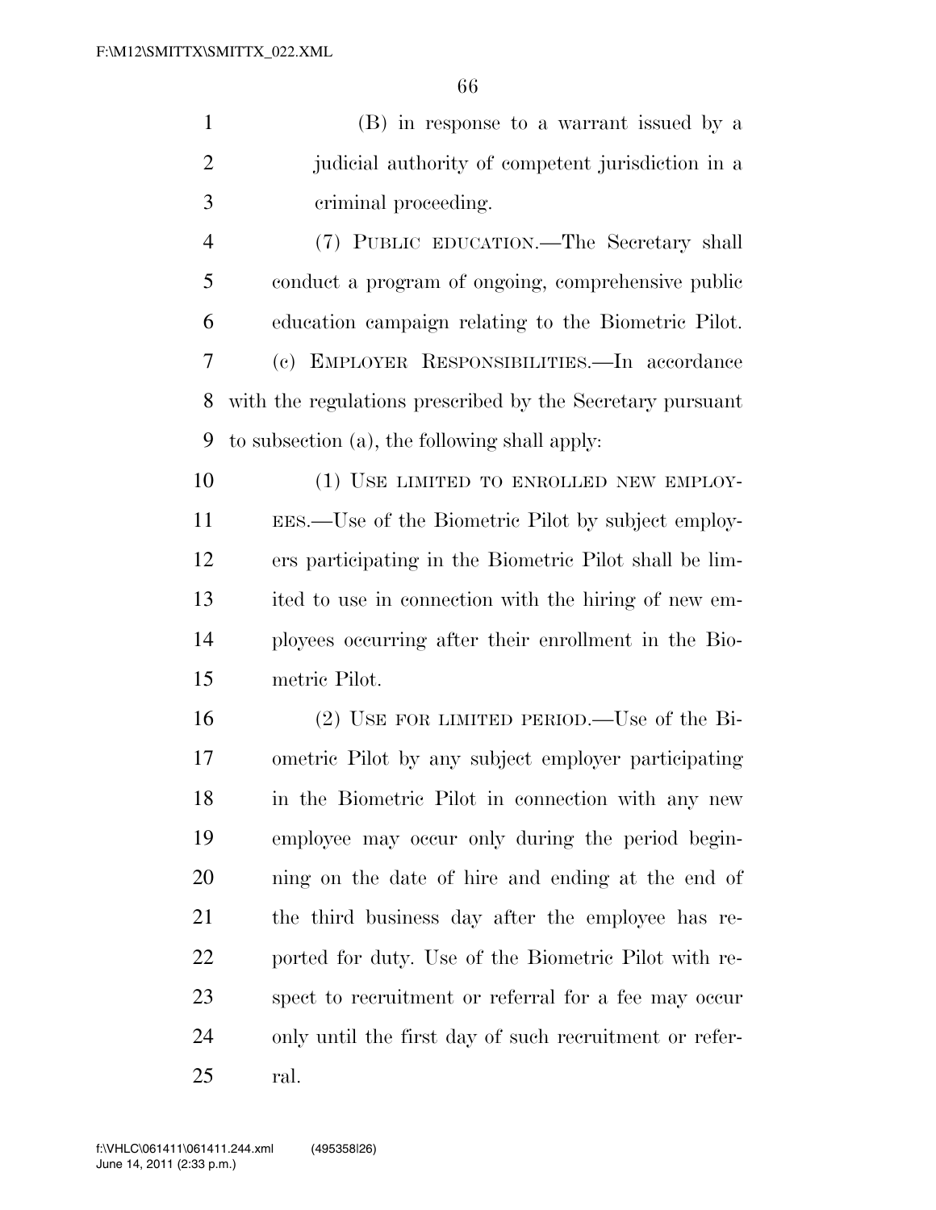(B) in response to a warrant issued by a judicial authority of competent jurisdiction in a criminal proceeding.

(7) PUBLIC EDUCATION.—The Secretary shall conduct a program of ongoing, comprehensive public education campaign relating to the Biometric Pilot.

(c) EMPLOYER RESPONSIBILITIES.—In accordance with the regulations prescribed by the Secretary pursuant to subsection (a), the following shall apply:

(1) USE LIMITED TO ENROLLED NEW EMPLOYEES.—Use of the Biometric Pilot by subject employers participating in the Biometric Pilot shall be limited to use in connection with the hiring of new employees occurring after their enrollment in the Biometric Pilot.

(2) USE FOR LIMITED PERIOD.—Use of the Biometric Pilot by any subject employer participating in the Biometric Pilot in connection with any new employee may occur only during the period beginning on the date of hire and ending at the end of the third business day after the employee has reported for duty. Use of the Biometric Pilot with respect to recruitment or referral for a fee may occur only until the first day of such recruitment or referral.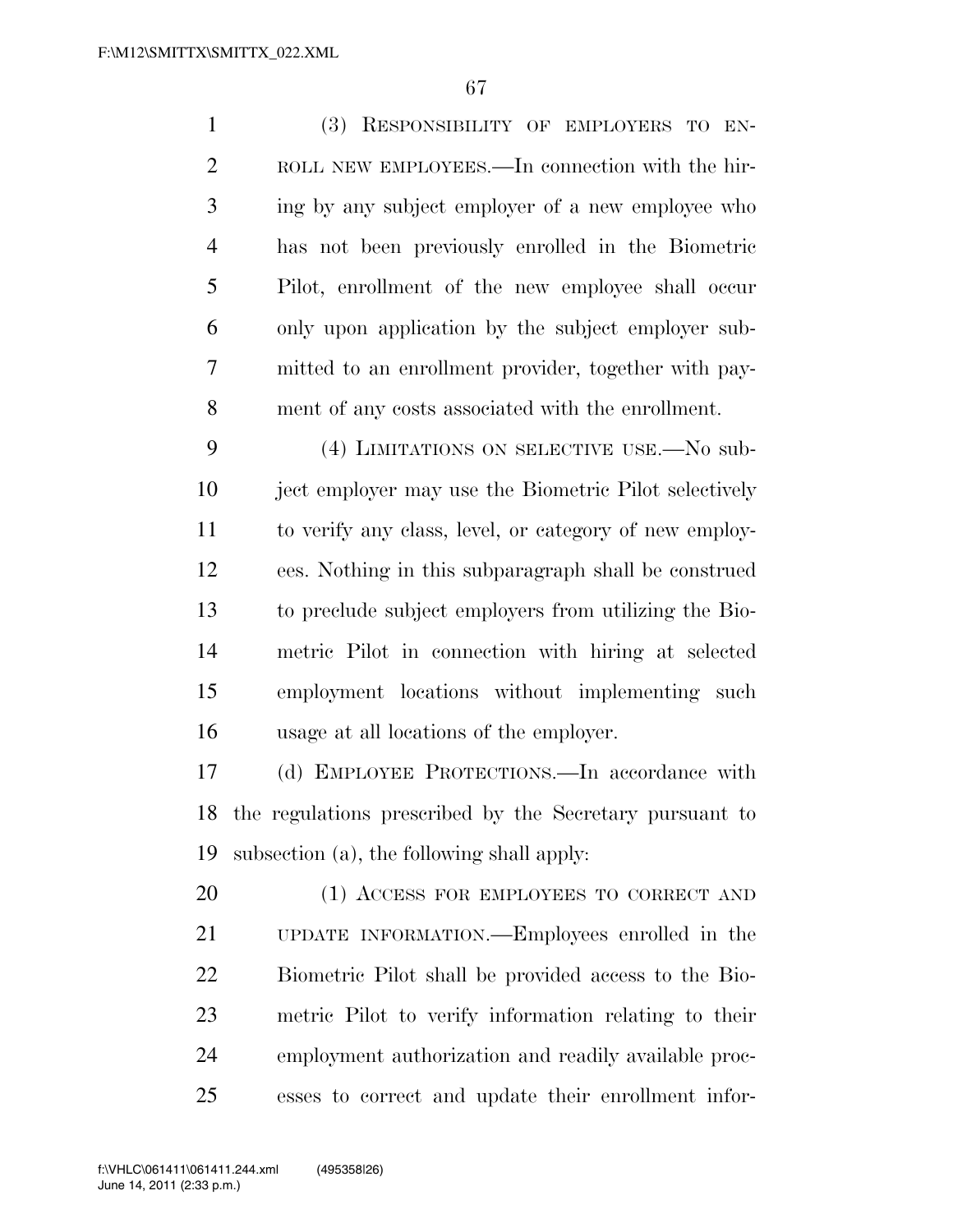(3) RESPONSIBILITY OF EMPLOYERS TO ENROLL NEW EMPLOYEES.—In connection with the hiring by any subject employer of a new employee who has not been previously enrolled in the Biometric Pilot, enrollment of the new employee shall occur only upon application by the subject employer submitted to an enrollment provider, together with payment of any costs associated with the enrollment.

(4) LIMITATIONS ON SELECTIVE USE.—No subject employer may use the Biometric Pilot selectively to verify any class, level, or category of new employees. Nothing in this subparagraph shall be construed to preclude subject employers from utilizing the Biometric Pilot in connection with hiring at selected employment locations without implementing such usage at all locations of the employer.

(d) EMPLOYEE PROTECTIONS.—In accordance with the regulations prescribed by the Secretary pursuant to subsection (a), the following shall apply:

(1) ACCESS FOR EMPLOYEES TO CORRECT AND UPDATE INFORMATION.—Employees enrolled in the Biometric Pilot shall be provided access to the Biometric Pilot to verify information relating to their employment authorization and readily available processes to correct and update their enrollment infor-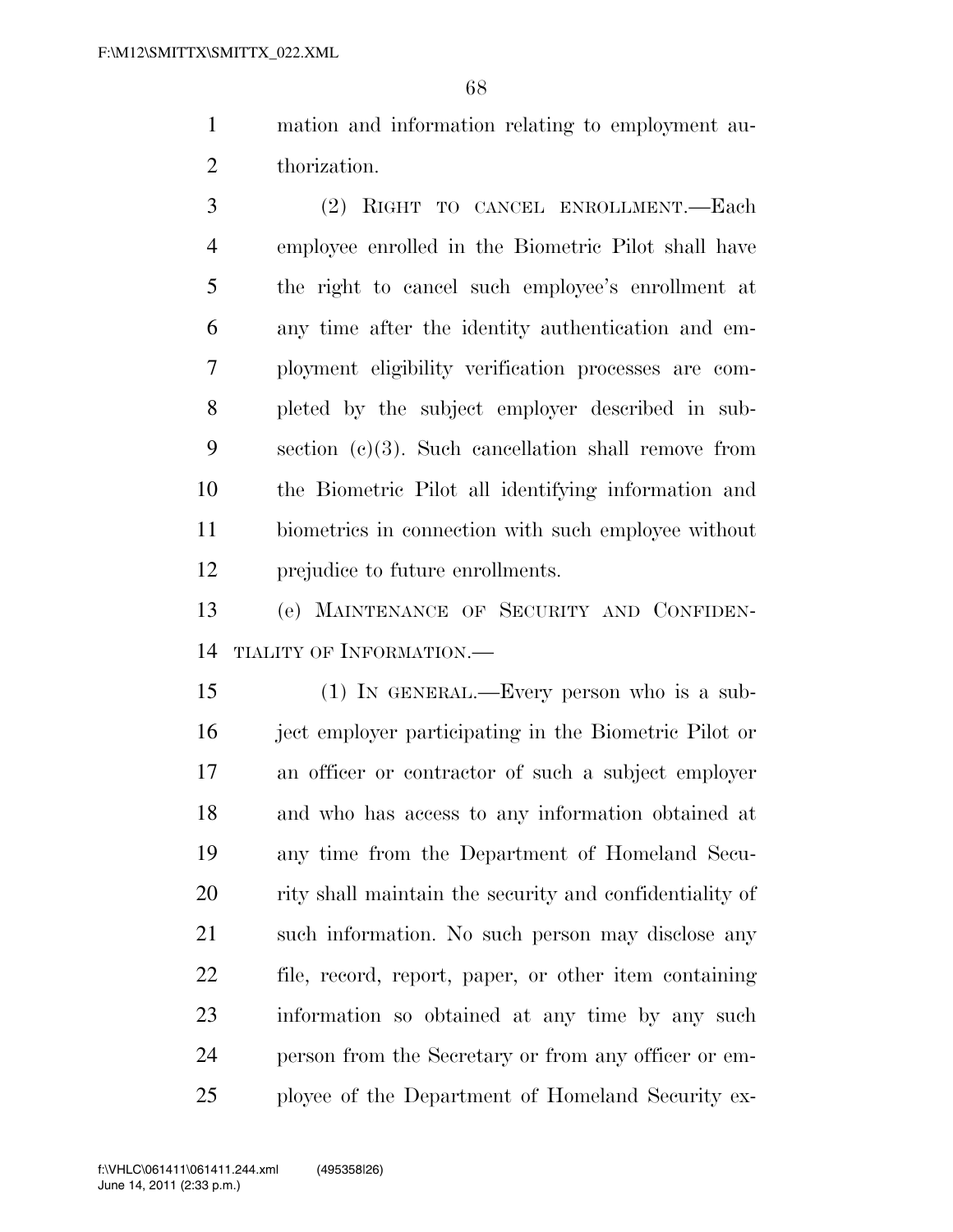mation and information relating to employment authorization.

(2) RIGHT TO CANCEL ENROLLMENT.—Each employee enrolled in the Biometric Pilot shall have the right to cancel such employee's enrollment at any time after the identity authentication and employment eligibility verification processes are completed by the subject employer described in subsection (c)(3). Such cancellation shall remove from the Biometric Pilot all identifying information and biometrics in connection with such employee without prejudice to future enrollments.

(e) MAINTENANCE OF SECURITY AND CONFIDENTIALITY OF INFORMATION.—

(1) IN GENERAL.—Every person who is a subject employer participating in the Biometric Pilot or an officer or contractor of such a subject employer and who has access to any information obtained at any time from the Department of Homeland Security shall maintain the security and confidentiality of such information. No such person may disclose any file, record, report, paper, or other item containing information so obtained at any time by any such person from the Secretary or from any officer or employee of the Department of Homeland Security ex-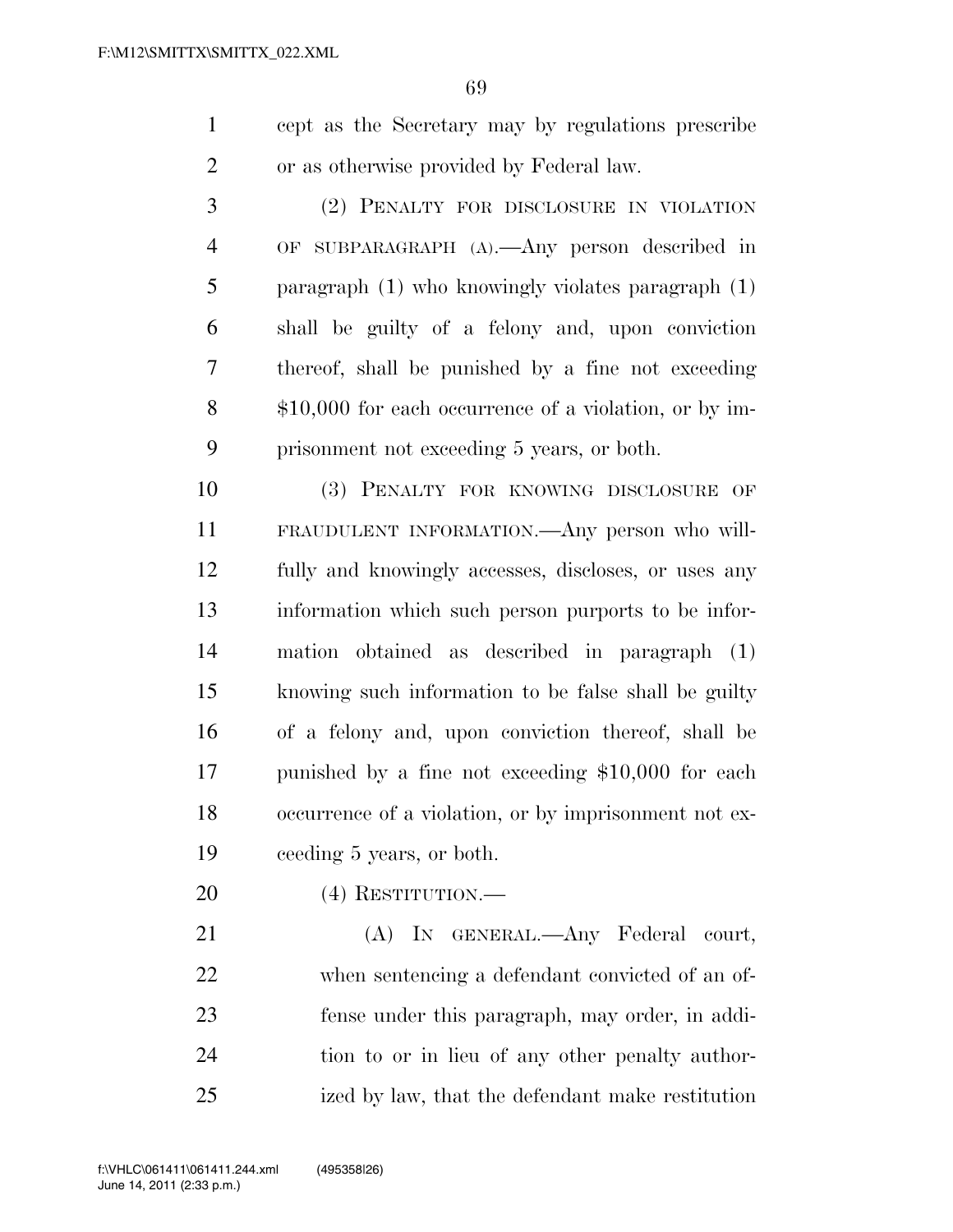cept as the Secretary may by regulations prescribe or as otherwise provided by Federal law.

(2) PENALTY FOR DISCLOSURE IN VIOLATION OF SUBPARAGRAPH (A).—Any person described in paragraph (1) who knowingly violates paragraph (1) shall be guilty of a felony and, upon conviction thereof, shall be punished by a fine not exceeding $10,000 for each occurrence of a violation, or by imprisonment not exceeding 5 years, or both.

(3) PENALTY FOR KNOWING DISCLOSURE OF FRAUDULENT INFORMATION.—Any person who willfully and knowingly accesses, discloses, or uses any information which such person purports to be information obtained as described in paragraph (1) knowing such information to be false shall be guilty of a felony and, upon conviction thereof, shall be punished by a fine not exceeding $10,000 for each occurrence of a violation, or by imprisonment not exceeding 5 years, or both.

(4) RESTITUTION.—

(A) IN GENERAL.—Any Federal court, when sentencing a defendant convicted of an offense under this paragraph, may order, in addition to or in lieu of any other penalty authorized by law, that the defendant make restitution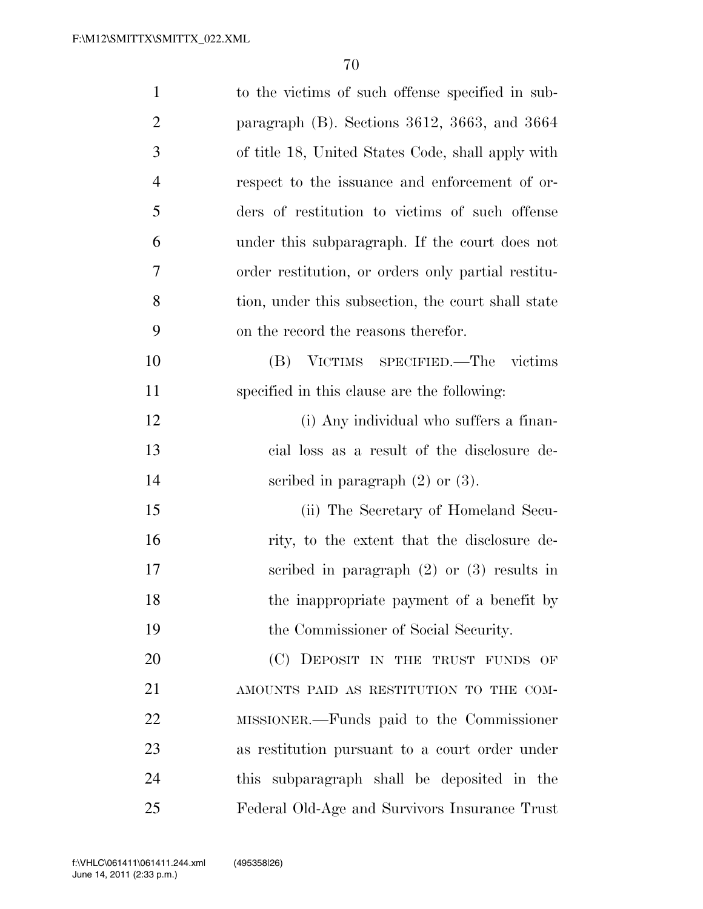to the victims of such offense specified in subparagraph (B). Sections 3612, 3663, and 3664 of title 18, United States Code, shall apply with respect to the issuance and enforcement of orders of restitution to victims of such offense under this subparagraph. If the court does not order restitution, or orders only partial restitution, under this subsection, the court shall state on the record the reasons therefor.

(B) VICTIMS SPECIFIED.—The victims specified in this clause are the following:

(i) Any individual who suffers a financial loss as a result of the disclosure described in paragraph (2) or (3).

(ii) The Secretary of Homeland Security, to the extent that the disclosure described in paragraph (2) or (3) results in the inappropriate payment of a benefit by the Commissioner of Social Security.

(C) DEPOSIT IN THE TRUST FUNDS OF AMOUNTS PAID AS RESTITUTION TO THE COMMISSIONER.—Funds paid to the Commissioner as restitution pursuant to a court order under this subparagraph shall be deposited in the Federal Old-Age and Survivors Insurance Trust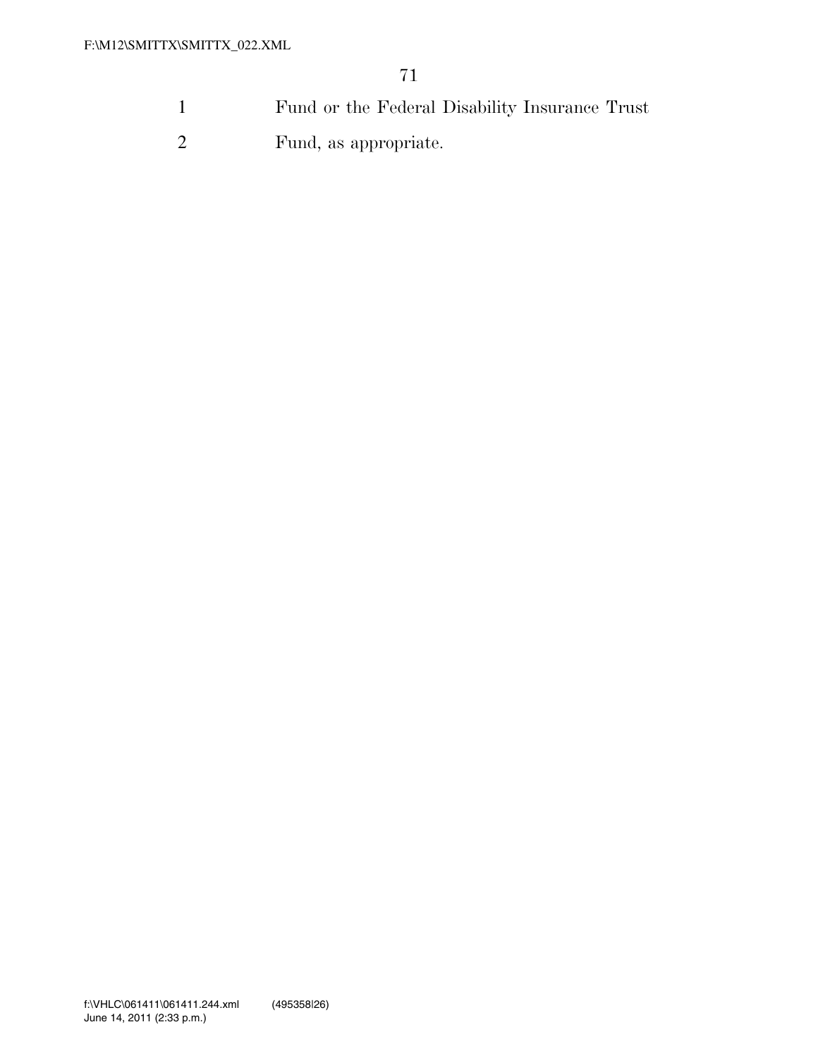Fund or the Federal Disability Insurance Trust Fund, as appropriate.